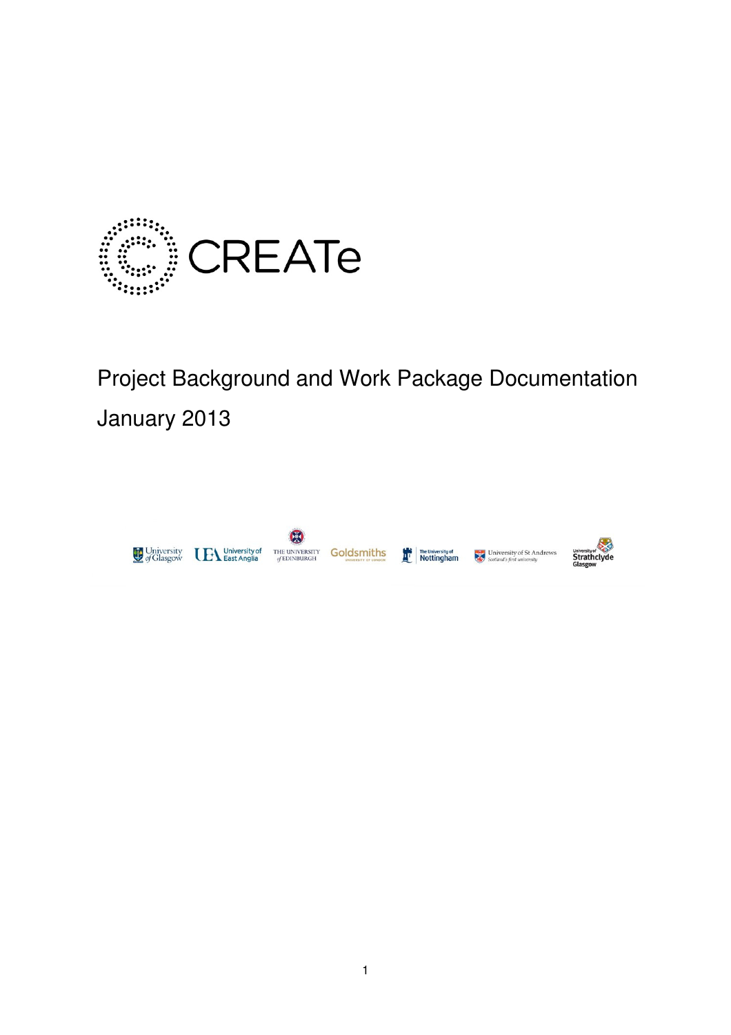# CREATe

Project Background and Work Package Documentation

January 2013

University of Glasgow · University of East Anglia · The University of Edinburgh · Goldsmiths University of London · The University of Nottingham · University of St Andrews Scotland's first university · University of Strathclyde Glasgow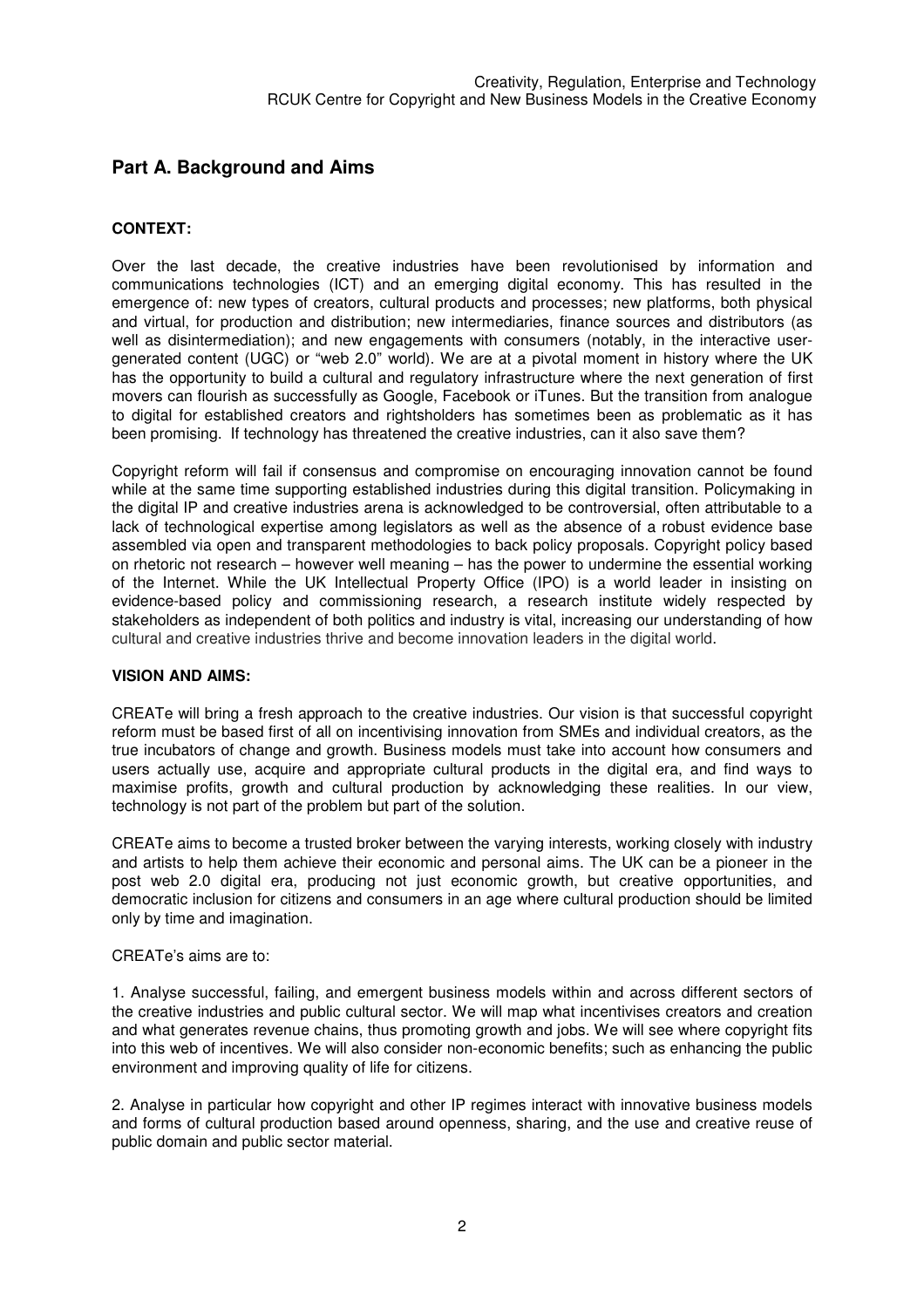## Part A. Background and Aims

**CONTEXT:**

Over the last decade, the creative industries have been revolutionised by information and communications technologies (ICT) and an emerging digital economy. This has resulted in the emergence of: new types of creators, cultural products and processes; new platforms, both physical and virtual, for production and distribution; new intermediaries, finance sources and distributors (as well as disintermediation); and new engagements with consumers (notably, in the interactive user-generated content (UGC) or "web 2.0" world). We are at a pivotal moment in history where the UK has the opportunity to build a cultural and regulatory infrastructure where the next generation of first movers can flourish as successfully as Google, Facebook or iTunes. But the transition from analogue to digital for established creators and rightsholders has sometimes been as problematic as it has been promising. If technology has threatened the creative industries, can it also save them?

Copyright reform will fail if consensus and compromise on encouraging innovation cannot be found while at the same time supporting established industries during this digital transition. Policymaking in the digital IP and creative industries arena is acknowledged to be controversial, often attributable to a lack of technological expertise among legislators as well as the absence of a robust evidence base assembled via open and transparent methodologies to back policy proposals. Copyright policy based on rhetoric not research – however well meaning – has the power to undermine the essential working of the Internet. While the UK Intellectual Property Office (IPO) is a world leader in insisting on evidence-based policy and commissioning research, a research institute widely respected by stakeholders as independent of both politics and industry is vital, increasing our understanding of how cultural and creative industries thrive and become innovation leaders in the digital world.

**VISION AND AIMS:**

CREATe will bring a fresh approach to the creative industries. Our vision is that successful copyright reform must be based first of all on incentivising innovation from SMEs and individual creators, as the true incubators of change and growth. Business models must take into account how consumers and users actually use, acquire and appropriate cultural products in the digital era, and find ways to maximise profits, growth and cultural production by acknowledging these realities. In our view, technology is not part of the problem but part of the solution.

CREATe aims to become a trusted broker between the varying interests, working closely with industry and artists to help them achieve their economic and personal aims. The UK can be a pioneer in the post web 2.0 digital era, producing not just economic growth, but creative opportunities, and democratic inclusion for citizens and consumers in an age where cultural production should be limited only by time and imagination.

CREATe's aims are to:

1. Analyse successful, failing, and emergent business models within and across different sectors of the creative industries and public cultural sector. We will map what incentivises creators and creation and what generates revenue chains, thus promoting growth and jobs. We will see where copyright fits into this web of incentives. We will also consider non-economic benefits; such as enhancing the public environment and improving quality of life for citizens.

2. Analyse in particular how copyright and other IP regimes interact with innovative business models and forms of cultural production based around openness, sharing, and the use and creative reuse of public domain and public sector material.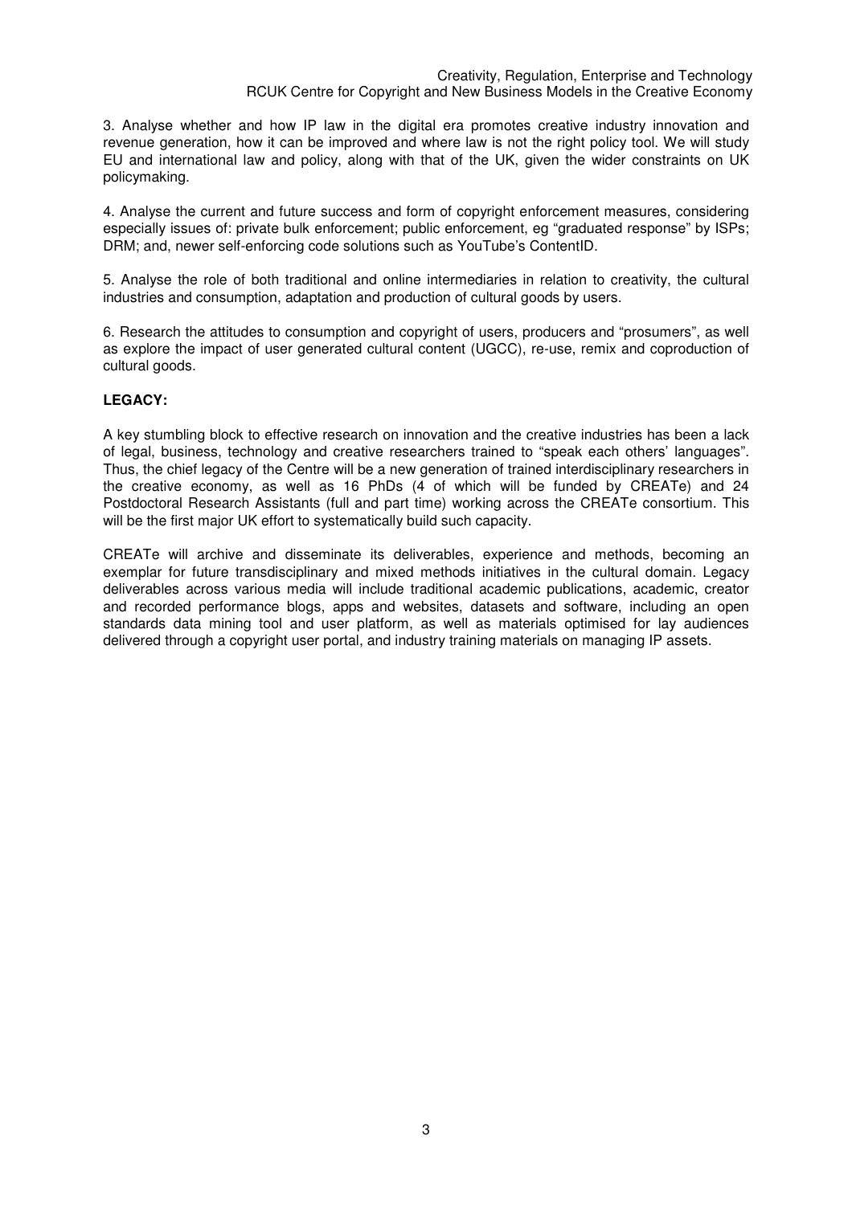3. Analyse whether and how IP law in the digital era promotes creative industry innovation and revenue generation, how it can be improved and where law is not the right policy tool. We will study EU and international law and policy, along with that of the UK, given the wider constraints on UK policymaking.

4. Analyse the current and future success and form of copyright enforcement measures, considering especially issues of: private bulk enforcement; public enforcement, eg "graduated response" by ISPs; DRM; and, newer self-enforcing code solutions such as YouTube's ContentID.

5. Analyse the role of both traditional and online intermediaries in relation to creativity, the cultural industries and consumption, adaptation and production of cultural goods by users.

6. Research the attitudes to consumption and copyright of users, producers and "prosumers", as well as explore the impact of user generated cultural content (UGCC), re-use, remix and coproduction of cultural goods.

**LEGACY:**

A key stumbling block to effective research on innovation and the creative industries has been a lack of legal, business, technology and creative researchers trained to "speak each others' languages". Thus, the chief legacy of the Centre will be a new generation of trained interdisciplinary researchers in the creative economy, as well as 16 PhDs (4 of which will be funded by CREATe) and 24 Postdoctoral Research Assistants (full and part time) working across the CREATe consortium. This will be the first major UK effort to systematically build such capacity.

CREATe will archive and disseminate its deliverables, experience and methods, becoming an exemplar for future transdisciplinary and mixed methods initiatives in the cultural domain. Legacy deliverables across various media will include traditional academic publications, academic, creator and recorded performance blogs, apps and websites, datasets and software, including an open standards data mining tool and user platform, as well as materials optimised for lay audiences delivered through a copyright user portal, and industry training materials on managing IP assets.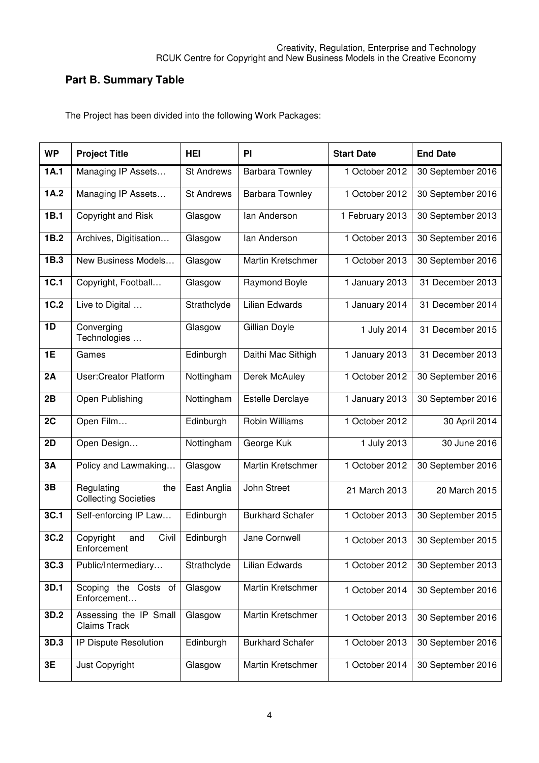## Part B. Summary Table

The Project has been divided into the following Work Packages:

| WP | Project Title | HEI | PI | Start Date | End Date |
|---|---|---|---|---|---|
| **1A.1** | Managing IP Assets… | St Andrews | Barbara Townley | 1 October 2012 | 30 September 2016 |
| **1A.2** | Managing IP Assets… | St Andrews | Barbara Townley | 1 October 2012 | 30 September 2016 |
| **1B.1** | Copyright and Risk | Glasgow | Ian Anderson | 1 February 2013 | 30 September 2013 |
| **1B.2** | Archives, Digitisation… | Glasgow | Ian Anderson | 1 October 2013 | 30 September 2016 |
| **1B.3** | New Business Models… | Glasgow | Martin Kretschmer | 1 October 2013 | 30 September 2016 |
| **1C.1** | Copyright, Football… | Glasgow | Raymond Boyle | 1 January 2013 | 31 December 2013 |
| **1C.2** | Live to Digital … | Strathclyde | Lilian Edwards | 1 January 2014 | 31 December 2014 |
| **1D** | Converging Technologies … | Glasgow | Gillian Doyle | 1 July 2014 | 31 December 2015 |
| **1E** | Games | Edinburgh | Daithi Mac Sithigh | 1 January 2013 | 31 December 2013 |
| **2A** | User:Creator Platform | Nottingham | Derek McAuley | 1 October 2012 | 30 September 2016 |
| **2B** | Open Publishing | Nottingham | Estelle Derclaye | 1 January 2013 | 30 September 2016 |
| **2C** | Open Film… | Edinburgh | Robin Williams | 1 October 2012 | 30 April 2014 |
| **2D** | Open Design… | Nottingham | George Kuk | 1 July 2013 | 30 June 2016 |
| **3A** | Policy and Lawmaking… | Glasgow | Martin Kretschmer | 1 October 2012 | 30 September 2016 |
| **3B** | Regulating the Collecting Societies | East Anglia | John Street | 21 March 2013 | 20 March 2015 |
| **3C.1** | Self-enforcing IP Law… | Edinburgh | Burkhard Schafer | 1 October 2013 | 30 September 2015 |
| **3C.2** | Copyright and Civil Enforcement | Edinburgh | Jane Cornwell | 1 October 2013 | 30 September 2015 |
| **3C.3** | Public/Intermediary… | Strathclyde | Lilian Edwards | 1 October 2012 | 30 September 2013 |
| **3D.1** | Scoping the Costs of Enforcement… | Glasgow | Martin Kretschmer | 1 October 2014 | 30 September 2016 |
| **3D.2** | Assessing the IP Small Claims Track | Glasgow | Martin Kretschmer | 1 October 2013 | 30 September 2016 |
| **3D.3** | IP Dispute Resolution | Edinburgh | Burkhard Schafer | 1 October 2013 | 30 September 2016 |
| **3E** | Just Copyright | Glasgow | Martin Kretschmer | 1 October 2014 | 30 September 2016 |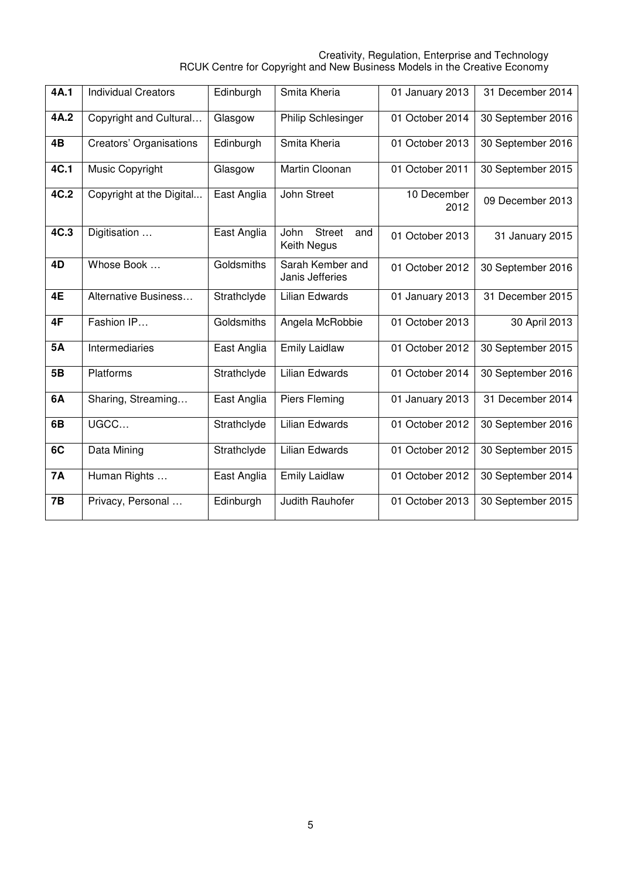| **4A.1** | Individual Creators | Edinburgh | Smita Kheria | 01 January 2013 | 31 December 2014 |
|---|---|---|---|---|---|
| **4A.2** | Copyright and Cultural… | Glasgow | Philip Schlesinger | 01 October 2014 | 30 September 2016 |
| **4B** | Creators' Organisations | Edinburgh | Smita Kheria | 01 October 2013 | 30 September 2016 |
| **4C.1** | Music Copyright | Glasgow | Martin Cloonan | 01 October 2011 | 30 September 2015 |
| **4C.2** | Copyright at the Digital... | East Anglia | John Street | 10 December 2012 | 09 December 2013 |
| **4C.3** | Digitisation … | East Anglia | John Street and Keith Negus | 01 October 2013 | 31 January 2015 |
| **4D** | Whose Book … | Goldsmiths | Sarah Kember and Janis Jefferies | 01 October 2012 | 30 September 2016 |
| **4E** | Alternative Business… | Strathclyde | Lilian Edwards | 01 January 2013 | 31 December 2015 |
| **4F** | Fashion IP… | Goldsmiths | Angela McRobbie | 01 October 2013 | 30 April 2013 |
| **5A** | Intermediaries | East Anglia | Emily Laidlaw | 01 October 2012 | 30 September 2015 |
| **5B** | Platforms | Strathclyde | Lilian Edwards | 01 October 2014 | 30 September 2016 |
| **6A** | Sharing, Streaming… | East Anglia | Piers Fleming | 01 January 2013 | 31 December 2014 |
| **6B** | UGCC… | Strathclyde | Lilian Edwards | 01 October 2012 | 30 September 2016 |
| **6C** | Data Mining | Strathclyde | Lilian Edwards | 01 October 2012 | 30 September 2015 |
| **7A** | Human Rights … | East Anglia | Emily Laidlaw | 01 October 2012 | 30 September 2014 |
| **7B** | Privacy, Personal … | Edinburgh | Judith Rauhofer | 01 October 2013 | 30 September 2015 |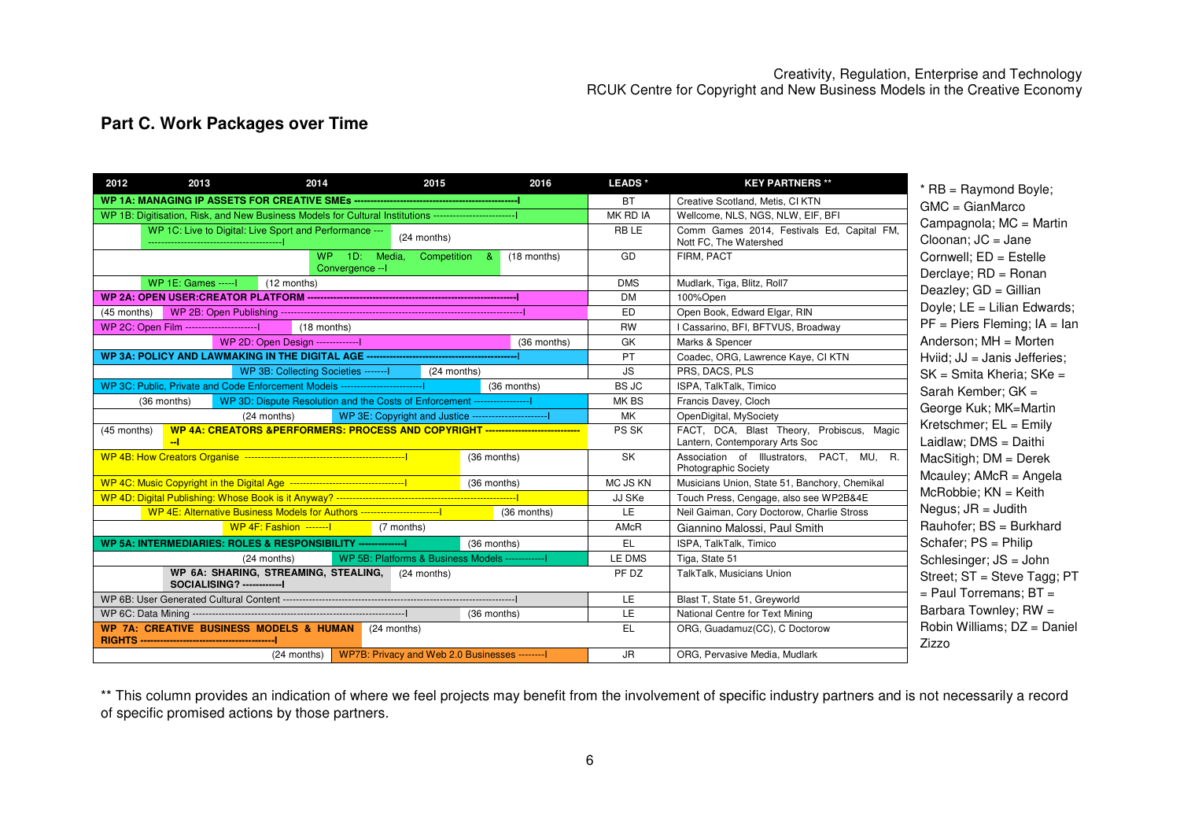Creativity, Regulation, Enterprise and Technology
RCUK Centre for Copyright and New Business Models in the Creative Economy

## Part C. Work Packages over Time

| 2012 2013 2014 2015 2016 | LEADS * | KEY PARTNERS ** |
|---|---|---|
| **WP 1A: MANAGING IP ASSETS FOR CREATIVE SMEs** --------------------------------------------I | BT | Creative Scotland, Metis, CI KTN |
| WP 1B: Digitisation, Risk, and New Business Models for Cultural Institutions ------------------------I | MK RD IA | Wellcome, NLS, NGS, NLW, EIF, BFI |
| WP 1C: Live to Digital: Live Sport and Performance --- ----------------------------------------I (24 months) | RB LE | Comm Games 2014, Festivals Ed, Capital FM, Nott FC, The Watershed |
| WP 1D: Media, Competition & Convergence --I (18 months) | GD | FIRM, PACT |
| WP 1E: Games -----I (12 months) | DMS | Mudlark, Tiga, Blitz, Roll7 |
| **WP 2A: OPEN USER:CREATOR PLATFORM** --------------------------------------------------------------I | DM | 100%Open |
| (45 months) WP 2B: Open Publishing ------------------------------------------------------------------I | ED | Open Book, Edward Elgar, RIN |
| WP 2C: Open Film ---------------------I (18 months) | RW | I Cassarino, BFI, BFTVUS, Broadway |
| WP 2D: Open Design ------------I (36 months) | GK | Marks & Spencer |
| **WP 3A: POLICY AND LAWMAKING IN THE DIGITAL AGE** ---------------------------------------------I | PT | Coadec, ORG, Lawrence Kaye, CI KTN |
| WP 3B: Collecting Societies -------I (24 months) | JS | PRS, DACS, PLS |
| WP 3C: Public, Private and Code Enforcement Models ------------------------I (36 months) | BS JC | ISPA, TalkTalk, Timico |
| (36 months) WP 3D: Dispute Resolution and the Costs of Enforcement ----------------I | MK BS | Francis Davey, Cloch |
| (24 months) WP 3E: Copyright and Justice ----------------------I | MK | OpenDigital, MySociety |
| (45 months) **WP 4A: CREATORS &PERFORMERS: PROCESS AND COPYRIGHT** -----------------------------I | PS SK | FACT, DCA, Blast Theory, Probiscus, Magic Lantern, Contemporary Arts Soc |
| WP 4B: How Creators Organise -----------------------------------------------I (36 months) | SK | Association of Illustrators, PACT, MU, R. Photographic Society |
| WP 4C: Music Copyright in the Digital Age ----------------------------------I (36 months) | MC JS KN | Musicians Union, State 51, Banchory, Chemikal |
| WP 4D: Digital Publishing: Whose Book is it Anyway? --------------------------------------------------I | JJ SKe | Touch Press, Cengage, also see WP2B&4E |
| WP 4E: Alternative Business Models for Authors -----------------------I (36 months) | LE | Neil Gaiman, Cory Doctorow, Charlie Stross |
| WP 4F: Fashion -------I (7 months) | AMcR | Giannino Malossi, Paul Smith |
| **WP 5A: INTERMEDIARIES: ROLES & RESPONSIBILITY** -------------I (36 months) | EL | ISPA, TalkTalk, Timico |
| (24 months) WP 5B: Platforms & Business Models ------------I | LE DMS | Tiga, State 51 |
| **WP 6A: SHARING, STREAMING, STEALING, SOCIALISING?** ------------I (24 months) | PF DZ | TalkTalk, Musicians Union |
| WP 6B: User Generated Cultural Content -------------------------------------------------------------I | LE | Blast T, State 51, Greyworld |
| WP 6C: Data Mining ---------------------------------------------------------------I (36 months) | LE | National Centre for Text Mining |
| **WP 7A: CREATIVE BUSINESS MODELS & HUMAN RIGHTS** ----------------------------------------I (24 months) | EL | ORG, Guadamuz(CC), C Doctorow |
| (24 months) WP7B: Privacy and Web 2.0 Businesses --------I | JR | ORG, Pervasive Media, Mudlark |

\* RB = Raymond Boyle; GMC = GianMarco Campagnola; MC = Martin Cloonan; JC = Jane Cornwell; ED = Estelle Derclaye; RD = Ronan Deazley; GD = Gillian Doyle; LE = Lilian Edwards; PF = Piers Fleming; IA = Ian Anderson; MH = Morten Hviid; JJ = Janis Jefferies; SK = Smita Kheria; SKe = Sarah Kember; GK = George Kuk; MK=Martin Kretschmer; EL = Emily Laidlaw; DMS = Daithi MacSitigh; DM = Derek Mcauley; AMcR = Angela McRobbie; KN = Keith Negus; JR = Judith Rauhofer; BS = Burkhard Schafer; PS = Philip Schlesinger; JS = John Street; ST = Steve Tagg; PT = Paul Torremans; BT = Barbara Townley; RW = Robin Williams; DZ = Daniel Zizzo

\*\* This column provides an indication of where we feel projects may benefit from the involvement of specific industry partners and is not necessarily a record of specific promised actions by those partners.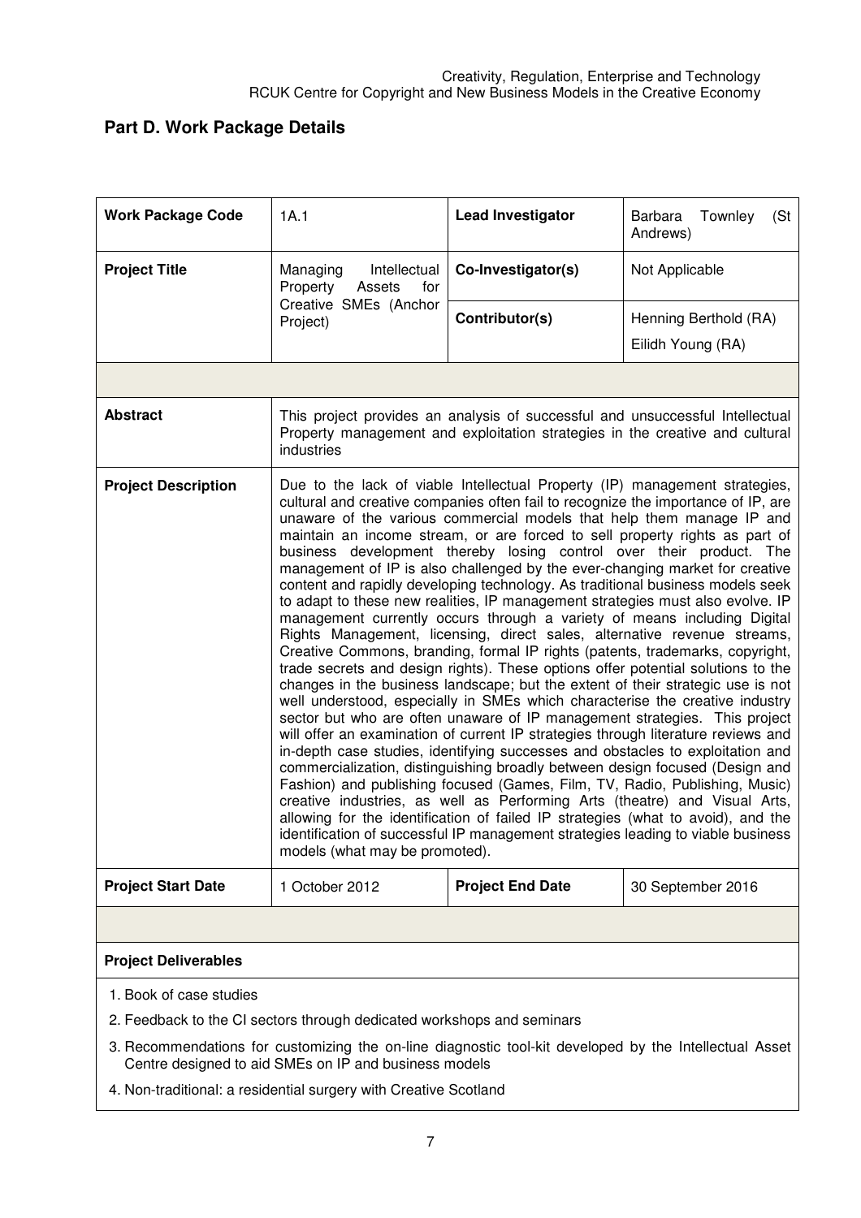## Part D. Work Package Details

| **Work Package Code** | 1A.1 | **Lead Investigator** | Barbara Townley (St Andrews) |
|---|---|---|---|
| **Project Title** | Managing Intellectual Property Assets for Creative SMEs (Anchor Project) | **Co-Investigator(s)** | Not Applicable |
| | | **Contributor(s)** | Henning Berthold (RA)<br>Eilidh Young (RA) |
| | | | |
| **Abstract** | This project provides an analysis of successful and unsuccessful Intellectual Property management and exploitation strategies in the creative and cultural industries | | |
| **Project Description** | Due to the lack of viable Intellectual Property (IP) management strategies, cultural and creative companies often fail to recognize the importance of IP, are unaware of the various commercial models that help them manage IP and maintain an income stream, or are forced to sell property rights as part of business development thereby losing control over their product. The management of IP is also challenged by the ever-changing market for creative content and rapidly developing technology. As traditional business models seek to adapt to these new realities, IP management strategies must also evolve. IP management currently occurs through a variety of means including Digital Rights Management, licensing, direct sales, alternative revenue streams, Creative Commons, branding, formal IP rights (patents, trademarks, copyright, trade secrets and design rights). These options offer potential solutions to the changes in the business landscape; but the extent of their strategic use is not well understood, especially in SMEs which characterise the creative industry sector but who are often unaware of IP management strategies. This project will offer an examination of current IP strategies through literature reviews and in-depth case studies, identifying successes and obstacles to exploitation and commercialization, distinguishing broadly between design focused (Design and Fashion) and publishing focused (Games, Film, TV, Radio, Publishing, Music) creative industries, as well as Performing Arts (theatre) and Visual Arts, allowing for the identification of failed IP strategies (what to avoid), and the identification of successful IP management strategies leading to viable business models (what may be promoted). | | |
| **Project Start Date** | 1 October 2012 | **Project End Date** | 30 September 2016 |

**Project Deliverables**

1. Book of case studies
2. Feedback to the CI sectors through dedicated workshops and seminars
3. Recommendations for customizing the on-line diagnostic tool-kit developed by the Intellectual Asset Centre designed to aid SMEs on IP and business models
4. Non-traditional: a residential surgery with Creative Scotland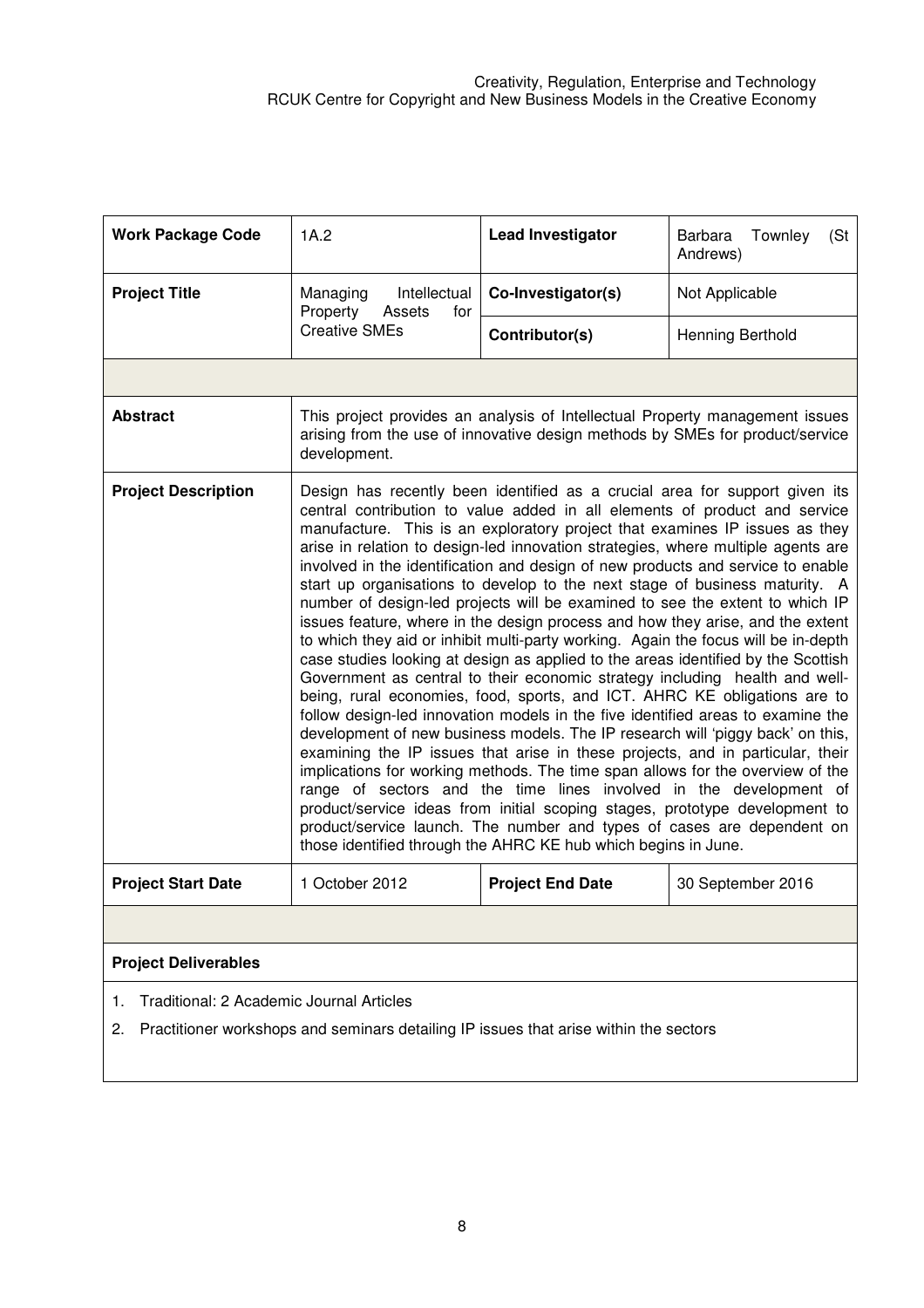| Work Package Code | 1A.2 | Lead Investigator | Barbara Townley (St Andrews) |
|---|---|---|---|
| Project Title | Managing Intellectual Property Assets for Creative SMEs | Co-Investigator(s) | Not Applicable |
| | | Contributor(s) | Henning Berthold |
| | | | |
| Abstract | This project provides an analysis of Intellectual Property management issues arising from the use of innovative design methods by SMEs for product/service development. | | |
| Project Description | Design has recently been identified as a crucial area for support given its central contribution to value added in all elements of product and service manufacture. This is an exploratory project that examines IP issues as they arise in relation to design-led innovation strategies, where multiple agents are involved in the identification and design of new products and service to enable start up organisations to develop to the next stage of business maturity. A number of design-led projects will be examined to see the extent to which IP issues feature, where in the design process and how they arise, and the extent to which they aid or inhibit multi-party working. Again the focus will be in-depth case studies looking at design as applied to the areas identified by the Scottish Government as central to their economic strategy including health and well-being, rural economies, food, sports, and ICT. AHRC KE obligations are to follow design-led innovation models in the five identified areas to examine the development of new business models. The IP research will 'piggy back' on this, examining the IP issues that arise in these projects, and in particular, their implications for working methods. The time span allows for the overview of the range of sectors and the time lines involved in the development of product/service ideas from initial scoping stages, prototype development to product/service launch. The number and types of cases are dependent on those identified through the AHRC KE hub which begins in June. | | |
| Project Start Date | 1 October 2012 | Project End Date | 30 September 2016 |

**Project Deliverables**

1. Traditional: 2 Academic Journal Articles
2. Practitioner workshops and seminars detailing IP issues that arise within the sectors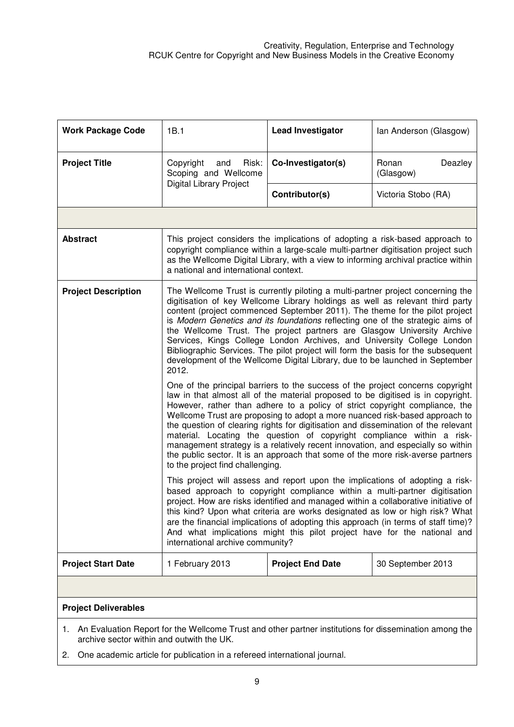| **Work Package Code** | 1B.1 | **Lead Investigator** | Ian Anderson (Glasgow) |
|---|---|---|---|
| **Project Title** | Copyright and Risk: Scoping and Wellcome Digital Library Project | **Co-Investigator(s)** | Ronan Deazley (Glasgow) |
| | | **Contributor(s)** | Victoria Stobo (RA) |
| | | | |
| **Abstract** | This project considers the implications of adopting a risk-based approach to copyright compliance within a large-scale multi-partner digitisation project such as the Wellcome Digital Library, with a view to informing archival practice within a national and international context. | | |
| **Project Description** | The Wellcome Trust is currently piloting a multi-partner project concerning the digitisation of key Wellcome Library holdings as well as relevant third party content (project commenced September 2011). The theme for the pilot project is *Modern Genetics and its foundations* reflecting one of the strategic aims of the Wellcome Trust. The project partners are Glasgow University Archive Services, Kings College London Archives, and University College London Bibliographic Services. The pilot project will form the basis for the subsequent development of the Wellcome Digital Library, due to be launched in September 2012.<br><br>One of the principal barriers to the success of the project concerns copyright law in that almost all of the material proposed to be digitised is in copyright. However, rather than adhere to a policy of strict copyright compliance, the Wellcome Trust are proposing to adopt a more nuanced risk-based approach to the question of clearing rights for digitisation and dissemination of the relevant material. Locating the question of copyright compliance within a risk-management strategy is a relatively recent innovation, and especially so within the public sector. It is an approach that some of the more risk-averse partners to the project find challenging.<br><br>This project will assess and report upon the implications of adopting a risk-based approach to copyright compliance within a multi-partner digitisation project. How are risks identified and managed within a collaborative initiative of this kind? Upon what criteria are works designated as low or high risk? What are the financial implications of adopting this approach (in terms of staff time)? And what implications might this pilot project have for the national and international archive community? | | |
| **Project Start Date** | 1 February 2013 | **Project End Date** | 30 September 2013 |

**Project Deliverables**

1. An Evaluation Report for the Wellcome Trust and other partner institutions for dissemination among the archive sector within and outwith the UK.
2. One academic article for publication in a refereed international journal.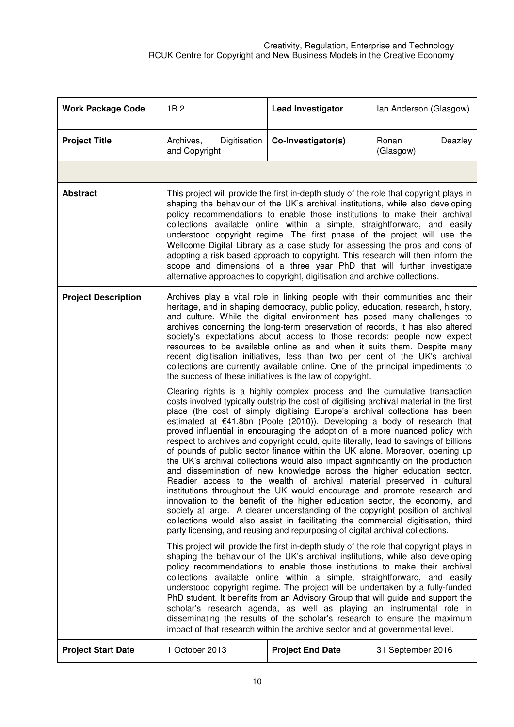| Work Package Code | 1B.2 | Lead Investigator | Ian Anderson (Glasgow) |
|---|---|---|---|
| **Project Title** | Archives, Digitisation and Copyright | **Co-Investigator(s)** | Ronan Deazley (Glasgow) |
| | | | |
| **Abstract** | This project will provide the first in-depth study of the role that copyright plays in shaping the behaviour of the UK's archival institutions, while also developing policy recommendations to enable those institutions to make their archival collections available online within a simple, straightforward, and easily understood copyright regime. The first phase of the project will use the Wellcome Digital Library as a case study for assessing the pros and cons of adopting a risk based approach to copyright. This research will then inform the scope and dimensions of a three year PhD that will further investigate alternative approaches to copyright, digitisation and archive collections. | | |
| **Project Description** | Archives play a vital role in linking people with their communities and their heritage, and in shaping democracy, public policy, education, research, history, and culture. While the digital environment has posed many challenges to archives concerning the long-term preservation of records, it has also altered society's expectations about access to those records: people now expect resources to be available online as and when it suits them. Despite many recent digitisation initiatives, less than two per cent of the UK's archival collections are currently available online. One of the principal impediments to the success of these initiatives is the law of copyright.<br><br>Clearing rights is a highly complex process and the cumulative transaction costs involved typically outstrip the cost of digitising archival material in the first place (the cost of simply digitising Europe's archival collections has been estimated at €41.8bn (Poole (2010)). Developing a body of research that proved influential in encouraging the adoption of a more nuanced policy with respect to archives and copyright could, quite literally, lead to savings of billions of pounds of public sector finance within the UK alone. Moreover, opening up the UK's archival collections would also impact significantly on the production and dissemination of new knowledge across the higher education sector. Readier access to the wealth of archival material preserved in cultural institutions throughout the UK would encourage and promote research and innovation to the benefit of the higher education sector, the economy, and society at large. A clearer understanding of the copyright position of archival collections would also assist in facilitating the commercial digitisation, third party licensing, and reusing and repurposing of digital archival collections.<br><br>This project will provide the first in-depth study of the role that copyright plays in shaping the behaviour of the UK's archival institutions, while also developing policy recommendations to enable those institutions to make their archival collections available online within a simple, straightforward, and easily understood copyright regime. The project will be undertaken by a fully-funded PhD student. It benefits from an Advisory Group that will guide and support the scholar's research agenda, as well as playing an instrumental role in disseminating the results of the scholar's research to ensure the maximum impact of that research within the archive sector and at governmental level. | | |
| **Project Start Date** | 1 October 2013 | **Project End Date** | 31 September 2016 |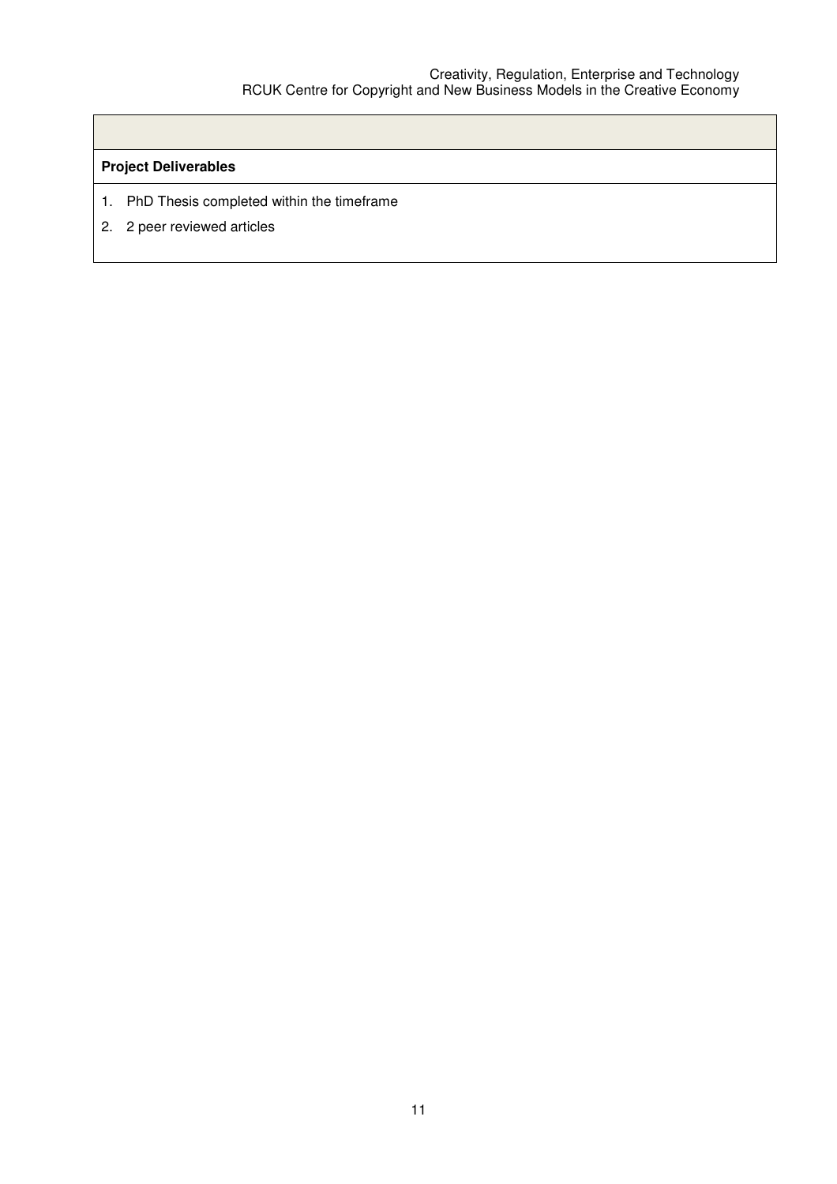**Project Deliverables**

1. PhD Thesis completed within the timeframe
2. 2 peer reviewed articles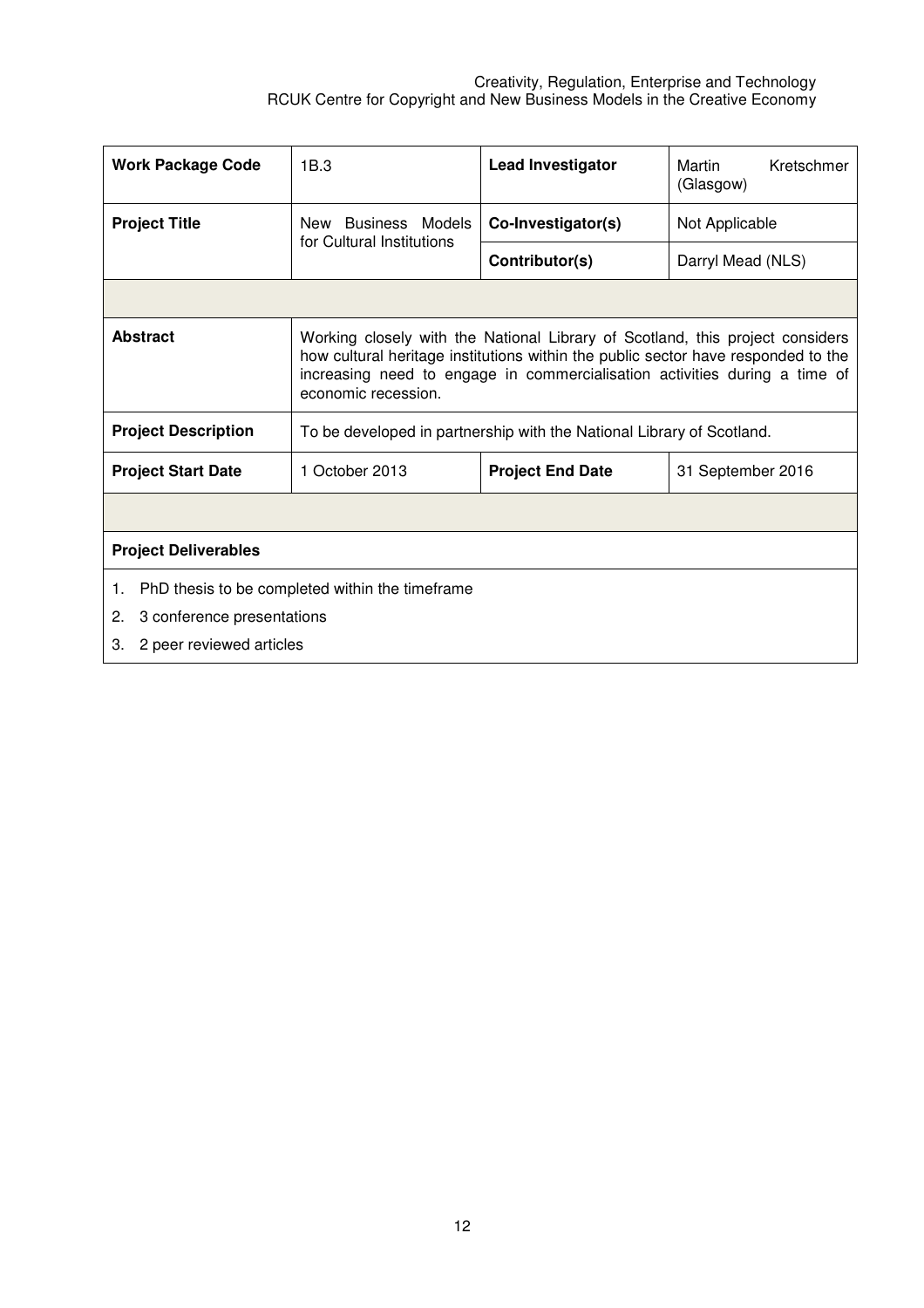| **Work Package Code** | 1B.3 | **Lead Investigator** | Martin Kretschmer (Glasgow) |
|---|---|---|---|
| **Project Title** | New Business Models for Cultural Institutions | **Co-Investigator(s)** | Not Applicable |
| | | **Contributor(s)** | Darryl Mead (NLS) |
| | | | |
| **Abstract** | Working closely with the National Library of Scotland, this project considers how cultural heritage institutions within the public sector have responded to the increasing need to engage in commercialisation activities during a time of economic recession. | | |
| **Project Description** | To be developed in partnership with the National Library of Scotland. | | |
| **Project Start Date** | 1 October 2013 | **Project End Date** | 31 September 2016 |
| | | | |
| **Project Deliverables** | | | |

1. PhD thesis to be completed within the timeframe
2. 3 conference presentations
3. 2 peer reviewed articles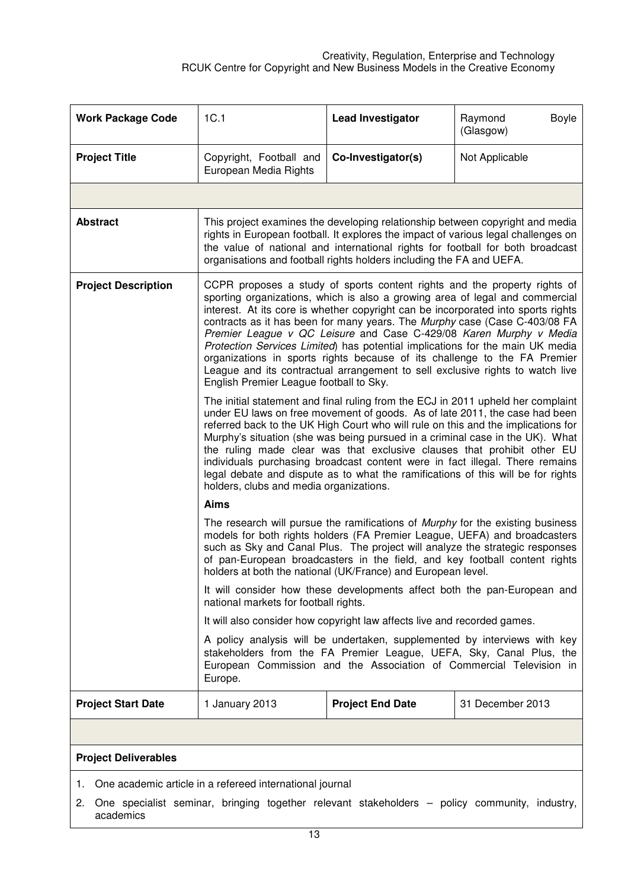| Work Package Code | 1C.1 | Lead Investigator | Raymond Boyle (Glasgow) |
|---|---|---|---|
| **Project Title** | Copyright, Football and European Media Rights | **Co-Investigator(s)** | Not Applicable |
| | | | |
| **Abstract** | This project examines the developing relationship between copyright and media rights in European football. It explores the impact of various legal challenges on the value of national and international rights for football for both broadcast organisations and football rights holders including the FA and UEFA. | | |
| **Project Description** | CCPR proposes a study of sports content rights and the property rights of sporting organizations, which is also a growing area of legal and commercial interest. At its core is whether copyright can be incorporated into sports rights contracts as it has been for many years. The *Murphy* case (Case C-403/08 *FA Premier League v QC Leisure* and Case C-429/08 *Karen Murphy v Media Protection Services Limited*) has potential implications for the main UK media organizations in sports rights because of its challenge to the FA Premier League and its contractual arrangement to sell exclusive rights to watch live English Premier League football to Sky.<br><br>The initial statement and final ruling from the ECJ in 2011 upheld her complaint under EU laws on free movement of goods. As of late 2011, the case had been referred back to the UK High Court who will rule on this and the implications for Murphy's situation (she was being pursued in a criminal case in the UK). What the ruling made clear was that exclusive clauses that prohibit other EU individuals purchasing broadcast content were in fact illegal. There remains legal debate and dispute as to what the ramifications of this will be for rights holders, clubs and media organizations.<br><br>**Aims**<br><br>The research will pursue the ramifications of *Murphy* for the existing business models for both rights holders (FA Premier League, UEFA) and broadcasters such as Sky and Canal Plus. The project will analyze the strategic responses of pan-European broadcasters in the field, and key football content rights holders at both the national (UK/France) and European level.<br><br>It will consider how these developments affect both the pan-European and national markets for football rights.<br><br>It will also consider how copyright law affects live and recorded games.<br><br>A policy analysis will be undertaken, supplemented by interviews with key stakeholders from the FA Premier League, UEFA, Sky, Canal Plus, the European Commission and the Association of Commercial Television in Europe. | | |
| **Project Start Date** | 1 January 2013 | **Project End Date** | 31 December 2013 |

**Project Deliverables**

1. One academic article in a refereed international journal
2. One specialist seminar, bringing together relevant stakeholders – policy community, industry, academics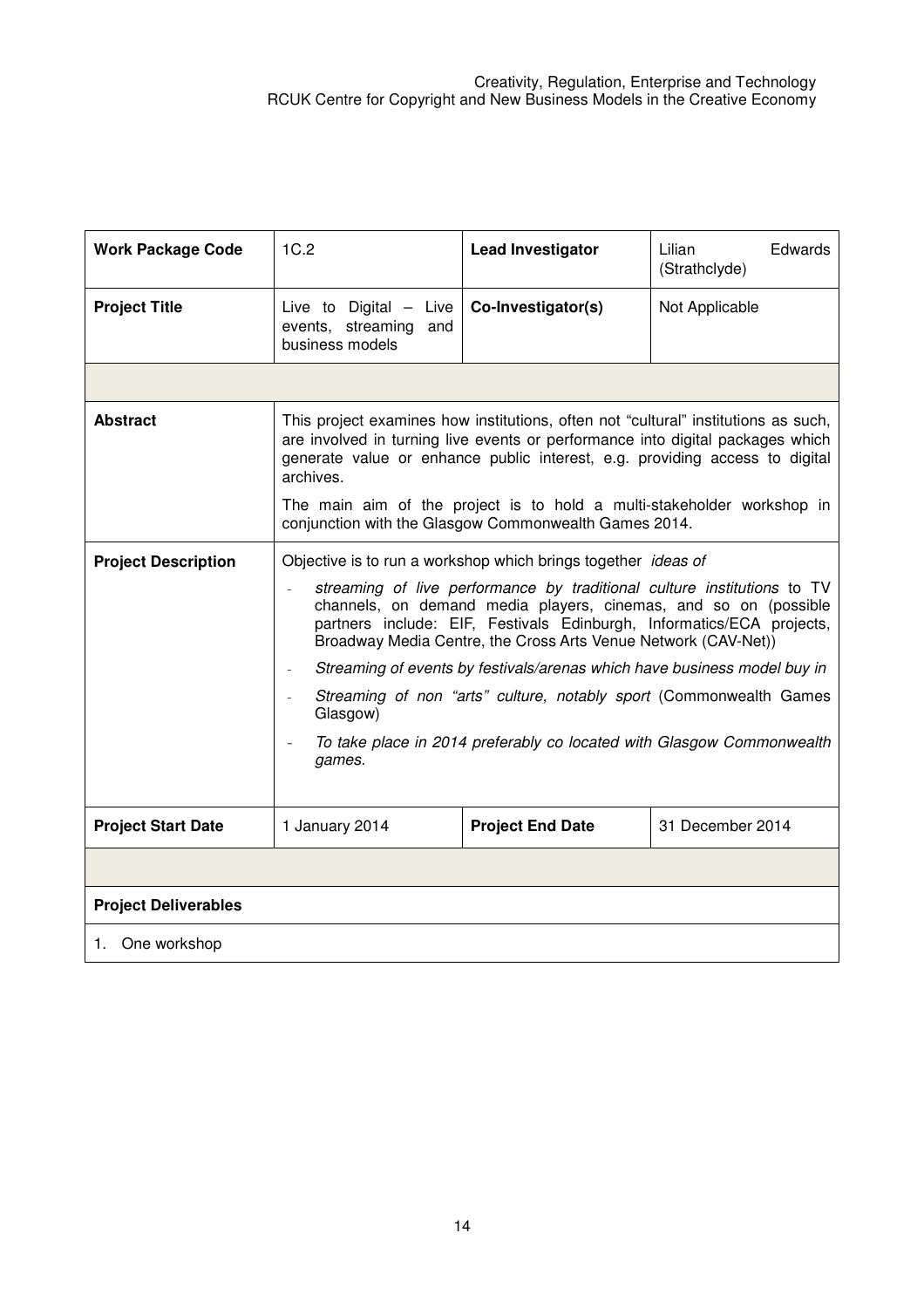| Work Package Code | 1C.2 | Lead Investigator | Lilian Edwards (Strathclyde) |
|---|---|---|---|
| **Project Title** | Live to Digital – Live events, streaming and business models | **Co-Investigator(s)** | Not Applicable |
| | | | |
| **Abstract** | This project examines how institutions, often not "cultural" institutions as such, are involved in turning live events or performance into digital packages which generate value or enhance public interest, e.g. providing access to digital archives.<br><br>The main aim of the project is to hold a multi-stakeholder workshop in conjunction with the Glasgow Commonwealth Games 2014. | | |
| **Project Description** | Objective is to run a workshop which brings together *ideas of*<br>- *streaming of live performance by traditional culture institutions* to TV channels, on demand media players, cinemas, and so on (possible partners include: EIF, Festivals Edinburgh, Informatics/ECA projects, Broadway Media Centre, the Cross Arts Venue Network (CAV-Net))<br>- *Streaming of events by festivals/arenas which have business model buy in*<br>- *Streaming of non "arts" culture, notably sport* (Commonwealth Games Glasgow)<br>- *To take place in 2014 preferably co located with Glasgow Commonwealth games.* | | |
| **Project Start Date** | 1 January 2014 | **Project End Date** | 31 December 2014 |
| | | | |
| **Project Deliverables** | | | |
| 1. One workshop | | | |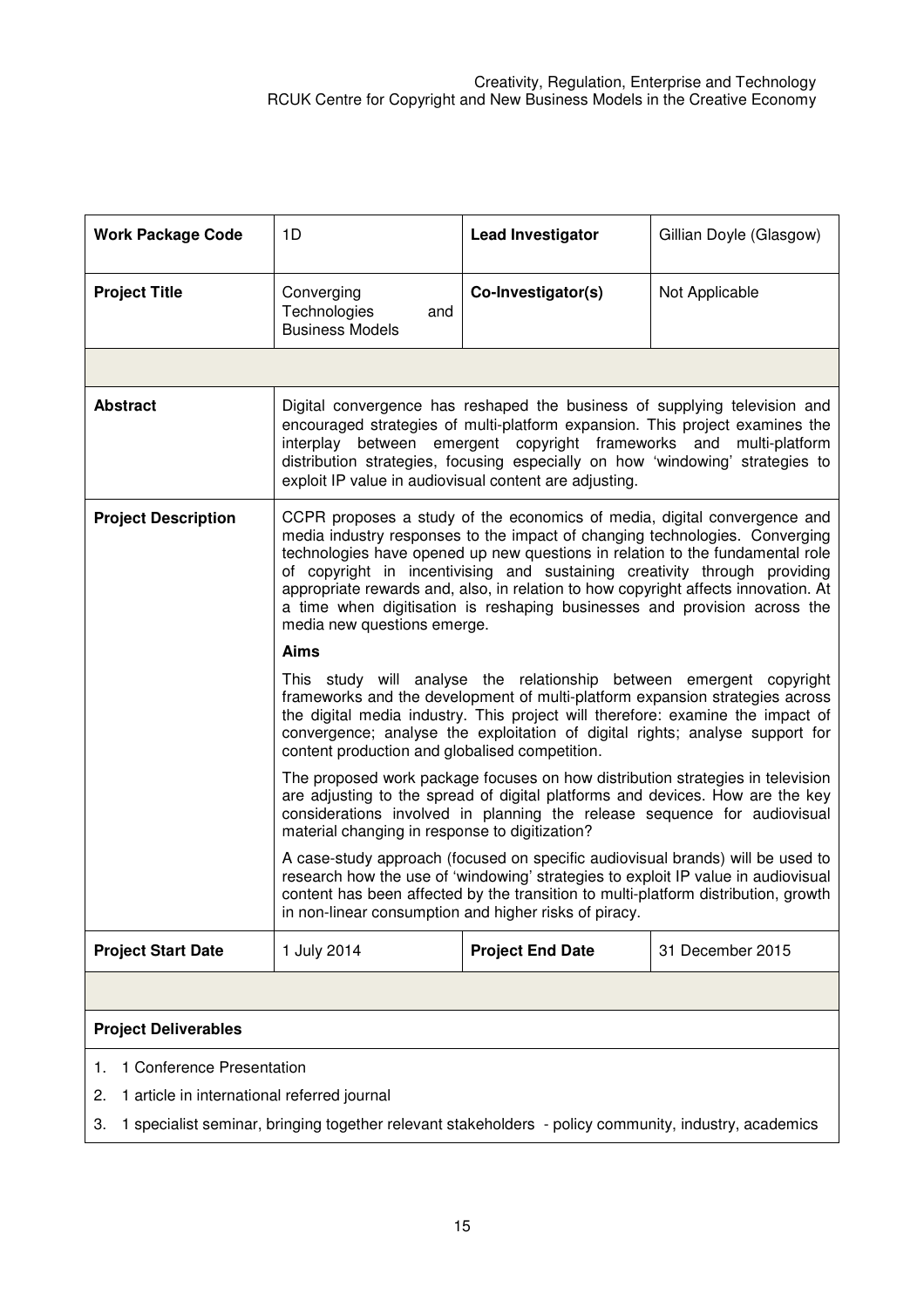| **Work Package Code** | 1D | **Lead Investigator** | Gillian Doyle (Glasgow) |
| --- | --- | --- | --- |
| **Project Title** | Converging Technologies and Business Models | **Co-Investigator(s)** | Not Applicable |
| | | | |
| **Abstract** | Digital convergence has reshaped the business of supplying television and encouraged strategies of multi-platform expansion. This project examines the interplay between emergent copyright frameworks and multi-platform distribution strategies, focusing especially on how 'windowing' strategies to exploit IP value in audiovisual content are adjusting. | | |
| **Project Description** | CCPR proposes a study of the economics of media, digital convergence and media industry responses to the impact of changing technologies. Converging technologies have opened up new questions in relation to the fundamental role of copyright in incentivising and sustaining creativity through providing appropriate rewards and, also, in relation to how copyright affects innovation. At a time when digitisation is reshaping businesses and provision across the media new questions emerge.<br><br>**Aims**<br><br>This study will analyse the relationship between emergent copyright frameworks and the development of multi-platform expansion strategies across the digital media industry. This project will therefore: examine the impact of convergence; analyse the exploitation of digital rights; analyse support for content production and globalised competition.<br><br>The proposed work package focuses on how distribution strategies in television are adjusting to the spread of digital platforms and devices. How are the key considerations involved in planning the release sequence for audiovisual material changing in response to digitization?<br><br>A case-study approach (focused on specific audiovisual brands) will be used to research how the use of 'windowing' strategies to exploit IP value in audiovisual content has been affected by the transition to multi-platform distribution, growth in non-linear consumption and higher risks of piracy. | | |
| **Project Start Date** | 1 July 2014 | **Project End Date** | 31 December 2015 |
| | | | |
| **Project Deliverables** | | | |
| 1. 1 Conference Presentation<br>2. 1 article in international referred journal<br>3. 1 specialist seminar, bringing together relevant stakeholders - policy community, industry, academics | | | |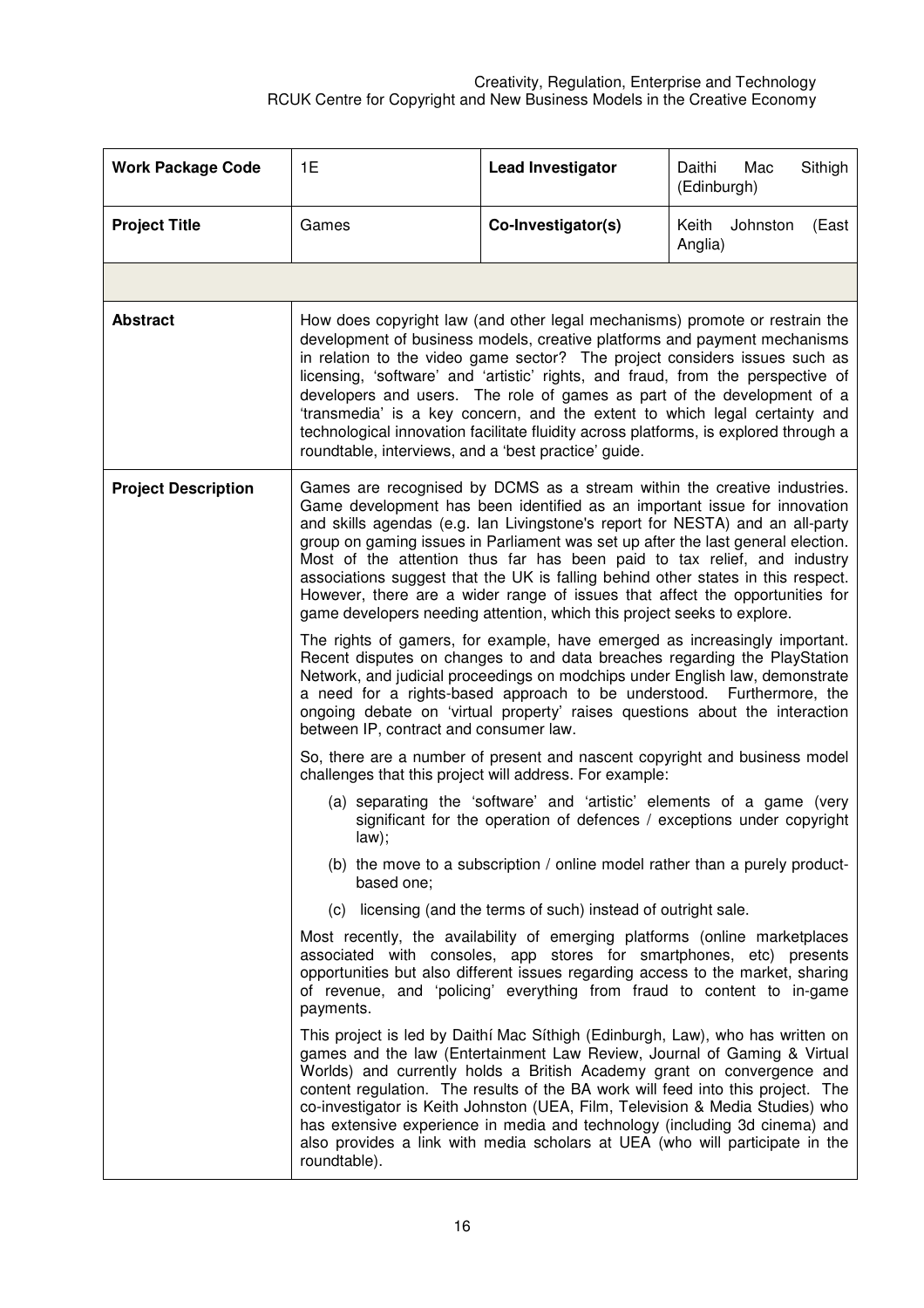| Work Package Code | 1E | Lead Investigator | Daithi Mac Sithigh (Edinburgh) |
|---|---|---|---|
| **Project Title** | Games | **Co-Investigator(s)** | Keith Johnston (East Anglia) |

**Abstract**

How does copyright law (and other legal mechanisms) promote or restrain the development of business models, creative platforms and payment mechanisms in relation to the video game sector? The project considers issues such as licensing, 'software' and 'artistic' rights, and fraud, from the perspective of developers and users. The role of games as part of the development of a 'transmedia' is a key concern, and the extent to which legal certainty and technological innovation facilitate fluidity across platforms, is explored through a roundtable, interviews, and a 'best practice' guide.

**Project Description**

Games are recognised by DCMS as a stream within the creative industries. Game development has been identified as an important issue for innovation and skills agendas (e.g. Ian Livingstone's report for NESTA) and an all-party group on gaming issues in Parliament was set up after the last general election. Most of the attention thus far has been paid to tax relief, and industry associations suggest that the UK is falling behind other states in this respect. However, there are a wider range of issues that affect the opportunities for game developers needing attention, which this project seeks to explore.

The rights of gamers, for example, have emerged as increasingly important. Recent disputes on changes to and data breaches regarding the PlayStation Network, and judicial proceedings on modchips under English law, demonstrate a need for a rights-based approach to be understood. Furthermore, the ongoing debate on 'virtual property' raises questions about the interaction between IP, contract and consumer law.

So, there are a number of present and nascent copyright and business model challenges that this project will address. For example:

(a) separating the 'software' and 'artistic' elements of a game (very significant for the operation of defences / exceptions under copyright law);

(b) the move to a subscription / online model rather than a purely product-based one;

(c) licensing (and the terms of such) instead of outright sale.

Most recently, the availability of emerging platforms (online marketplaces associated with consoles, app stores for smartphones, etc) presents opportunities but also different issues regarding access to the market, sharing of revenue, and 'policing' everything from fraud to content to in-game payments.

This project is led by Daithí Mac Síthigh (Edinburgh, Law), who has written on games and the law (Entertainment Law Review, Journal of Gaming & Virtual Worlds) and currently holds a British Academy grant on convergence and content regulation. The results of the BA work will feed into this project. The co-investigator is Keith Johnston (UEA, Film, Television & Media Studies) who has extensive experience in media and technology (including 3d cinema) and also provides a link with media scholars at UEA (who will participate in the roundtable).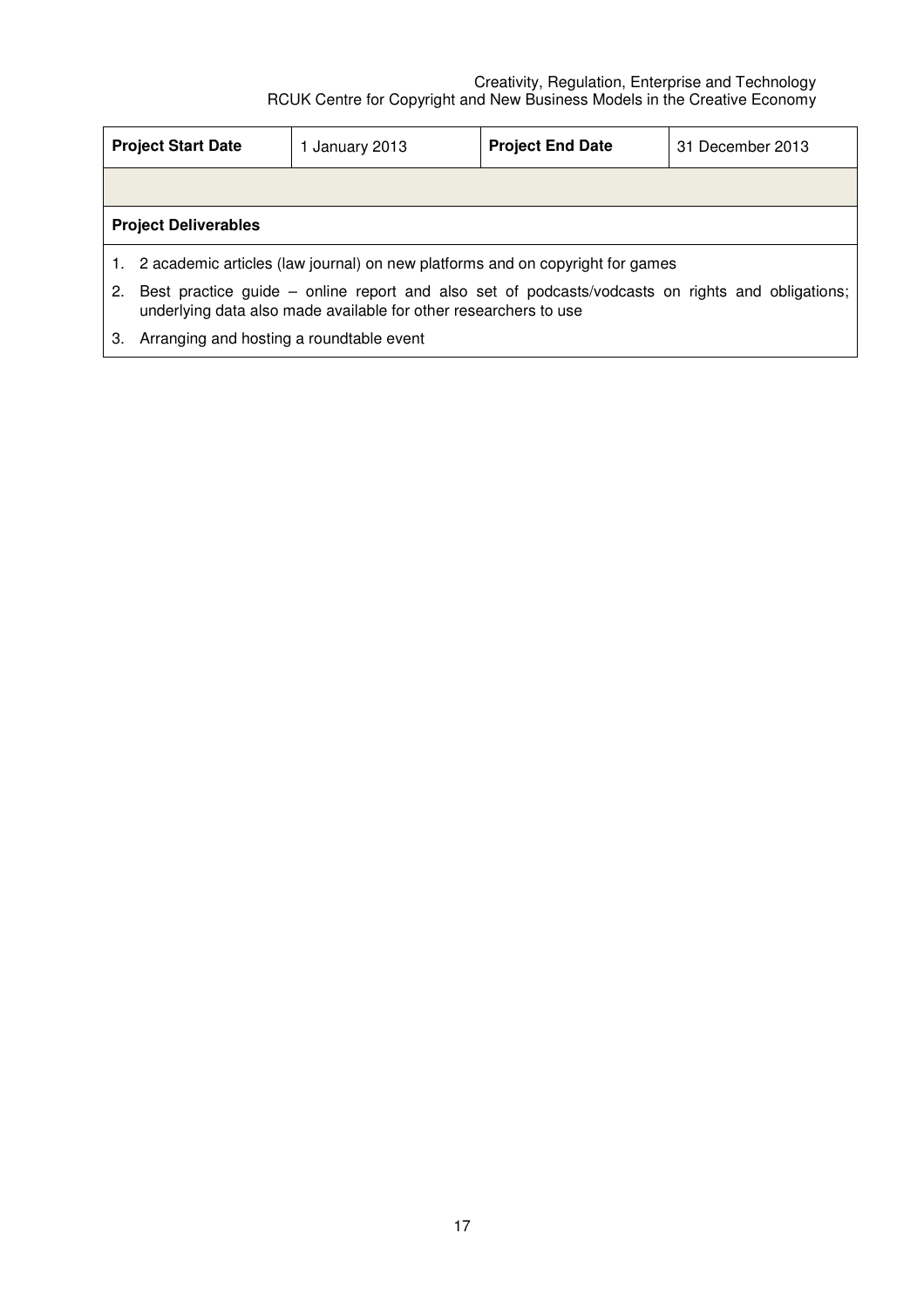| **Project Start Date** | 1 January 2013 | **Project End Date** | 31 December 2013 |
|---|---|---|---|
| | | | |

**Project Deliverables**

1. 2 academic articles (law journal) on new platforms and on copyright for games
2. Best practice guide – online report and also set of podcasts/vodcasts on rights and obligations; underlying data also made available for other researchers to use
3. Arranging and hosting a roundtable event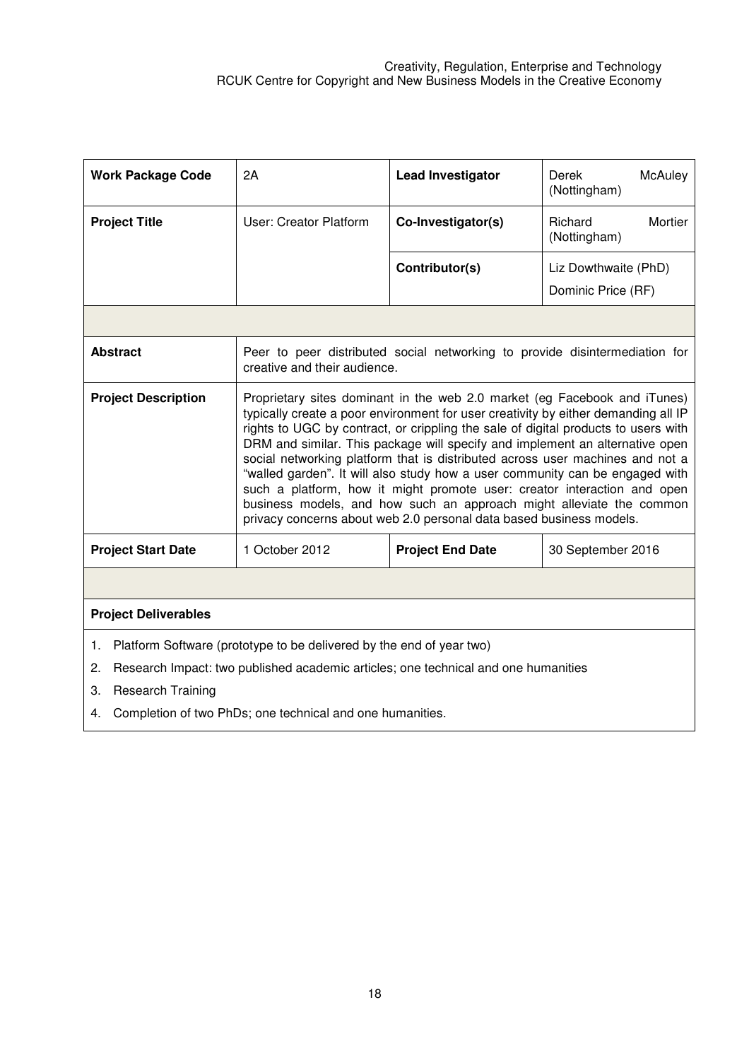| **Work Package Code** | 2A | **Lead Investigator** | Derek McAuley (Nottingham) |
|---|---|---|---|
| **Project Title** | User: Creator Platform | **Co-Investigator(s)** | Richard Mortier (Nottingham) |
| | | **Contributor(s)** | Liz Dowthwaite (PhD)<br>Dominic Price (RF) |
| | | | |
| **Abstract** | Peer to peer distributed social networking to provide disintermediation for creative and their audience. | | |
| **Project Description** | Proprietary sites dominant in the web 2.0 market (eg Facebook and iTunes) typically create a poor environment for user creativity by either demanding all IP rights to UGC by contract, or crippling the sale of digital products to users with DRM and similar. This package will specify and implement an alternative open social networking platform that is distributed across user machines and not a "walled garden". It will also study how a user community can be engaged with such a platform, how it might promote user: creator interaction and open business models, and how such an approach might alleviate the common privacy concerns about web 2.0 personal data based business models. | | |
| **Project Start Date** | 1 October 2012 | **Project End Date** | 30 September 2016 |

**Project Deliverables**

1. Platform Software (prototype to be delivered by the end of year two)
2. Research Impact: two published academic articles; one technical and one humanities
3. Research Training
4. Completion of two PhDs; one technical and one humanities.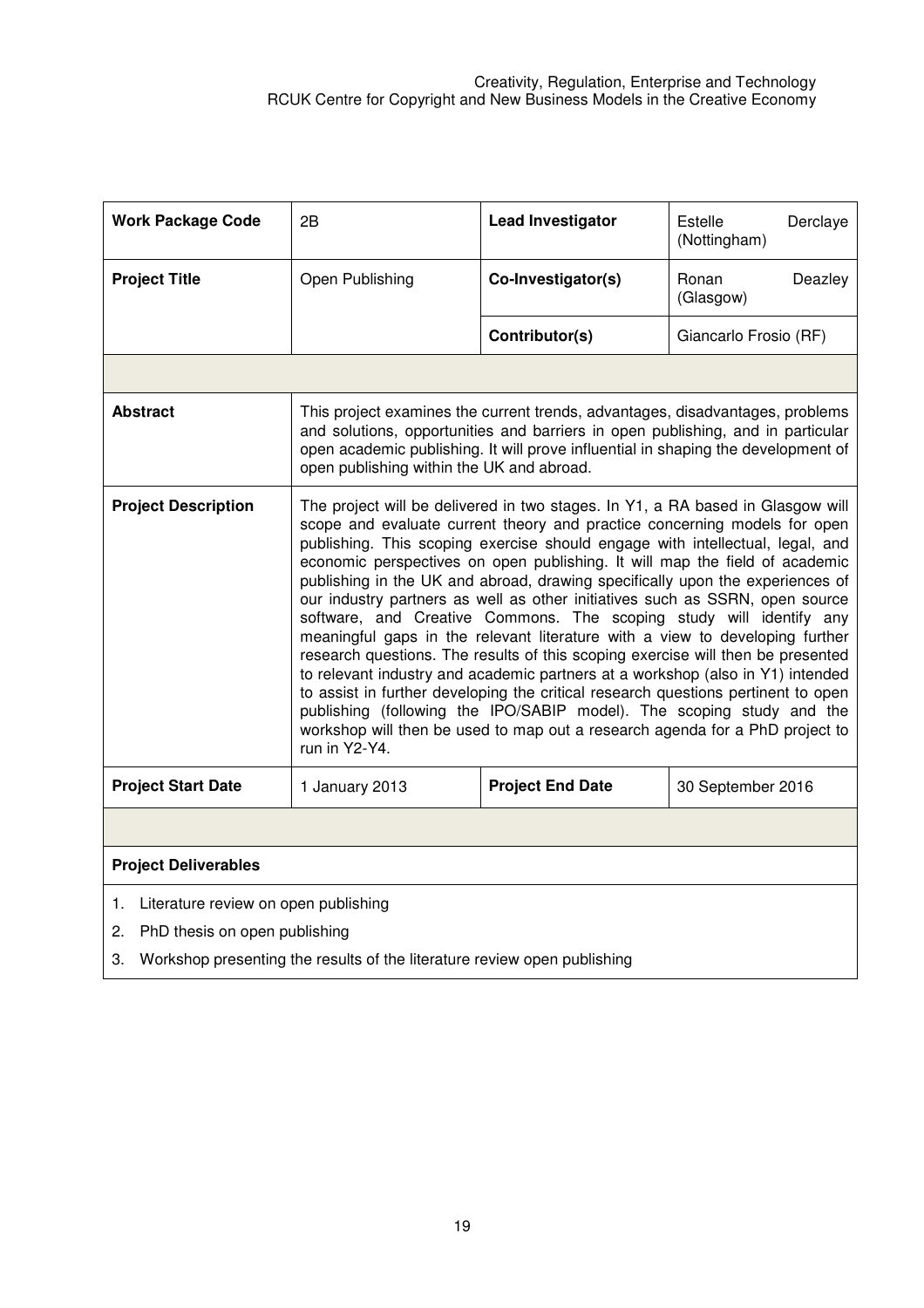| **Work Package Code** | 2B | **Lead Investigator** | Estelle Derclaye (Nottingham) |
|---|---|---|---|
| **Project Title** | Open Publishing | **Co-Investigator(s)** | Ronan Deazley (Glasgow) |
| | | **Contributor(s)** | Giancarlo Frosio (RF) |
| | | | |
| **Abstract** | This project examines the current trends, advantages, disadvantages, problems and solutions, opportunities and barriers in open publishing, and in particular open academic publishing. It will prove influential in shaping the development of open publishing within the UK and abroad. | | |
| **Project Description** | The project will be delivered in two stages. In Y1, a RA based in Glasgow will scope and evaluate current theory and practice concerning models for open publishing. This scoping exercise should engage with intellectual, legal, and economic perspectives on open publishing. It will map the field of academic publishing in the UK and abroad, drawing specifically upon the experiences of our industry partners as well as other initiatives such as SSRN, open source software, and Creative Commons. The scoping study will identify any meaningful gaps in the relevant literature with a view to developing further research questions. The results of this scoping exercise will then be presented to relevant industry and academic partners at a workshop (also in Y1) intended to assist in further developing the critical research questions pertinent to open publishing (following the IPO/SABIP model). The scoping study and the workshop will then be used to map out a research agenda for a PhD project to run in Y2-Y4. | | |
| **Project Start Date** | 1 January 2013 | **Project End Date** | 30 September 2016 |

**Project Deliverables**

1. Literature review on open publishing
2. PhD thesis on open publishing
3. Workshop presenting the results of the literature review open publishing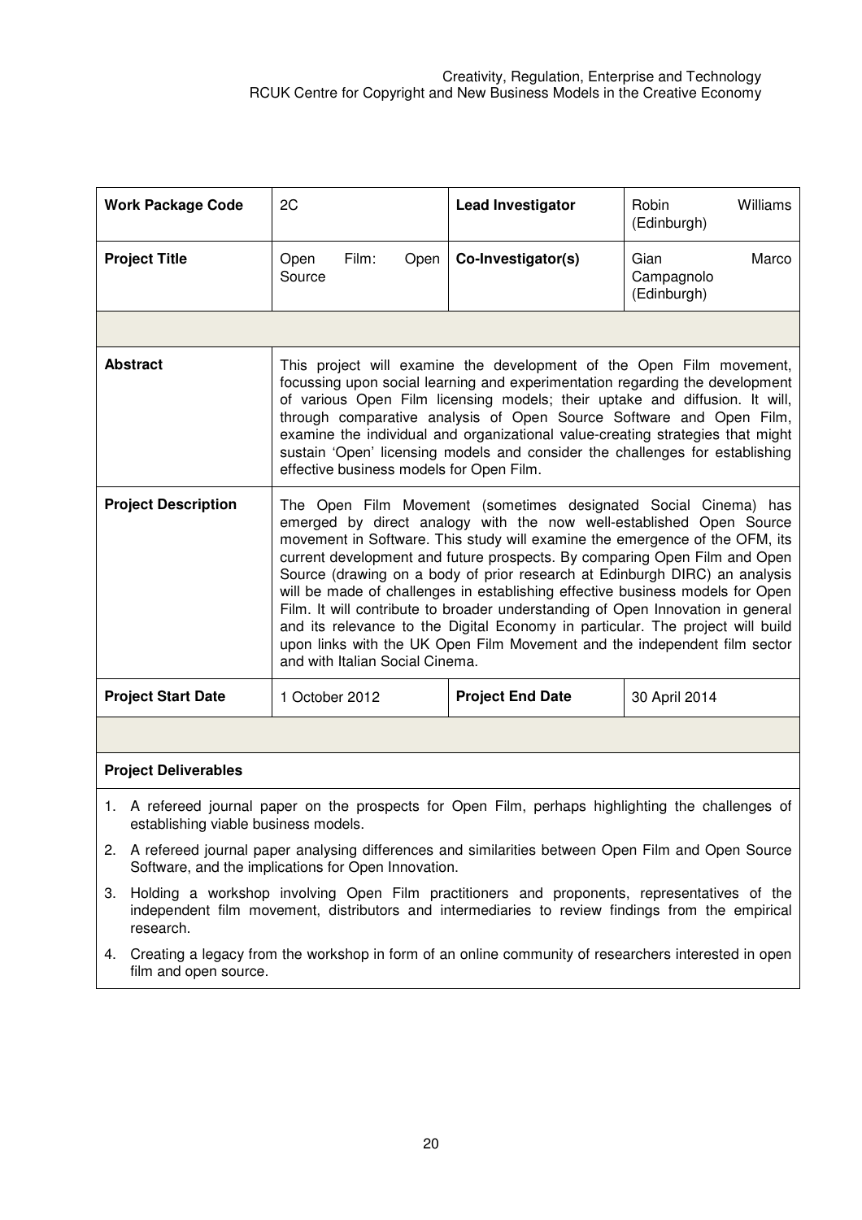| **Work Package Code** | 2C | **Lead Investigator** | Robin Williams (Edinburgh) |
|---|---|---|---|
| **Project Title** | Open Film: Open Source | **Co-Investigator(s)** | Gian Marco Campagnolo (Edinburgh) |
| | | | |
| **Abstract** | This project will examine the development of the Open Film movement, focussing upon social learning and experimentation regarding the development of various Open Film licensing models; their uptake and diffusion. It will, through comparative analysis of Open Source Software and Open Film, examine the individual and organizational value-creating strategies that might sustain 'Open' licensing models and consider the challenges for establishing effective business models for Open Film. | | |
| **Project Description** | The Open Film Movement (sometimes designated Social Cinema) has emerged by direct analogy with the now well-established Open Source movement in Software. This study will examine the emergence of the OFM, its current development and future prospects. By comparing Open Film and Open Source (drawing on a body of prior research at Edinburgh DIRC) an analysis will be made of challenges in establishing effective business models for Open Film. It will contribute to broader understanding of Open Innovation in general and its relevance to the Digital Economy in particular. The project will build upon links with the UK Open Film Movement and the independent film sector and with Italian Social Cinema. | | |
| **Project Start Date** | 1 October 2012 | **Project End Date** | 30 April 2014 |

**Project Deliverables**

1. A refereed journal paper on the prospects for Open Film, perhaps highlighting the challenges of establishing viable business models.
2. A refereed journal paper analysing differences and similarities between Open Film and Open Source Software, and the implications for Open Innovation.
3. Holding a workshop involving Open Film practitioners and proponents, representatives of the independent film movement, distributors and intermediaries to review findings from the empirical research.
4. Creating a legacy from the workshop in form of an online community of researchers interested in open film and open source.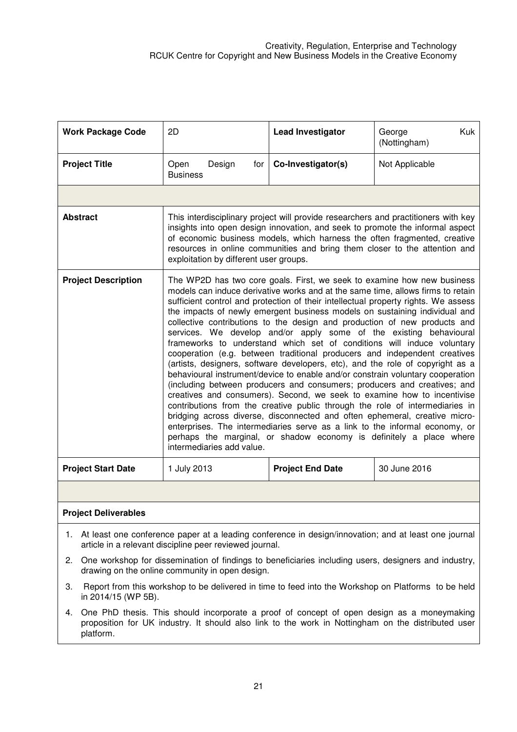| **Work Package Code** | 2D | **Lead Investigator** | George Kuk (Nottingham) |
|---|---|---|---|
| **Project Title** | Open Design for Business | **Co-Investigator(s)** | Not Applicable |
| | | | |
| **Abstract** | This interdisciplinary project will provide researchers and practitioners with key insights into open design innovation, and seek to promote the informal aspect of economic business models, which harness the often fragmented, creative resources in online communities and bring them closer to the attention and exploitation by different user groups. | | |
| **Project Description** | The WP2D has two core goals. First, we seek to examine how new business models can induce derivative works and at the same time, allows firms to retain sufficient control and protection of their intellectual property rights. We assess the impacts of newly emergent business models on sustaining individual and collective contributions to the design and production of new products and services. We develop and/or apply some of the existing behavioural frameworks to understand which set of conditions will induce voluntary cooperation (e.g. between traditional producers and independent creatives (artists, designers, software developers, etc), and the role of copyright as a behavioural instrument/device to enable and/or constrain voluntary cooperation (including between producers and consumers; producers and creatives; and creatives and consumers). Second, we seek to examine how to incentivise contributions from the creative public through the role of intermediaries in bridging across diverse, disconnected and often ephemeral, creative micro-enterprises. The intermediaries serve as a link to the informal economy, or perhaps the marginal, or shadow economy is definitely a place where intermediaries add value. | | |
| **Project Start Date** | 1 July 2013 | **Project End Date** | 30 June 2016 |

**Project Deliverables**

1. At least one conference paper at a leading conference in design/innovation; and at least one journal article in a relevant discipline peer reviewed journal.
2. One workshop for dissemination of findings to beneficiaries including users, designers and industry, drawing on the online community in open design.
3. Report from this workshop to be delivered in time to feed into the Workshop on Platforms to be held in 2014/15 (WP 5B).
4. One PhD thesis. This should incorporate a proof of concept of open design as a moneymaking proposition for UK industry. It should also link to the work in Nottingham on the distributed user platform.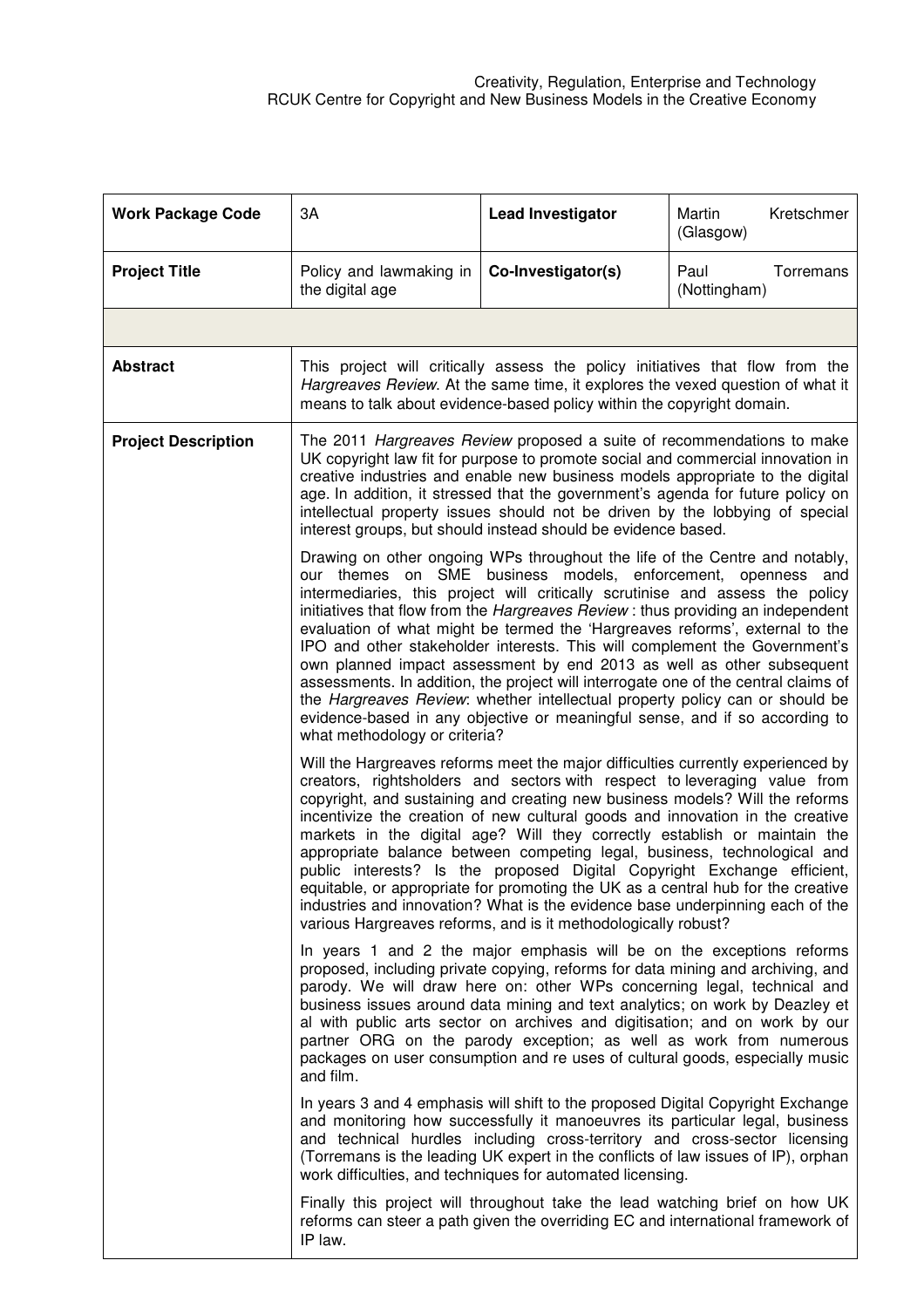| **Work Package Code** | 3A | **Lead Investigator** | Martin Kretschmer (Glasgow) |
|---|---|---|---|
| **Project Title** | Policy and lawmaking in the digital age | **Co-Investigator(s)** | Paul Torremans (Nottingham) |
| | | | |
| **Abstract** | This project will critically assess the policy initiatives that flow from the *Hargreaves Review*. At the same time, it explores the vexed question of what it means to talk about evidence-based policy within the copyright domain. | | |
| **Project Description** | The 2011 *Hargreaves Review* proposed a suite of recommendations to make UK copyright law fit for purpose to promote social and commercial innovation in creative industries and enable new business models appropriate to the digital age. In addition, it stressed that the government's agenda for future policy on intellectual property issues should not be driven by the lobbying of special interest groups, but should instead should be evidence based.<br><br>Drawing on other ongoing WPs throughout the life of the Centre and notably, our themes on SME business models, enforcement, openness and intermediaries, this project will critically scrutinise and assess the policy initiatives that flow from the *Hargreaves Review* : thus providing an independent evaluation of what might be termed the 'Hargreaves reforms', external to the IPO and other stakeholder interests. This will complement the Government's own planned impact assessment by end 2013 as well as other subsequent assessments. In addition, the project will interrogate one of the central claims of the *Hargreaves Review*: whether intellectual property policy can or should be evidence-based in any objective or meaningful sense, and if so according to what methodology or criteria?<br><br>Will the Hargreaves reforms meet the major difficulties currently experienced by creators, rightsholders and sectors with respect to leveraging value from copyright, and sustaining and creating new business models? Will the reforms incentivize the creation of new cultural goods and innovation in the creative markets in the digital age? Will they correctly establish or maintain the appropriate balance between competing legal, business, technological and public interests? Is the proposed Digital Copyright Exchange efficient, equitable, or appropriate for promoting the UK as a central hub for the creative industries and innovation? What is the evidence base underpinning each of the various Hargreaves reforms, and is it methodologically robust?<br><br>In years 1 and 2 the major emphasis will be on the exceptions reforms proposed, including private copying, reforms for data mining and archiving, and parody. We will draw here on: other WPs concerning legal, technical and business issues around data mining and text analytics; on work by Deazley et al with public arts sector on archives and digitisation; and on work by our partner ORG on the parody exception; as well as work from numerous packages on user consumption and re uses of cultural goods, especially music and film.<br><br>In years 3 and 4 emphasis will shift to the proposed Digital Copyright Exchange and monitoring how successfully it manoeuvres its particular legal, business and technical hurdles including cross-territory and cross-sector licensing (Torremans is the leading UK expert in the conflicts of law issues of IP), orphan work difficulties, and techniques for automated licensing.<br><br>Finally this project will throughout take the lead watching brief on how UK reforms can steer a path given the overriding EC and international framework of IP law. | | |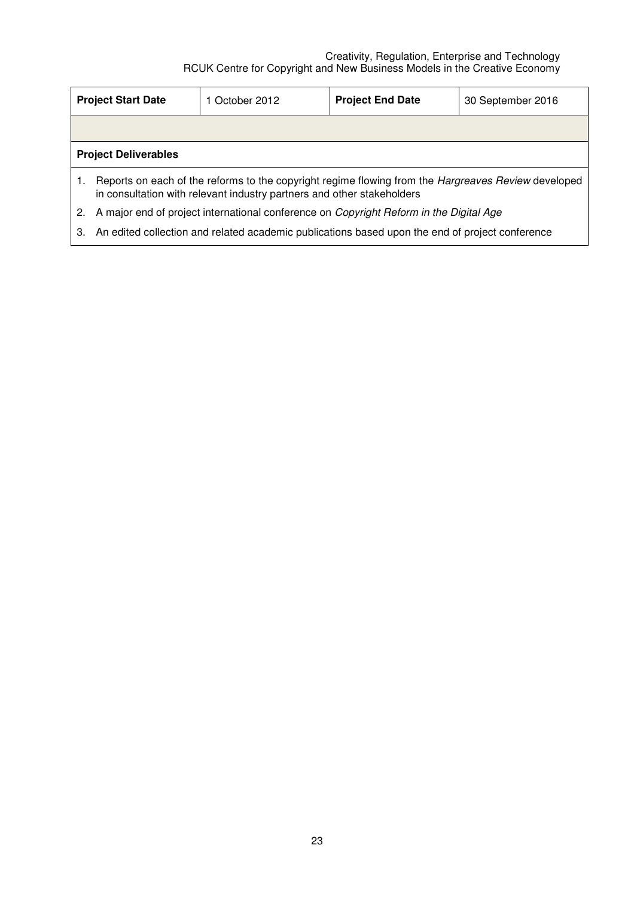| **Project Start Date** | 1 October 2012 | **Project End Date** | 30 September 2016 |
|---|---|---|---|
| | | | |

**Project Deliverables**

1. Reports on each of the reforms to the copyright regime flowing from the *Hargreaves Review* developed in consultation with relevant industry partners and other stakeholders
2. A major end of project international conference on *Copyright Reform in the Digital Age*
3. An edited collection and related academic publications based upon the end of project conference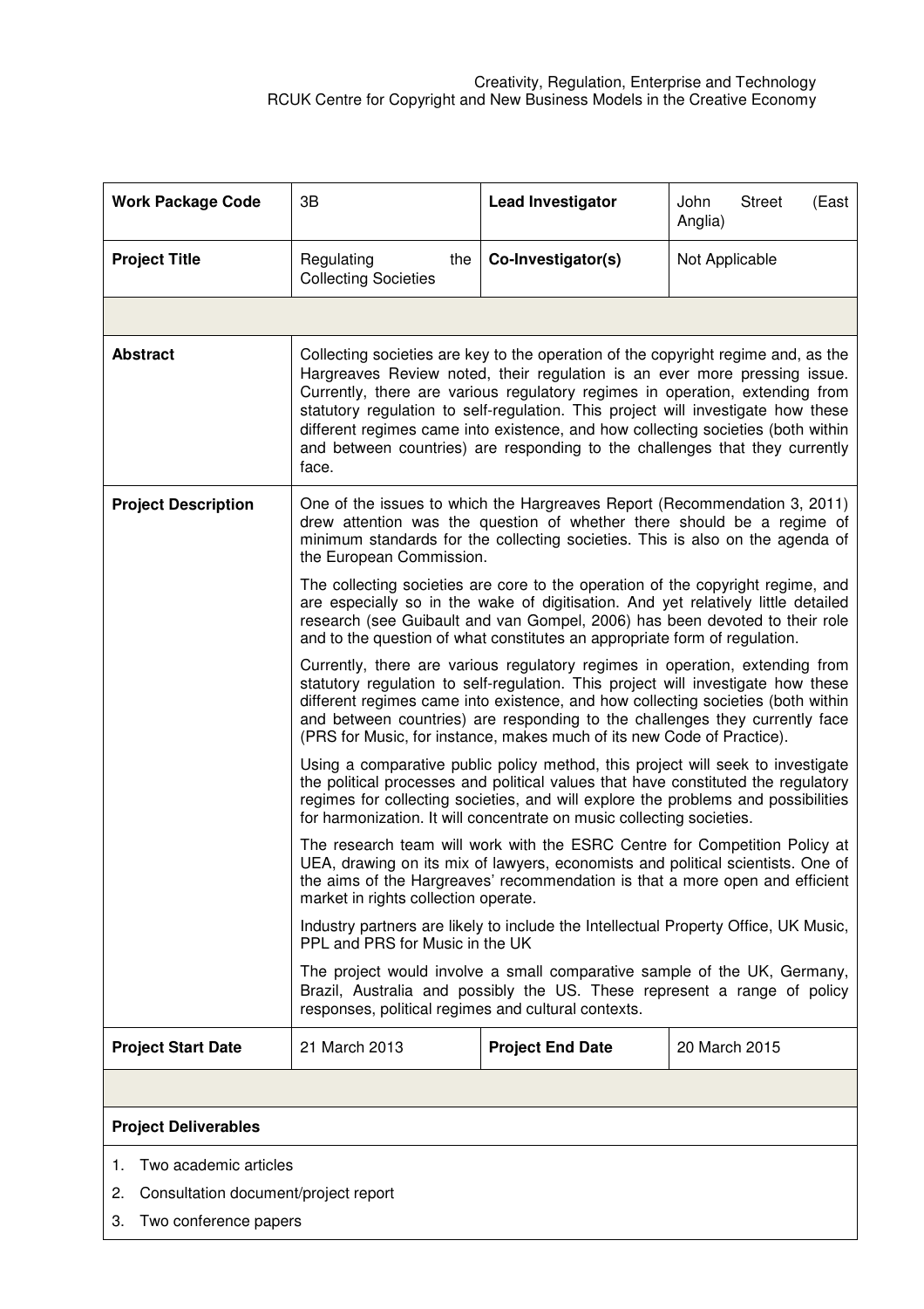| **Work Package Code** | 3B | **Lead Investigator** | John Street (East Anglia) |
|---|---|---|---|
| **Project Title** | Regulating the Collecting Societies | **Co-Investigator(s)** | Not Applicable |
| | | | |
| **Abstract** | Collecting societies are key to the operation of the copyright regime and, as the Hargreaves Review noted, their regulation is an ever more pressing issue. Currently, there are various regulatory regimes in operation, extending from statutory regulation to self-regulation. This project will investigate how these different regimes came into existence, and how collecting societies (both within and between countries) are responding to the challenges that they currently face. | | |
| **Project Description** | One of the issues to which the Hargreaves Report (Recommendation 3, 2011) drew attention was the question of whether there should be a regime of minimum standards for the collecting societies. This is also on the agenda of the European Commission.<br><br>The collecting societies are core to the operation of the copyright regime, and are especially so in the wake of digitisation. And yet relatively little detailed research (see Guibault and van Gompel, 2006) has been devoted to their role and to the question of what constitutes an appropriate form of regulation.<br><br>Currently, there are various regulatory regimes in operation, extending from statutory regulation to self-regulation. This project will investigate how these different regimes came into existence, and how collecting societies (both within and between countries) are responding to the challenges they currently face (PRS for Music, for instance, makes much of its new Code of Practice).<br><br>Using a comparative public policy method, this project will seek to investigate the political processes and political values that have constituted the regulatory regimes for collecting societies, and will explore the problems and possibilities for harmonization. It will concentrate on music collecting societies.<br><br>The research team will work with the ESRC Centre for Competition Policy at UEA, drawing on its mix of lawyers, economists and political scientists. One of the aims of the Hargreaves' recommendation is that a more open and efficient market in rights collection operate.<br><br>Industry partners are likely to include the Intellectual Property Office, UK Music, PPL and PRS for Music in the UK<br><br>The project would involve a small comparative sample of the UK, Germany, Brazil, Australia and possibly the US. These represent a range of policy responses, political regimes and cultural contexts. | | |
| **Project Start Date** | 21 March 2013 | **Project End Date** | 20 March 2015 |
| | | | |
| **Project Deliverables** | | | |

1. Two academic articles
2. Consultation document/project report
3. Two conference papers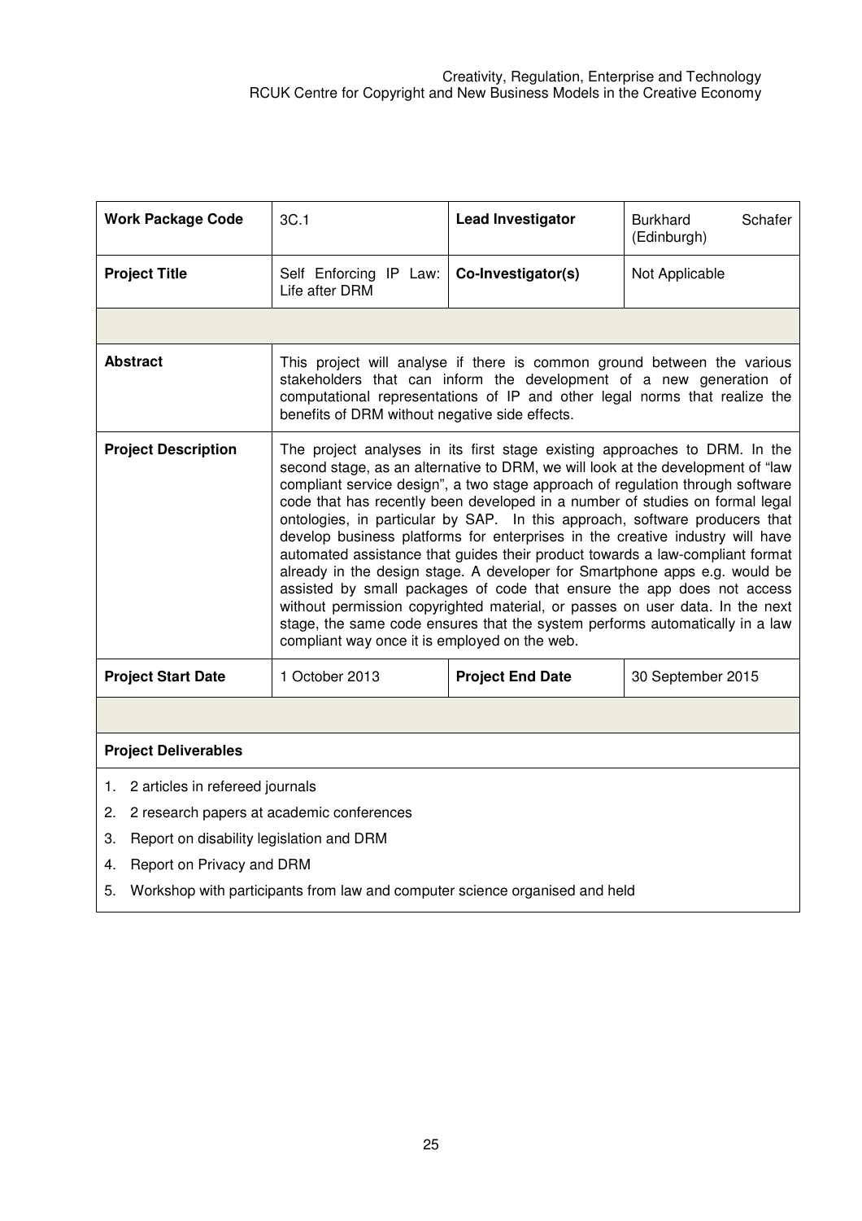| Work Package Code | 3C.1 | Lead Investigator | Burkhard Schafer (Edinburgh) |
|---|---|---|---|
| **Project Title** | Self Enforcing IP Law: Life after DRM | **Co-Investigator(s)** | Not Applicable |
| | | | |
| **Abstract** | This project will analyse if there is common ground between the various stakeholders that can inform the development of a new generation of computational representations of IP and other legal norms that realize the benefits of DRM without negative side effects. | | |
| **Project Description** | The project analyses in its first stage existing approaches to DRM. In the second stage, as an alternative to DRM, we will look at the development of "law compliant service design", a two stage approach of regulation through software code that has recently been developed in a number of studies on formal legal ontologies, in particular by SAP. In this approach, software producers that develop business platforms for enterprises in the creative industry will have automated assistance that guides their product towards a law-compliant format already in the design stage. A developer for Smartphone apps e.g. would be assisted by small packages of code that ensure the app does not access without permission copyrighted material, or passes on user data. In the next stage, the same code ensures that the system performs automatically in a law compliant way once it is employed on the web. | | |
| **Project Start Date** | 1 October 2013 | **Project End Date** | 30 September 2015 |

**Project Deliverables**

1. 2 articles in refereed journals
2. 2 research papers at academic conferences
3. Report on disability legislation and DRM
4. Report on Privacy and DRM
5. Workshop with participants from law and computer science organised and held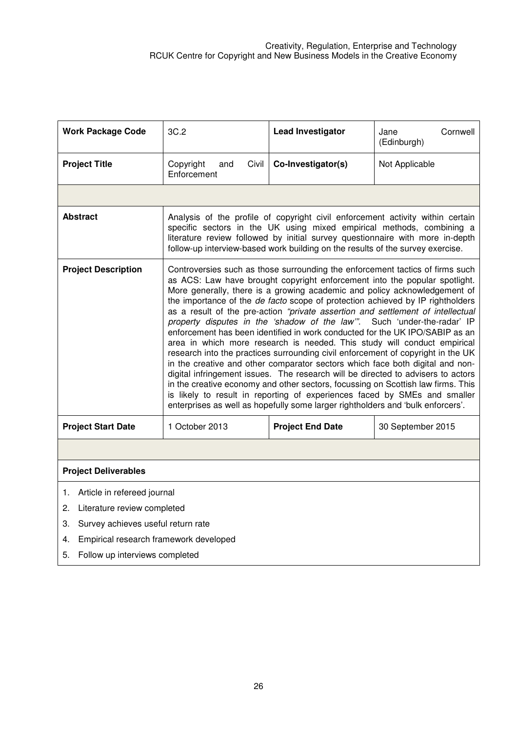| **Work Package Code** | 3C.2 | **Lead Investigator** | Jane Cornwell (Edinburgh) |
|---|---|---|---|
| **Project Title** | Copyright and Civil Enforcement | **Co-Investigator(s)** | Not Applicable |
| | | | |
| **Abstract** | Analysis of the profile of copyright civil enforcement activity within certain specific sectors in the UK using mixed empirical methods, combining a literature review followed by initial survey questionnaire with more in-depth follow-up interview-based work building on the results of the survey exercise. | | |
| **Project Description** | Controversies such as those surrounding the enforcement tactics of firms such as ACS: Law have brought copyright enforcement into the popular spotlight. More generally, there is a growing academic and policy acknowledgement of the importance of the *de facto* scope of protection achieved by IP rightholders as a result of the pre-action *"private assertion and settlement of intellectual property disputes in the 'shadow of the law'"*. Such 'under-the-radar' IP enforcement has been identified in work conducted for the UK IPO/SABIP as an area in which more research is needed. This study will conduct empirical research into the practices surrounding civil enforcement of copyright in the UK in the creative and other comparator sectors which face both digital and non-digital infringement issues. The research will be directed to advisers to actors in the creative economy and other sectors, focussing on Scottish law firms. This is likely to result in reporting of experiences faced by SMEs and smaller enterprises as well as hopefully some larger rightholders and 'bulk enforcers'. | | |
| **Project Start Date** | 1 October 2013 | **Project End Date** | 30 September 2015 |

**Project Deliverables**

1. Article in refereed journal
2. Literature review completed
3. Survey achieves useful return rate
4. Empirical research framework developed
5. Follow up interviews completed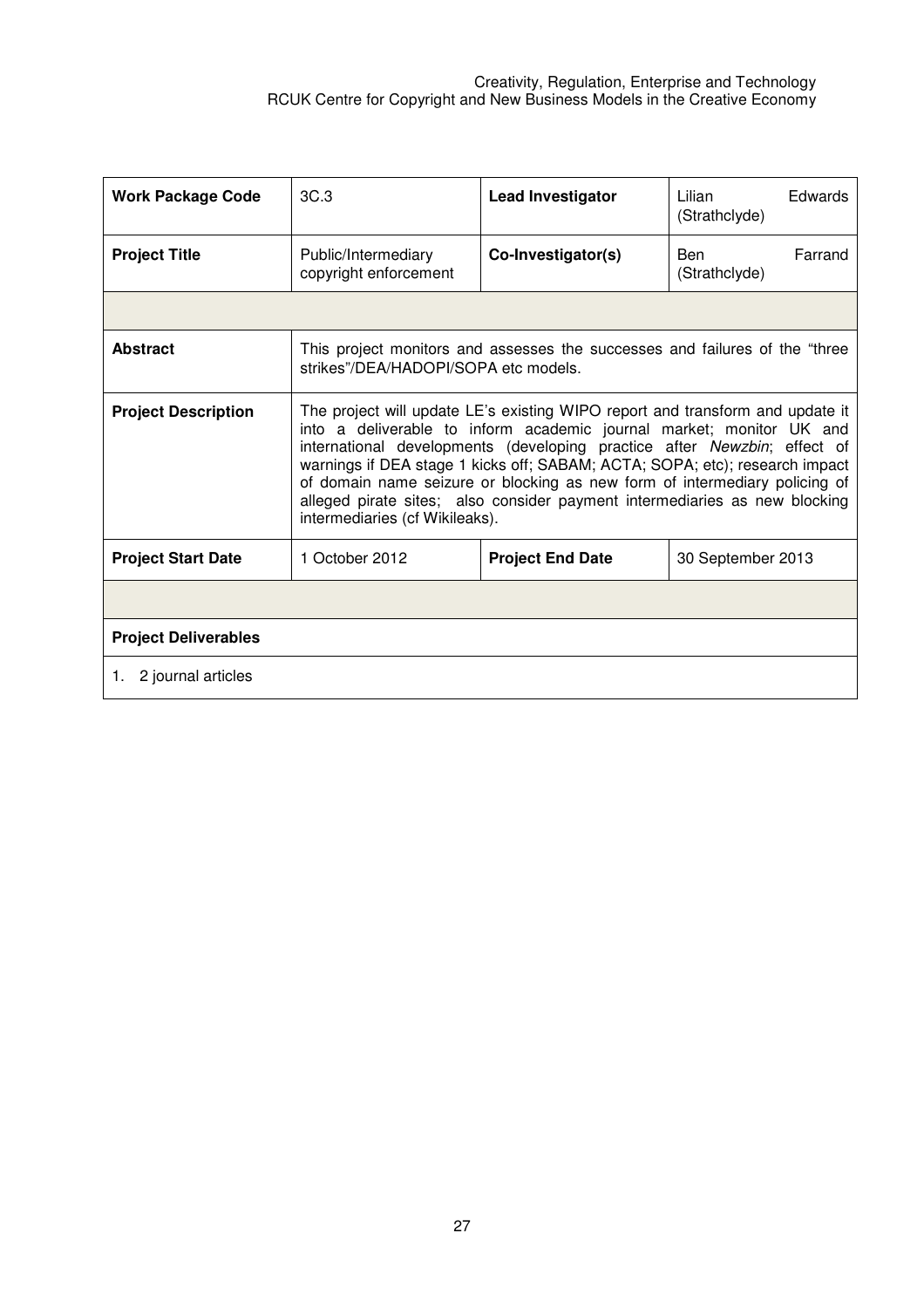| Work Package Code | 3C.3 | Lead Investigator | Lilian Edwards (Strathclyde) |
| --- | --- | --- | --- |
| **Project Title** | Public/Intermediary copyright enforcement | **Co-Investigator(s)** | Ben Farrand (Strathclyde) |
| | | | |
| **Abstract** | This project monitors and assesses the successes and failures of the "three strikes"/DEA/HADOPI/SOPA etc models. | | |
| **Project Description** | The project will update LE's existing WIPO report and transform and update it into a deliverable to inform academic journal market; monitor UK and international developments (developing practice after *Newzbin*; effect of warnings if DEA stage 1 kicks off; SABAM; ACTA; SOPA; etc); research impact of domain name seizure or blocking as new form of intermediary policing of alleged pirate sites; also consider payment intermediaries as new blocking intermediaries (cf Wikileaks). | | |
| **Project Start Date** | 1 October 2012 | **Project End Date** | 30 September 2013 |
| | | | |
| **Project Deliverables** | | | |
| 1. 2 journal articles | | | |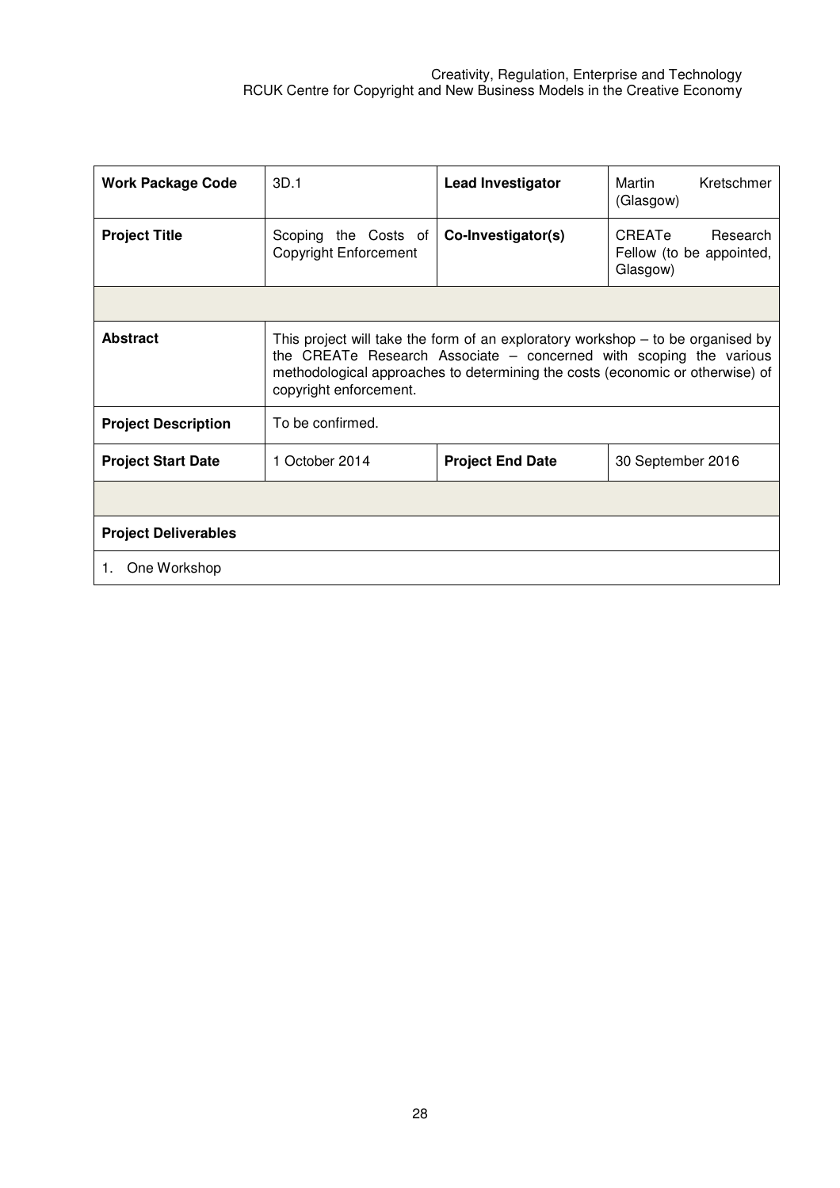| **Work Package Code** | 3D.1 | **Lead Investigator** | Martin Kretschmer (Glasgow) |
| --- | --- | --- | --- |
| **Project Title** | Scoping the Costs of Copyright Enforcement | **Co-Investigator(s)** | CREATe Research Fellow (to be appointed, Glasgow) |
| | | | |
| **Abstract** | This project will take the form of an exploratory workshop – to be organised by the CREATe Research Associate – concerned with scoping the various methodological approaches to determining the costs (economic or otherwise) of copyright enforcement. | | |
| **Project Description** | To be confirmed. | | |
| **Project Start Date** | 1 October 2014 | **Project End Date** | 30 September 2016 |
| | | | |
| **Project Deliverables** | | | |
| 1. One Workshop | | | |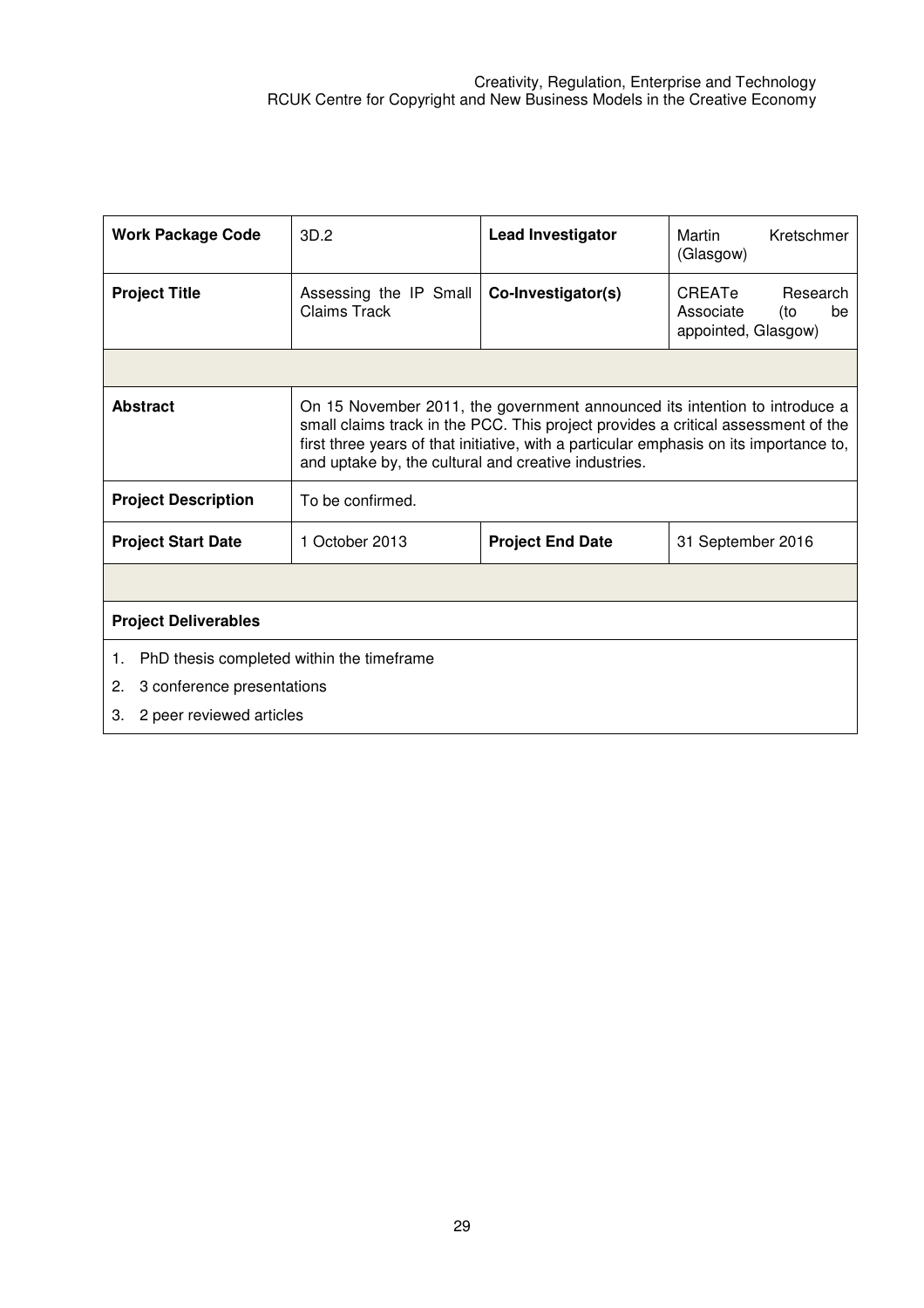| **Work Package Code** | 3D.2 | **Lead Investigator** | Martin Kretschmer (Glasgow) |
|---|---|---|---|
| **Project Title** | Assessing the IP Small Claims Track | **Co-Investigator(s)** | CREATe Research Associate (to be appointed, Glasgow) |
| | | | |
| **Abstract** | On 15 November 2011, the government announced its intention to introduce a small claims track in the PCC. This project provides a critical assessment of the first three years of that initiative, with a particular emphasis on its importance to, and uptake by, the cultural and creative industries. | | |
| **Project Description** | To be confirmed. | | |
| **Project Start Date** | 1 October 2013 | **Project End Date** | 31 September 2016 |
| | | | |
| **Project Deliverables** | | | |

1. PhD thesis completed within the timeframe
2. 3 conference presentations
3. 2 peer reviewed articles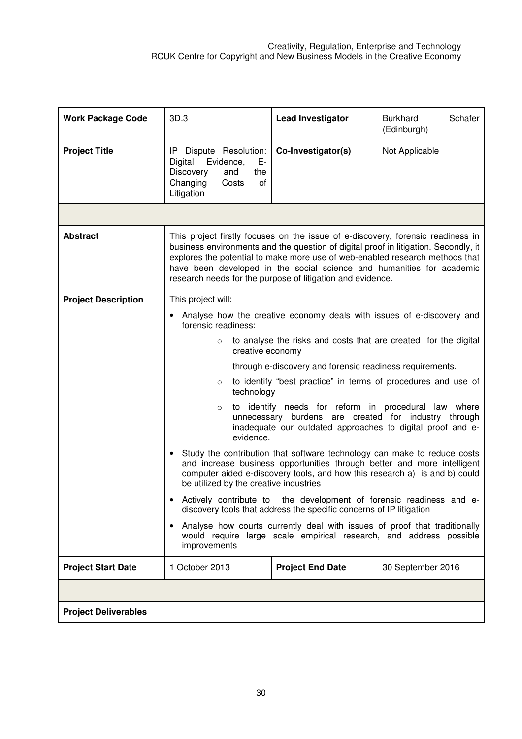| **Work Package Code** | 3D.3 | **Lead Investigator** | Burkhard Schafer (Edinburgh) |
|---|---|---|---|
| **Project Title** | IP Dispute Resolution: Digital Evidence, E-Discovery and the Changing Costs of Litigation | **Co-Investigator(s)** | Not Applicable |
| | | | |
| **Abstract** | This project firstly focuses on the issue of e-discovery, forensic readiness in business environments and the question of digital proof in litigation. Secondly, it explores the potential to make more use of web-enabled research methods that have been developed in the social science and humanities for academic research needs for the purpose of litigation and evidence. | | |
| **Project Description** | This project will:<br>• Analyse how the creative economy deals with issues of e-discovery and forensic readiness:<br>&nbsp;&nbsp;&nbsp;&nbsp;○ to analyse the risks and costs that are created for the digital creative economy<br>&nbsp;&nbsp;&nbsp;&nbsp;through e-discovery and forensic readiness requirements.<br>&nbsp;&nbsp;&nbsp;&nbsp;○ to identify "best practice" in terms of procedures and use of technology<br>&nbsp;&nbsp;&nbsp;&nbsp;○ to identify needs for reform in procedural law where unnecessary burdens are created for industry through inadequate our outdated approaches to digital proof and e-evidence.<br>• Study the contribution that software technology can make to reduce costs and increase business opportunities through better and more intelligent computer aided e-discovery tools, and how this research a) is and b) could be utilized by the creative industries<br>• Actively contribute to the development of forensic readiness and e-discovery tools that address the specific concerns of IP litigation<br>• Analyse how courts currently deal with issues of proof that traditionally would require large scale empirical research, and address possible improvements | | |
| **Project Start Date** | 1 October 2013 | **Project End Date** | 30 September 2016 |
| | | | |
| **Project Deliverables** | | | |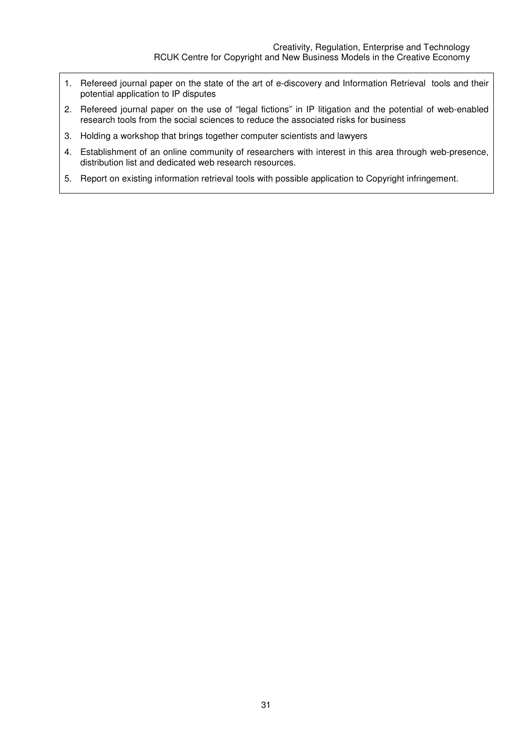1. Refereed journal paper on the state of the art of e-discovery and Information Retrieval tools and their potential application to IP disputes
2. Refereed journal paper on the use of "legal fictions" in IP litigation and the potential of web-enabled research tools from the social sciences to reduce the associated risks for business
3. Holding a workshop that brings together computer scientists and lawyers
4. Establishment of an online community of researchers with interest in this area through web-presence, distribution list and dedicated web research resources.
5. Report on existing information retrieval tools with possible application to Copyright infringement.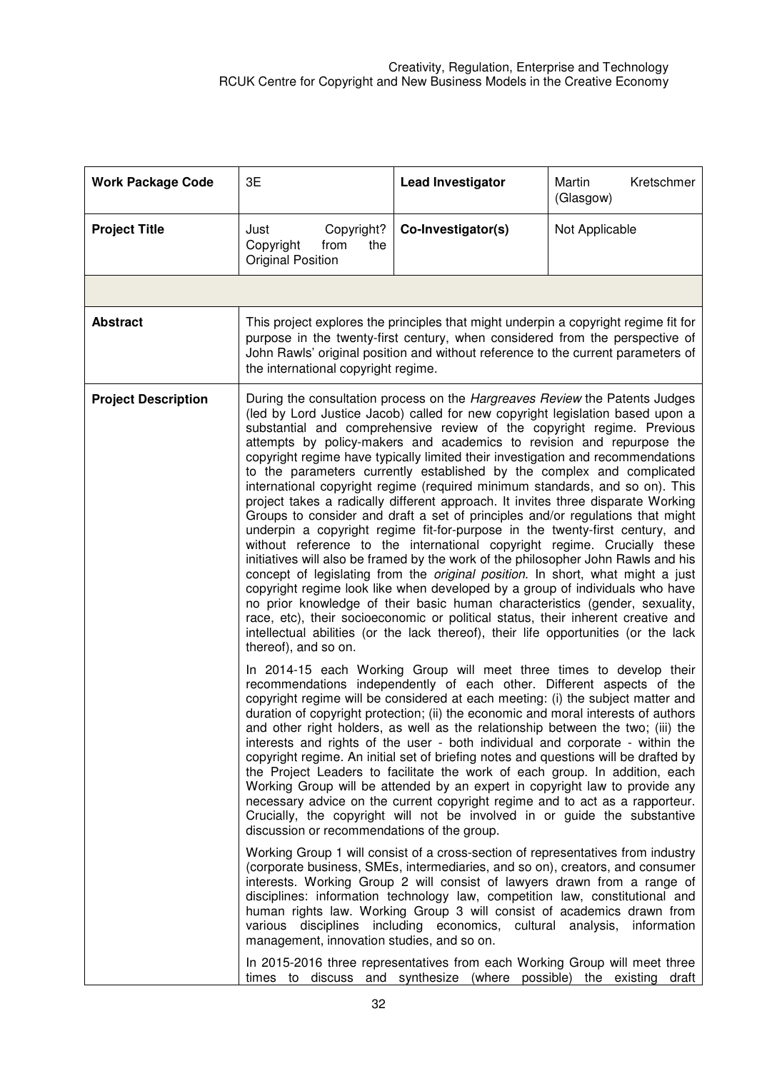| **Work Package Code** | 3E | **Lead Investigator** | Martin Kretschmer (Glasgow) |
|---|---|---|---|
| **Project Title** | Just Copyright? Copyright from the Original Position | **Co-Investigator(s)** | Not Applicable |
| | | | |
| **Abstract** | This project explores the principles that might underpin a copyright regime fit for purpose in the twenty-first century, when considered from the perspective of John Rawls' original position and without reference to the current parameters of the international copyright regime. | | |
| **Project Description** | During the consultation process on the *Hargreaves Review* the Patents Judges (led by Lord Justice Jacob) called for new copyright legislation based upon a substantial and comprehensive review of the copyright regime. Previous attempts by policy-makers and academics to revision and repurpose the copyright regime have typically limited their investigation and recommendations to the parameters currently established by the complex and complicated international copyright regime (required minimum standards, and so on). This project takes a radically different approach. It invites three disparate Working Groups to consider and draft a set of principles and/or regulations that might underpin a copyright regime fit-for-purpose in the twenty-first century, and without reference to the international copyright regime. Crucially these initiatives will also be framed by the work of the philosopher John Rawls and his concept of legislating from the *original position*. In short, what might a just copyright regime look like when developed by a group of individuals who have no prior knowledge of their basic human characteristics (gender, sexuality, race, etc), their socioeconomic or political status, their inherent creative and intellectual abilities (or the lack thereof), their life opportunities (or the lack thereof), and so on.<br><br>In 2014-15 each Working Group will meet three times to develop their recommendations independently of each other. Different aspects of the copyright regime will be considered at each meeting: (i) the subject matter and duration of copyright protection; (ii) the economic and moral interests of authors and other right holders, as well as the relationship between the two; (iii) the interests and rights of the user - both individual and corporate - within the copyright regime. An initial set of briefing notes and questions will be drafted by the Project Leaders to facilitate the work of each group. In addition, each Working Group will be attended by an expert in copyright law to provide any necessary advice on the current copyright regime and to act as a rapporteur. Crucially, the copyright will not be involved in or guide the substantive discussion or recommendations of the group.<br><br>Working Group 1 will consist of a cross-section of representatives from industry (corporate business, SMEs, intermediaries, and so on), creators, and consumer interests. Working Group 2 will consist of lawyers drawn from a range of disciplines: information technology law, competition law, constitutional and human rights law. Working Group 3 will consist of academics drawn from various disciplines including economics, cultural analysis, information management, innovation studies, and so on.<br><br>In 2015-2016 three representatives from each Working Group will meet three times to discuss and synthesize (where possible) the existing draft | | |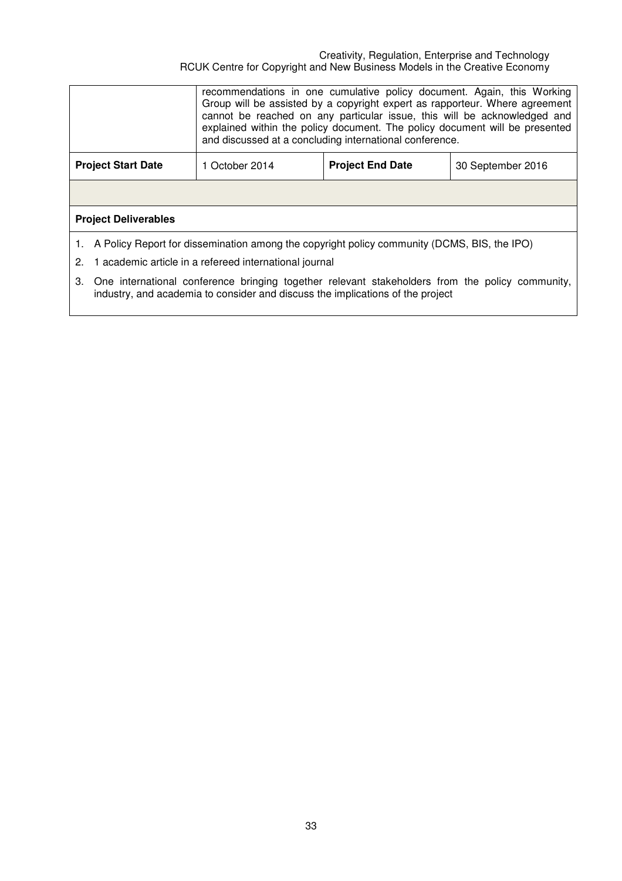| | recommendations in one cumulative policy document. Again, this Working Group will be assisted by a copyright expert as rapporteur. Where agreement cannot be reached on any particular issue, this will be acknowledged and explained within the policy document. The policy document will be presented and discussed at a concluding international conference. | | |
|---|---|---|---|
| **Project Start Date** | 1 October 2014 | **Project End Date** | 30 September 2016 |
| | | | |
| **Project Deliverables** | | | |

1. A Policy Report for dissemination among the copyright policy community (DCMS, BIS, the IPO)
2. 1 academic article in a refereed international journal
3. One international conference bringing together relevant stakeholders from the policy community, industry, and academia to consider and discuss the implications of the project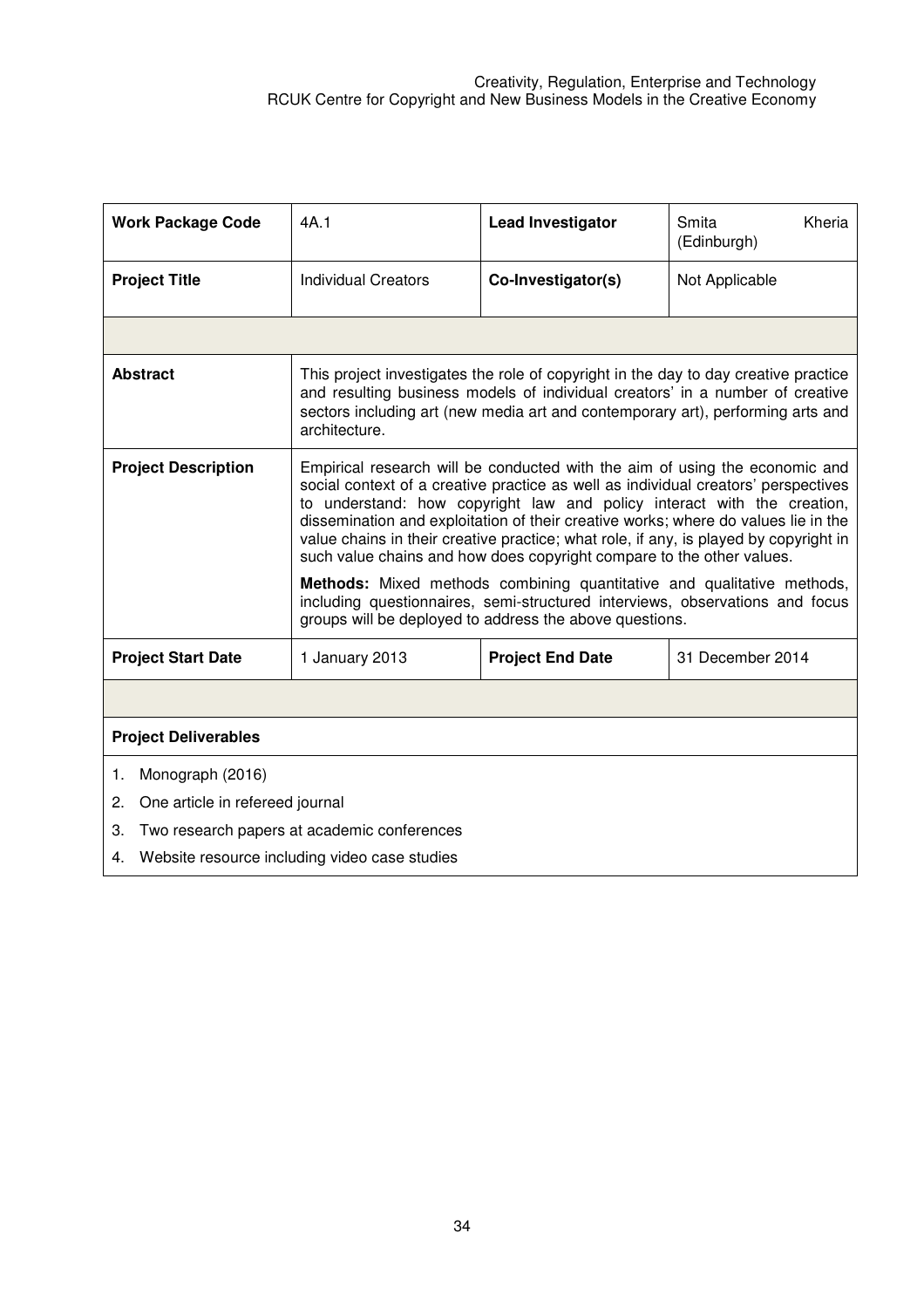| **Work Package Code** | 4A.1 | **Lead Investigator** | Smita Kheria (Edinburgh) |
|---|---|---|---|
| **Project Title** | Individual Creators | **Co-Investigator(s)** | Not Applicable |
| | | | |
| **Abstract** | This project investigates the role of copyright in the day to day creative practice and resulting business models of individual creators' in a number of creative sectors including art (new media art and contemporary art), performing arts and architecture. | | |
| **Project Description** | Empirical research will be conducted with the aim of using the economic and social context of a creative practice as well as individual creators' perspectives to understand: how copyright law and policy interact with the creation, dissemination and exploitation of their creative works; where do values lie in the value chains in their creative practice; what role, if any, is played by copyright in such value chains and how does copyright compare to the other values.<br><br>**Methods:** Mixed methods combining quantitative and qualitative methods, including questionnaires, semi-structured interviews, observations and focus groups will be deployed to address the above questions. | | |
| **Project Start Date** | 1 January 2013 | **Project End Date** | 31 December 2014 |

**Project Deliverables**

1. Monograph (2016)
2. One article in refereed journal
3. Two research papers at academic conferences
4. Website resource including video case studies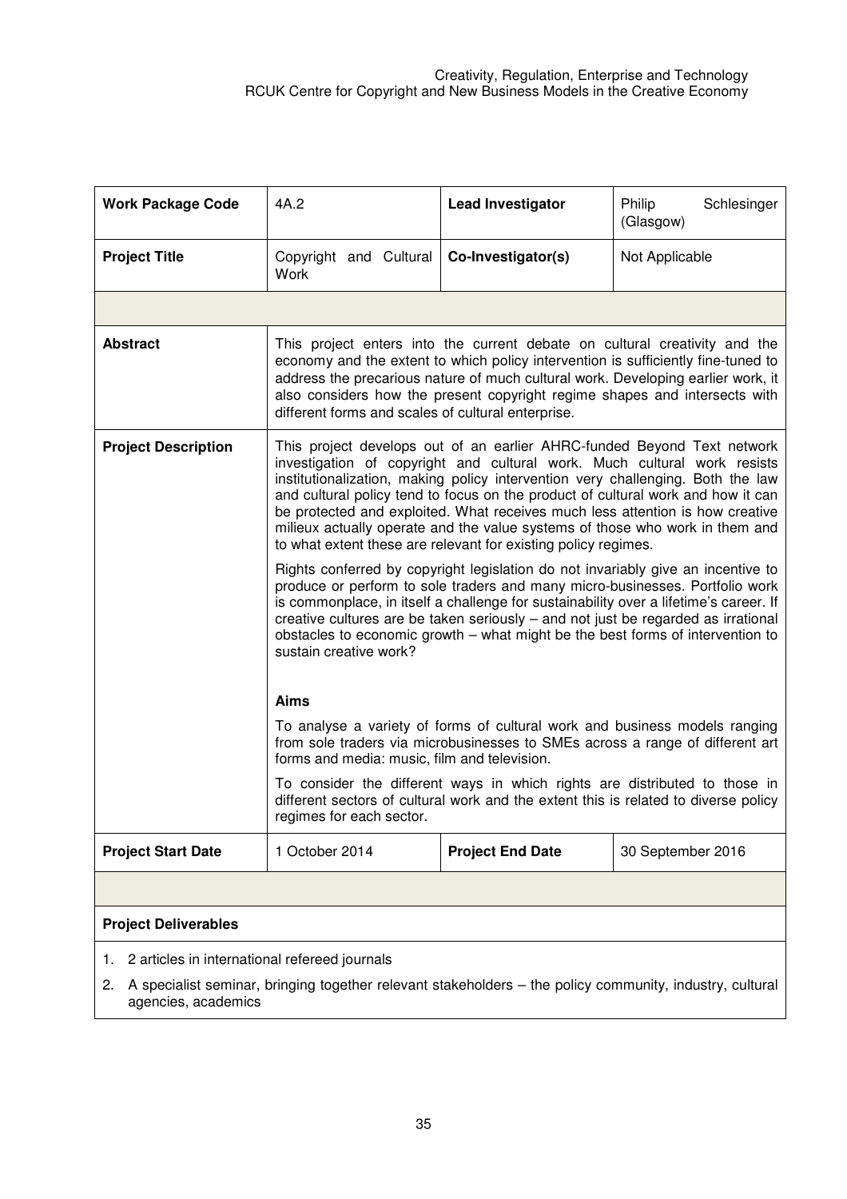| **Work Package Code** | 4A.2 | **Lead Investigator** | Philip Schlesinger (Glasgow) |
|---|---|---|---|
| **Project Title** | Copyright and Cultural Work | **Co-Investigator(s)** | Not Applicable |
| | | | |
| **Abstract** | This project enters into the current debate on cultural creativity and the economy and the extent to which policy intervention is sufficiently fine-tuned to address the precarious nature of much cultural work. Developing earlier work, it also considers how the present copyright regime shapes and intersects with different forms and scales of cultural enterprise. | | |
| **Project Description** | This project develops out of an earlier AHRC-funded Beyond Text network investigation of copyright and cultural work. Much cultural work resists institutionalization, making policy intervention very challenging. Both the law and cultural policy tend to focus on the product of cultural work and how it can be protected and exploited. What receives much less attention is how creative milieux actually operate and the value systems of those who work in them and to what extent these are relevant for existing policy regimes.<br><br>Rights conferred by copyright legislation do not invariably give an incentive to produce or perform to sole traders and many micro-businesses. Portfolio work is commonplace, in itself a challenge for sustainability over a lifetime's career. If creative cultures are be taken seriously – and not just be regarded as irrational obstacles to economic growth – what might be the best forms of intervention to sustain creative work?<br><br>**Aims**<br><br>To analyse a variety of forms of cultural work and business models ranging from sole traders via microbusinesses to SMEs across a range of different art forms and media: music, film and television.<br><br>To consider the different ways in which rights are distributed to those in different sectors of cultural work and the extent this is related to diverse policy regimes for each sector. | | |
| **Project Start Date** | 1 October 2014 | **Project End Date** | 30 September 2016 |

**Project Deliverables**

1. 2 articles in international refereed journals
2. A specialist seminar, bringing together relevant stakeholders – the policy community, industry, cultural agencies, academics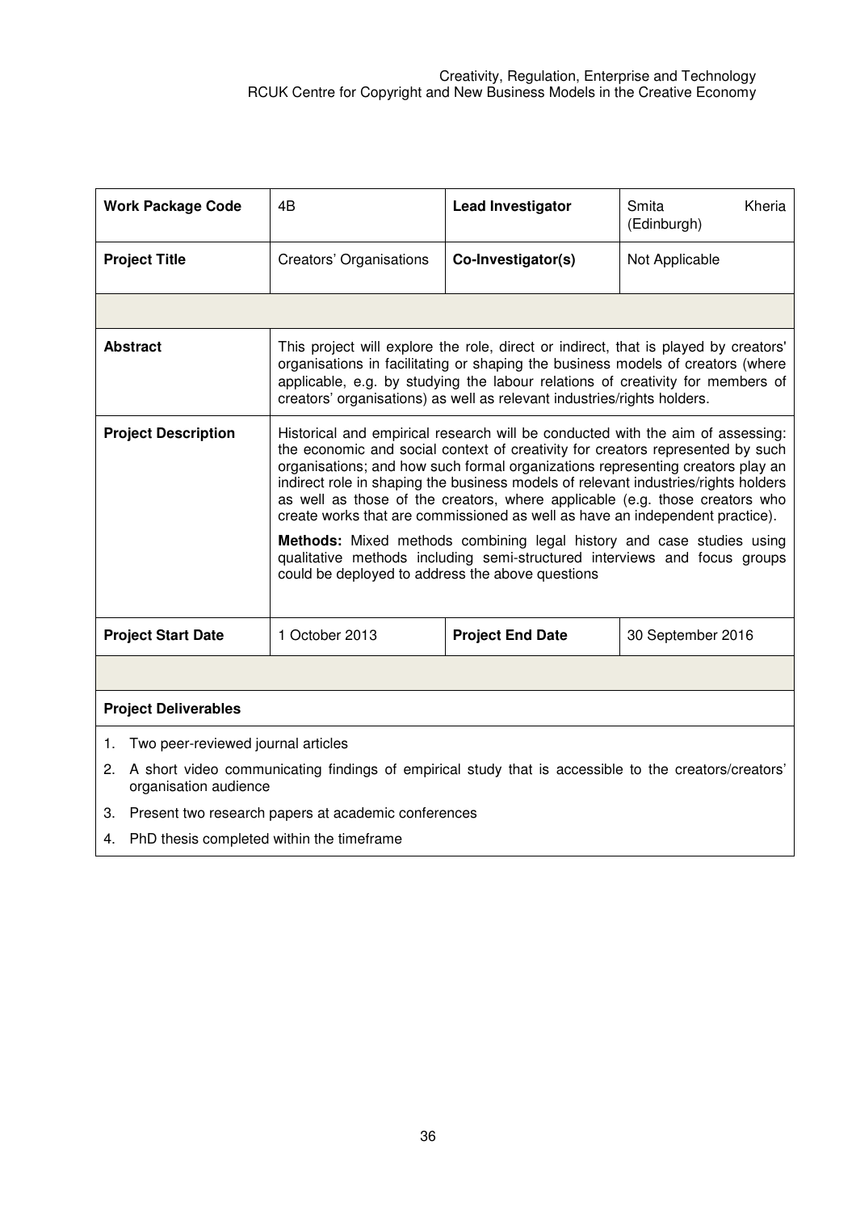| **Work Package Code** | 4B | **Lead Investigator** | Smita Kheria (Edinburgh) |
| --- | --- | --- | --- |
| **Project Title** | Creators' Organisations | **Co-Investigator(s)** | Not Applicable |
| | | | |
| **Abstract** | This project will explore the role, direct or indirect, that is played by creators' organisations in facilitating or shaping the business models of creators (where applicable, e.g. by studying the labour relations of creativity for members of creators' organisations) as well as relevant industries/rights holders. | | |
| **Project Description** | Historical and empirical research will be conducted with the aim of assessing: the economic and social context of creativity for creators represented by such organisations; and how such formal organizations representing creators play an indirect role in shaping the business models of relevant industries/rights holders as well as those of the creators, where applicable (e.g. those creators who create works that are commissioned as well as have an independent practice).<br><br>**Methods:** Mixed methods combining legal history and case studies using qualitative methods including semi-structured interviews and focus groups could be deployed to address the above questions | | |
| **Project Start Date** | 1 October 2013 | **Project End Date** | 30 September 2016 |

**Project Deliverables**

1. Two peer-reviewed journal articles
2. A short video communicating findings of empirical study that is accessible to the creators/creators' organisation audience
3. Present two research papers at academic conferences
4. PhD thesis completed within the timeframe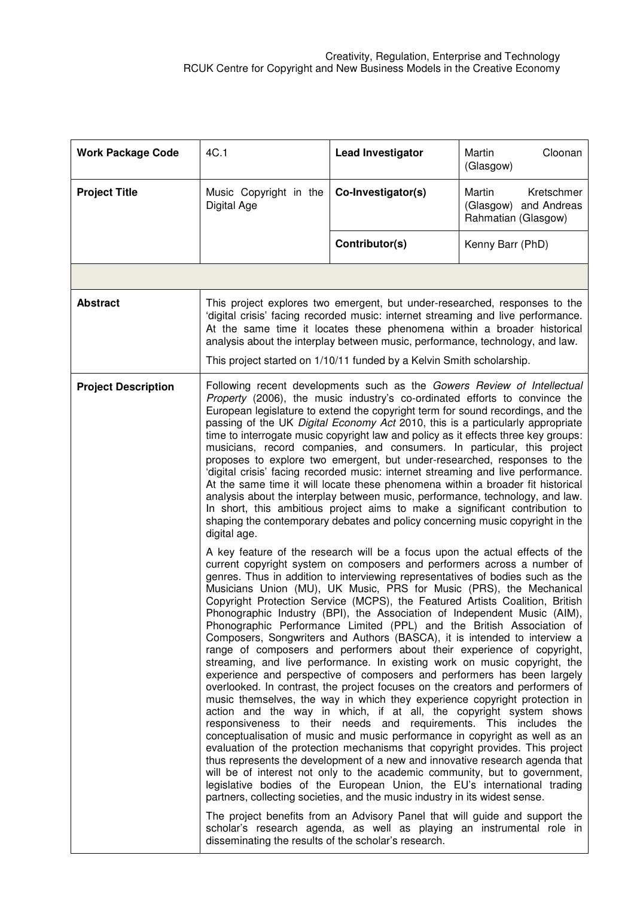| **Work Package Code** | 4C.1 | **Lead Investigator** | Martin Cloonan (Glasgow) |
|---|---|---|---|
| **Project Title** | Music Copyright in the Digital Age | **Co-Investigator(s)** | Martin Kretschmer (Glasgow) and Andreas Rahmatian (Glasgow) |
| | | **Contributor(s)** | Kenny Barr (PhD) |
| | | | |
| **Abstract** | This project explores two emergent, but under-researched, responses to the 'digital crisis' facing recorded music: internet streaming and live performance. At the same time it locates these phenomena within a broader historical analysis about the interplay between music, performance, technology, and law.<br><br>This project started on 1/10/11 funded by a Kelvin Smith scholarship. | | |
| **Project Description** | Following recent developments such as the *Gowers Review of Intellectual Property* (2006), the music industry's co-ordinated efforts to convince the European legislature to extend the copyright term for sound recordings, and the passing of the UK *Digital Economy Act* 2010, this is a particularly appropriate time to interrogate music copyright law and policy as it effects three key groups: musicians, record companies, and consumers. In particular, this project proposes to explore two emergent, but under-researched, responses to the 'digital crisis' facing recorded music: internet streaming and live performance. At the same time it will locate these phenomena within a broader fit historical analysis about the interplay between music, performance, technology, and law. In short, this ambitious project aims to make a significant contribution to shaping the contemporary debates and policy concerning music copyright in the digital age.<br><br>A key feature of the research will be a focus upon the actual effects of the current copyright system on composers and performers across a number of genres. Thus in addition to interviewing representatives of bodies such as the Musicians Union (MU), UK Music, PRS for Music (PRS), the Mechanical Copyright Protection Service (MCPS), the Featured Artists Coalition, British Phonographic Industry (BPI), the Association of Independent Music (AIM), Phonographic Performance Limited (PPL) and the British Association of Composers, Songwriters and Authors (BASCA), it is intended to interview a range of composers and performers about their experience of copyright, streaming, and live performance. In existing work on music copyright, the experience and perspective of composers and performers has been largely overlooked. In contrast, the project focuses on the creators and performers of music themselves, the way in which they experience copyright protection in action and the way in which, if at all, the copyright system shows responsiveness to their needs and requirements. This includes the conceptualisation of music and music performance in copyright as well as an evaluation of the protection mechanisms that copyright provides. This project thus represents the development of a new and innovative research agenda that will be of interest not only to the academic community, but to government, legislative bodies of the European Union, the EU's international trading partners, collecting societies, and the music industry in its widest sense.<br><br>The project benefits from an Advisory Panel that will guide and support the scholar's research agenda, as well as playing an instrumental role in disseminating the results of the scholar's research. | | |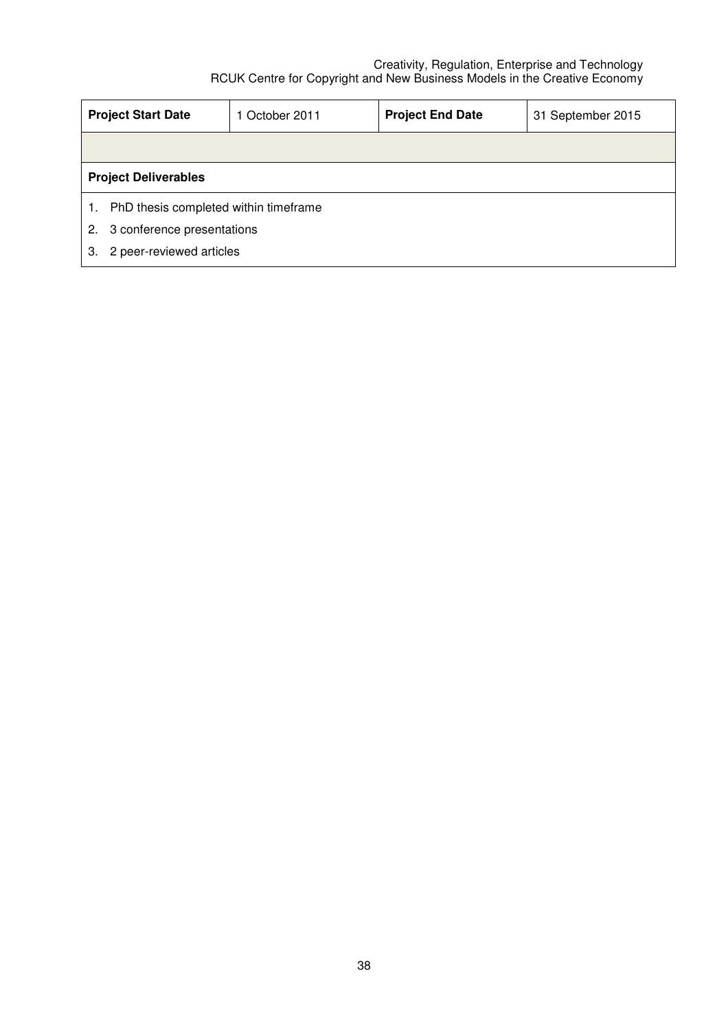| **Project Start Date** | 1 October 2011 | **Project End Date** | 31 September 2015 |
|---|---|---|---|
| | | | |
| **Project Deliverables** | | | |

1. PhD thesis completed within timeframe
2. 3 conference presentations
3. 2 peer-reviewed articles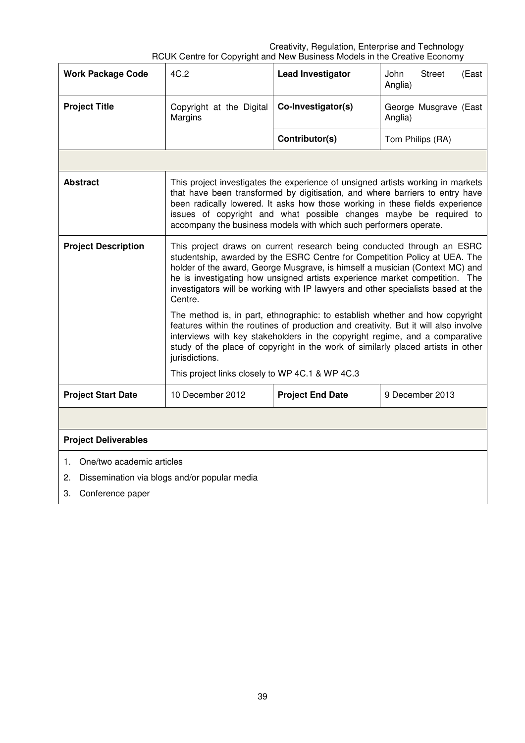| **Work Package Code** | 4C.2 | **Lead Investigator** | John Street (East Anglia) |
|---|---|---|---|
| **Project Title** | Copyright at the Digital Margins | **Co-Investigator(s)** | George Musgrave (East Anglia) |
| | | **Contributor(s)** | Tom Philips (RA) |
| | | | |
| **Abstract** | This project investigates the experience of unsigned artists working in markets that have been transformed by digitisation, and where barriers to entry have been radically lowered. It asks how those working in these fields experience issues of copyright and what possible changes maybe be required to accompany the business models with which such performers operate. | | |
| **Project Description** | This project draws on current research being conducted through an ESRC studentship, awarded by the ESRC Centre for Competition Policy at UEA. The holder of the award, George Musgrave, is himself a musician (Context MC) and he is investigating how unsigned artists experience market competition. The investigators will be working with IP lawyers and other specialists based at the Centre.<br><br>The method is, in part, ethnographic: to establish whether and how copyright features within the routines of production and creativity. But it will also involve interviews with key stakeholders in the copyright regime, and a comparative study of the place of copyright in the work of similarly placed artists in other jurisdictions.<br><br>This project links closely to WP 4C.1 & WP 4C.3 | | |
| **Project Start Date** | 10 December 2012 | **Project End Date** | 9 December 2013 |

**Project Deliverables**

1. One/two academic articles
2. Dissemination via blogs and/or popular media
3. Conference paper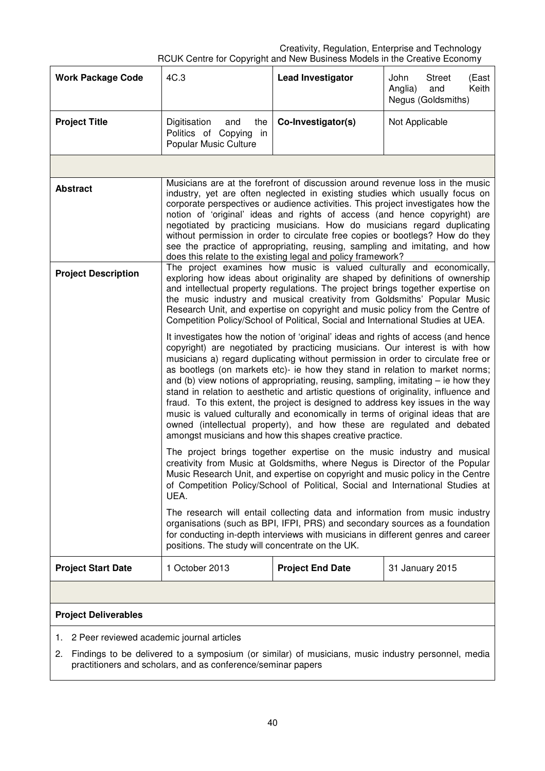| **Work Package Code** | 4C.3 | **Lead Investigator** | John Street (East Anglia) and Keith Negus (Goldsmiths) |
| --- | --- | --- | --- |
| **Project Title** | Digitisation and the Politics of Copying in Popular Music Culture | **Co-Investigator(s)** | Not Applicable |
| | | | |
| **Abstract** | Musicians are at the forefront of discussion around revenue loss in the music industry, yet are often neglected in existing studies which usually focus on corporate perspectives or audience activities. This project investigates how the notion of 'original' ideas and rights of access (and hence copyright) are negotiated by practicing musicians. How do musicians regard duplicating without permission in order to circulate free copies or bootlegs? How do they see the practice of appropriating, reusing, sampling and imitating, and how does this relate to the existing legal and policy framework? | | |
| **Project Description** | The project examines how music is valued culturally and economically, exploring how ideas about originality are shaped by definitions of ownership and intellectual property regulations. The project brings together expertise on the music industry and musical creativity from Goldsmiths' Popular Music Research Unit, and expertise on copyright and music policy from the Centre of Competition Policy/School of Political, Social and International Studies at UEA.<br><br>It investigates how the notion of 'original' ideas and rights of access (and hence copyright) are negotiated by practicing musicians. Our interest is with how musicians a) regard duplicating without permission in order to circulate free or as bootlegs (on markets etc)- ie how they stand in relation to market norms; and (b) view notions of appropriating, reusing, sampling, imitating – ie how they stand in relation to aesthetic and artistic questions of originality, influence and fraud. To this extent, the project is designed to address key issues in the way music is valued culturally and economically in terms of original ideas that are owned (intellectual property), and how these are regulated and debated amongst musicians and how this shapes creative practice.<br><br>The project brings together expertise on the music industry and musical creativity from Music at Goldsmiths, where Negus is Director of the Popular Music Research Unit, and expertise on copyright and music policy in the Centre of Competition Policy/School of Political, Social and International Studies at UEA.<br><br>The research will entail collecting data and information from music industry organisations (such as BPI, IFPI, PRS) and secondary sources as a foundation for conducting in-depth interviews with musicians in different genres and career positions. The study will concentrate on the UK. | | |
| **Project Start Date** | 1 October 2013 | **Project End Date** | 31 January 2015 |

**Project Deliverables**

1. 2 Peer reviewed academic journal articles
2. Findings to be delivered to a symposium (or similar) of musicians, music industry personnel, media practitioners and scholars, and as conference/seminar papers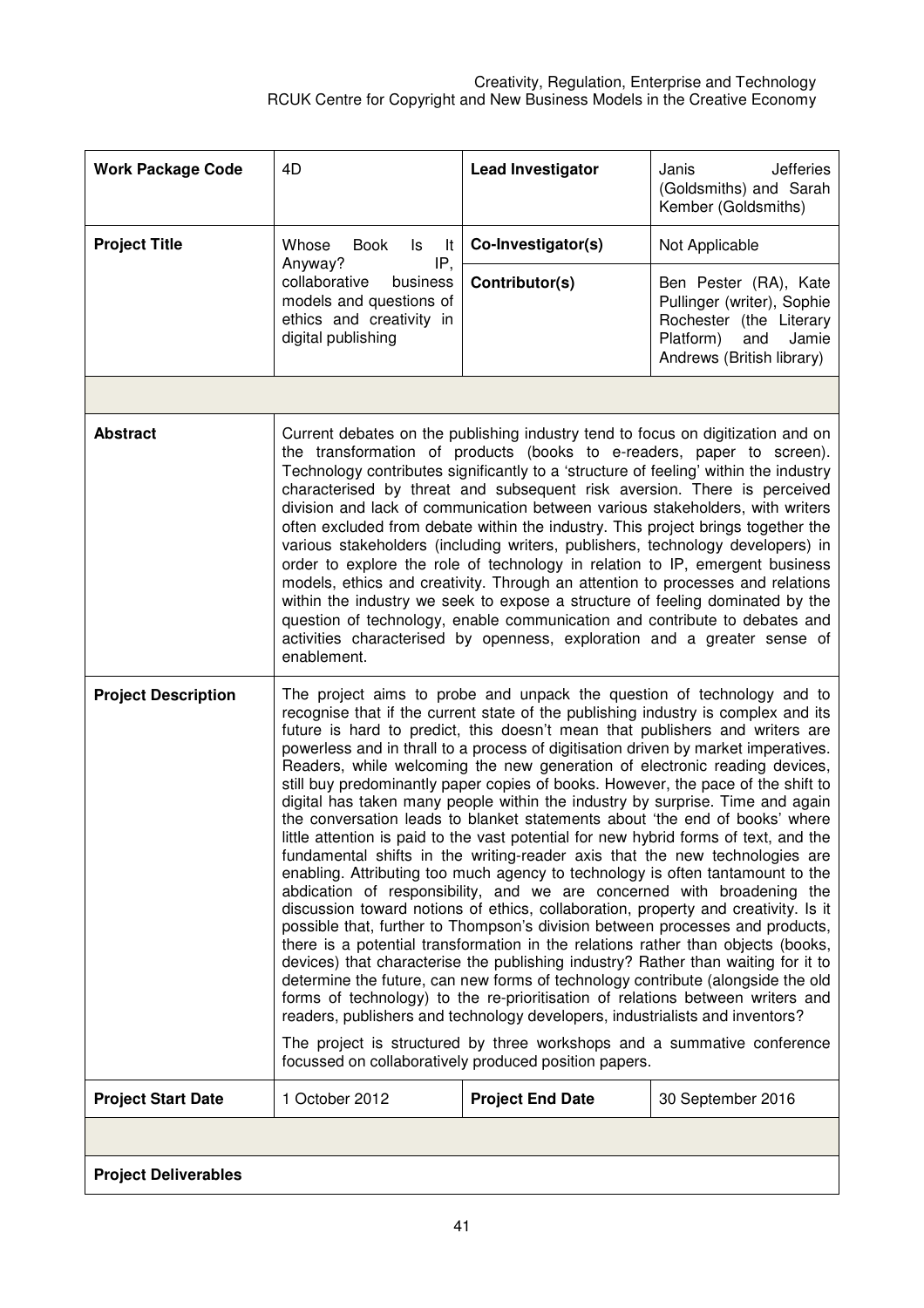| **Work Package Code** | 4D | **Lead Investigator** | Janis Jefferies (Goldsmiths) and Sarah Kember (Goldsmiths) |
|---|---|---|---|
| **Project Title** | Whose Book Is It Anyway? IP, collaborative business models and questions of ethics and creativity in digital publishing | **Co-Investigator(s)** | Not Applicable |
| | | **Contributor(s)** | Ben Pester (RA), Kate Pullinger (writer), Sophie Rochester (the Literary Platform) and Jamie Andrews (British library) |
| | | | |
| **Abstract** | Current debates on the publishing industry tend to focus on digitization and on the transformation of products (books to e-readers, paper to screen). Technology contributes significantly to a 'structure of feeling' within the industry characterised by threat and subsequent risk aversion. There is perceived division and lack of communication between various stakeholders, with writers often excluded from debate within the industry. This project brings together the various stakeholders (including writers, publishers, technology developers) in order to explore the role of technology in relation to IP, emergent business models, ethics and creativity. Through an attention to processes and relations within the industry we seek to expose a structure of feeling dominated by the question of technology, enable communication and contribute to debates and activities characterised by openness, exploration and a greater sense of enablement. | | |
| **Project Description** | The project aims to probe and unpack the question of technology and to recognise that if the current state of the publishing industry is complex and its future is hard to predict, this doesn't mean that publishers and writers are powerless and in thrall to a process of digitisation driven by market imperatives. Readers, while welcoming the new generation of electronic reading devices, still buy predominantly paper copies of books. However, the pace of the shift to digital has taken many people within the industry by surprise. Time and again the conversation leads to blanket statements about 'the end of books' where little attention is paid to the vast potential for new hybrid forms of text, and the fundamental shifts in the writing-reader axis that the new technologies are enabling. Attributing too much agency to technology is often tantamount to the abdication of responsibility, and we are concerned with broadening the discussion toward notions of ethics, collaboration, property and creativity. Is it possible that, further to Thompson's division between processes and products, there is a potential transformation in the relations rather than objects (books, devices) that characterise the publishing industry? Rather than waiting for it to determine the future, can new forms of technology contribute (alongside the old forms of technology) to the re-prioritisation of relations between writers and readers, publishers and technology developers, industrialists and inventors?<br><br>The project is structured by three workshops and a summative conference focussed on collaboratively produced position papers. | | |
| **Project Start Date** | 1 October 2012 | **Project End Date** | 30 September 2016 |
| | | | |
| **Project Deliverables** | | | |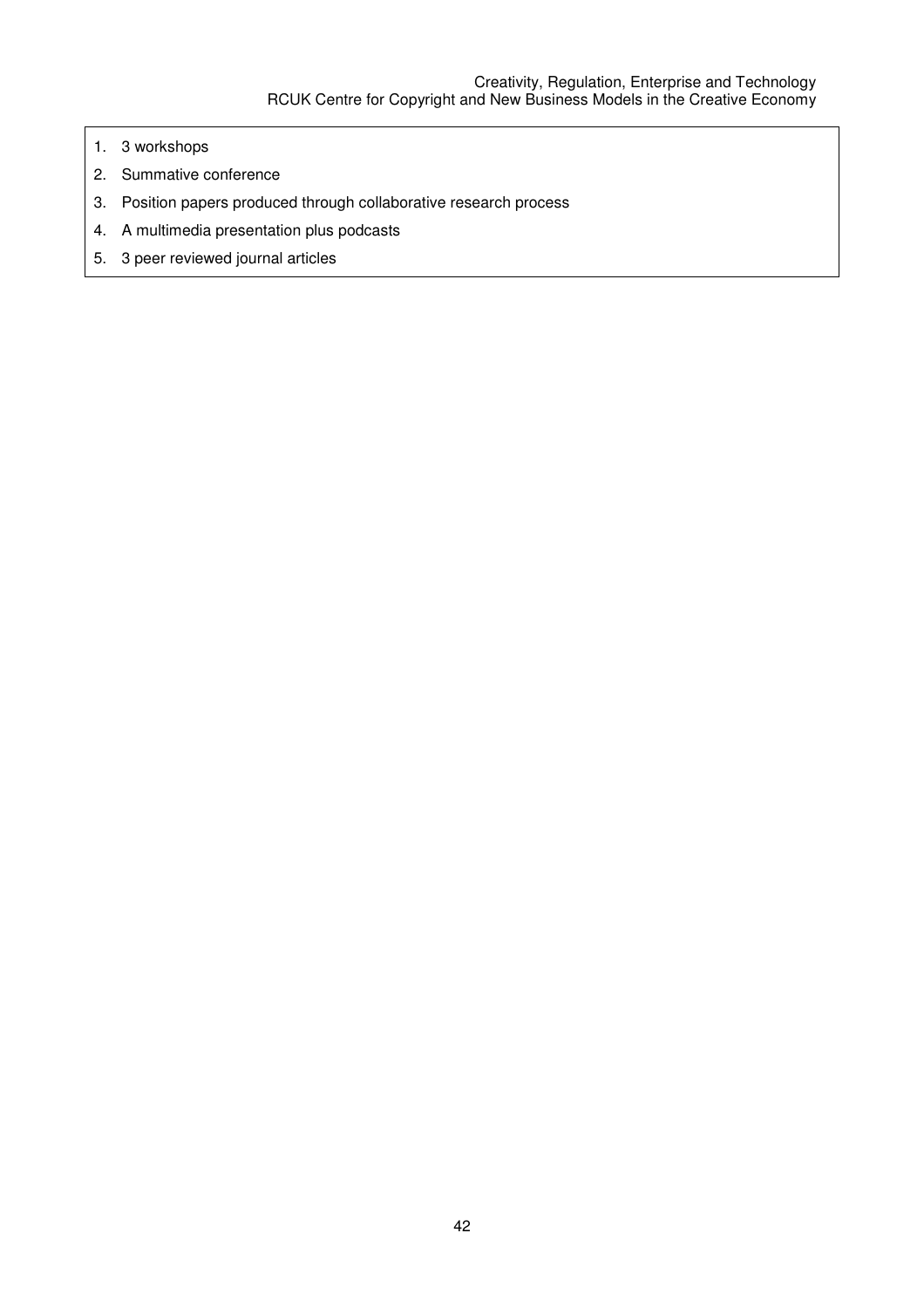1. 3 workshops
2. Summative conference
3. Position papers produced through collaborative research process
4. A multimedia presentation plus podcasts
5. 3 peer reviewed journal articles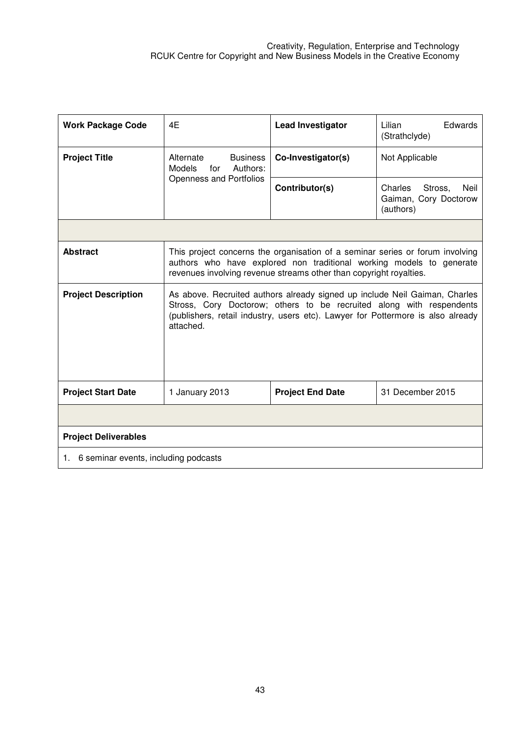| **Work Package Code** | 4E | **Lead Investigator** | Lilian Edwards (Strathclyde) |
|---|---|---|---|
| **Project Title** | Alternate Business Models for Authors: Openness and Portfolios | **Co-Investigator(s)** | Not Applicable |
| | | **Contributor(s)** | Charles Stross, Neil Gaiman, Cory Doctorow (authors) |
| | | | |
| **Abstract** | This project concerns the organisation of a seminar series or forum involving authors who have explored non traditional working models to generate revenues involving revenue streams other than copyright royalties. | | |
| **Project Description** | As above. Recruited authors already signed up include Neil Gaiman, Charles Stross, Cory Doctorow; others to be recruited along with respendents (publishers, retail industry, users etc). Lawyer for Pottermore is also already attached. | | |
| **Project Start Date** | 1 January 2013 | **Project End Date** | 31 December 2015 |
| | | | |
| **Project Deliverables** | | | |
| 1. 6 seminar events, including podcasts | | | |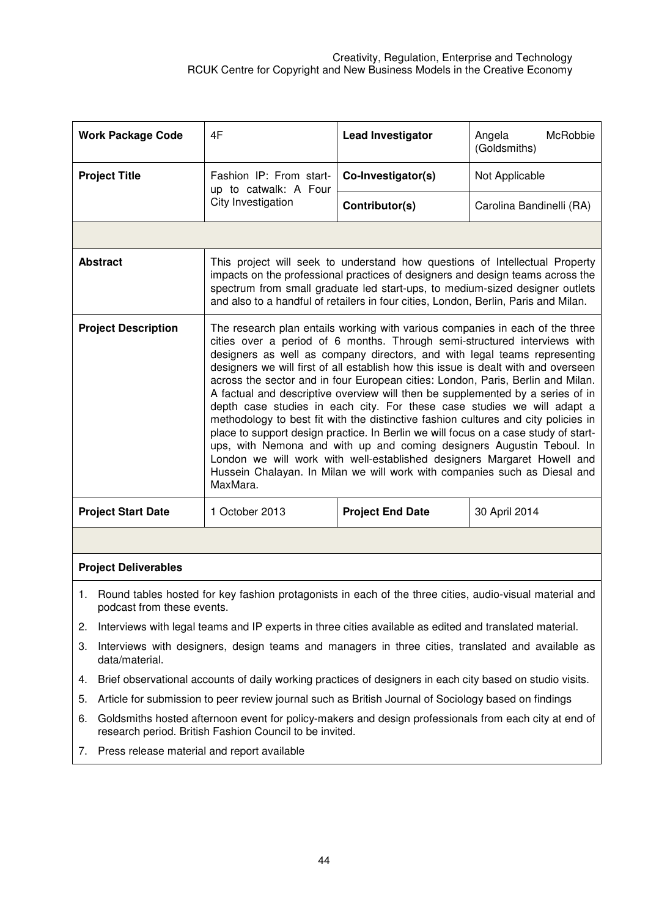| **Work Package Code** | 4F | **Lead Investigator** | Angela McRobbie (Goldsmiths) |
|---|---|---|---|
| **Project Title** | Fashion IP: From start-up to catwalk: A Four City Investigation | **Co-Investigator(s)** | Not Applicable |
| | | **Contributor(s)** | Carolina Bandinelli (RA) |

| | |
|---|---|
| **Abstract** | This project will seek to understand how questions of Intellectual Property impacts on the professional practices of designers and design teams across the spectrum from small graduate led start-ups, to medium-sized designer outlets and also to a handful of retailers in four cities, London, Berlin, Paris and Milan. |
| **Project Description** | The research plan entails working with various companies in each of the three cities over a period of 6 months. Through semi-structured interviews with designers as well as company directors, and with legal teams representing designers we will first of all establish how this issue is dealt with and overseen across the sector and in four European cities: London, Paris, Berlin and Milan. A factual and descriptive overview will then be supplemented by a series of in depth case studies in each city. For these case studies we will adapt a methodology to best fit with the distinctive fashion cultures and city policies in place to support design practice. In Berlin we will focus on a case study of start-ups, with Nemona and with up and coming designers Augustin Teboul. In London we will work with well-established designers Margaret Howell and Hussein Chalayan. In Milan we will work with companies such as Diesal and MaxMara. |

| **Project Start Date** | 1 October 2013 | **Project End Date** | 30 April 2014 |
|---|---|---|---|

**Project Deliverables**

1. Round tables hosted for key fashion protagonists in each of the three cities, audio-visual material and podcast from these events.
2. Interviews with legal teams and IP experts in three cities available as edited and translated material.
3. Interviews with designers, design teams and managers in three cities, translated and available as data/material.
4. Brief observational accounts of daily working practices of designers in each city based on studio visits.
5. Article for submission to peer review journal such as British Journal of Sociology based on findings
6. Goldsmiths hosted afternoon event for policy-makers and design professionals from each city at end of research period. British Fashion Council to be invited.
7. Press release material and report available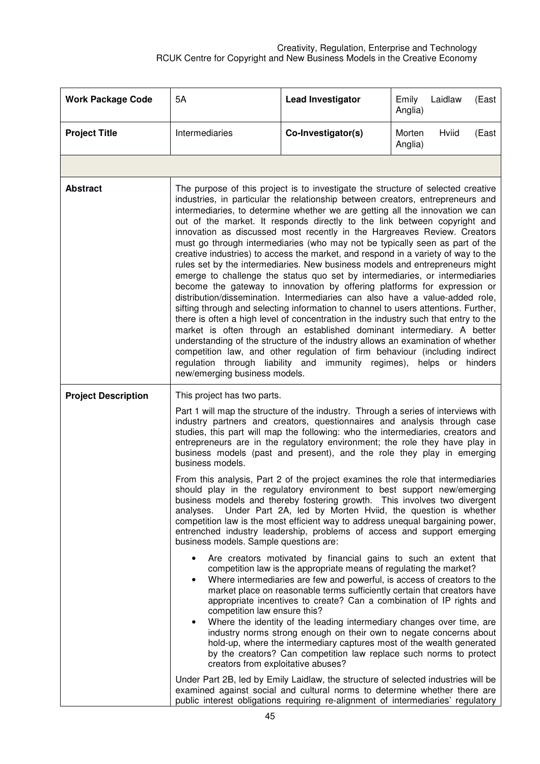| **Work Package Code** | 5A | **Lead Investigator** | Emily Laidlaw (East Anglia) |
|---|---|---|---|
| **Project Title** | Intermediaries | **Co-Investigator(s)** | Morten Hviid (East Anglia) |
| | | | |
| **Abstract** | The purpose of this project is to investigate the structure of selected creative industries, in particular the relationship between creators, entrepreneurs and intermediaries, to determine whether we are getting all the innovation we can out of the market. It responds directly to the link between copyright and innovation as discussed most recently in the Hargreaves Review. Creators must go through intermediaries (who may not be typically seen as part of the creative industries) to access the market, and respond in a variety of way to the rules set by the intermediaries. New business models and entrepreneurs might emerge to challenge the status quo set by intermediaries, or intermediaries become the gateway to innovation by offering platforms for expression or distribution/dissemination. Intermediaries can also have a value-added role, sifting through and selecting information to channel to users attentions. Further, there is often a high level of concentration in the industry such that entry to the market is often through an established dominant intermediary. A better understanding of the structure of the industry allows an examination of whether competition law, and other regulation of firm behaviour (including indirect regulation through liability and immunity regimes), helps or hinders new/emerging business models. | | |
| **Project Description** | This project has two parts.<br><br>Part 1 will map the structure of the industry. Through a series of interviews with industry partners and creators, questionnaires and analysis through case studies, this part will map the following: who the intermediaries, creators and entrepreneurs are in the regulatory environment; the role they have play in business models (past and present), and the role they play in emerging business models.<br><br>From this analysis, Part 2 of the project examines the role that intermediaries should play in the regulatory environment to best support new/emerging business models and thereby fostering growth. This involves two divergent analyses. Under Part 2A, led by Morten Hviid, the question is whether competition law is the most efficient way to address unequal bargaining power, entrenched industry leadership, problems of access and support emerging business models. Sample questions are:<br><br>• Are creators motivated by financial gains to such an extent that competition law is the appropriate means of regulating the market?<br>• Where intermediaries are few and powerful, is access of creators to the market place on reasonable terms sufficiently certain that creators have appropriate incentives to create? Can a combination of IP rights and competition law ensure this?<br>• Where the identity of the leading intermediary changes over time, are industry norms strong enough on their own to negate concerns about hold-up, where the intermediary captures most of the wealth generated by the creators? Can competition law replace such norms to protect creators from exploitative abuses?<br><br>Under Part 2B, led by Emily Laidlaw, the structure of selected industries will be examined against social and cultural norms to determine whether there are public interest obligations requiring re-alignment of intermediaries' regulatory | | |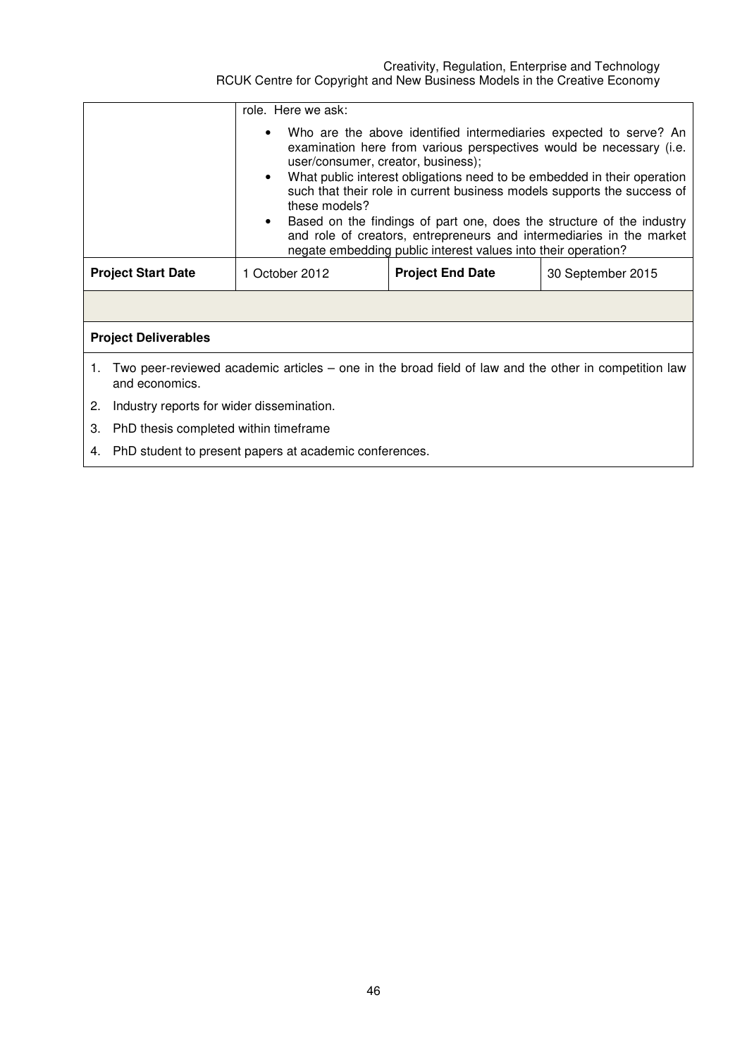|  | role. Here we ask:<br><br>• Who are the above identified intermediaries expected to serve? An examination here from various perspectives would be necessary (i.e. user/consumer, creator, business);<br>• What public interest obligations need to be embedded in their operation such that their role in current business models supports the success of these models?<br>• Based on the findings of part one, does the structure of the industry and role of creators, entrepreneurs and intermediaries in the market negate embedding public interest values into their operation? | | |
|---|---|---|---|
| **Project Start Date** | 1 October 2012 | **Project End Date** | 30 September 2015 |

**Project Deliverables**

1. Two peer-reviewed academic articles – one in the broad field of law and the other in competition law and economics.
2. Industry reports for wider dissemination.
3. PhD thesis completed within timeframe
4. PhD student to present papers at academic conferences.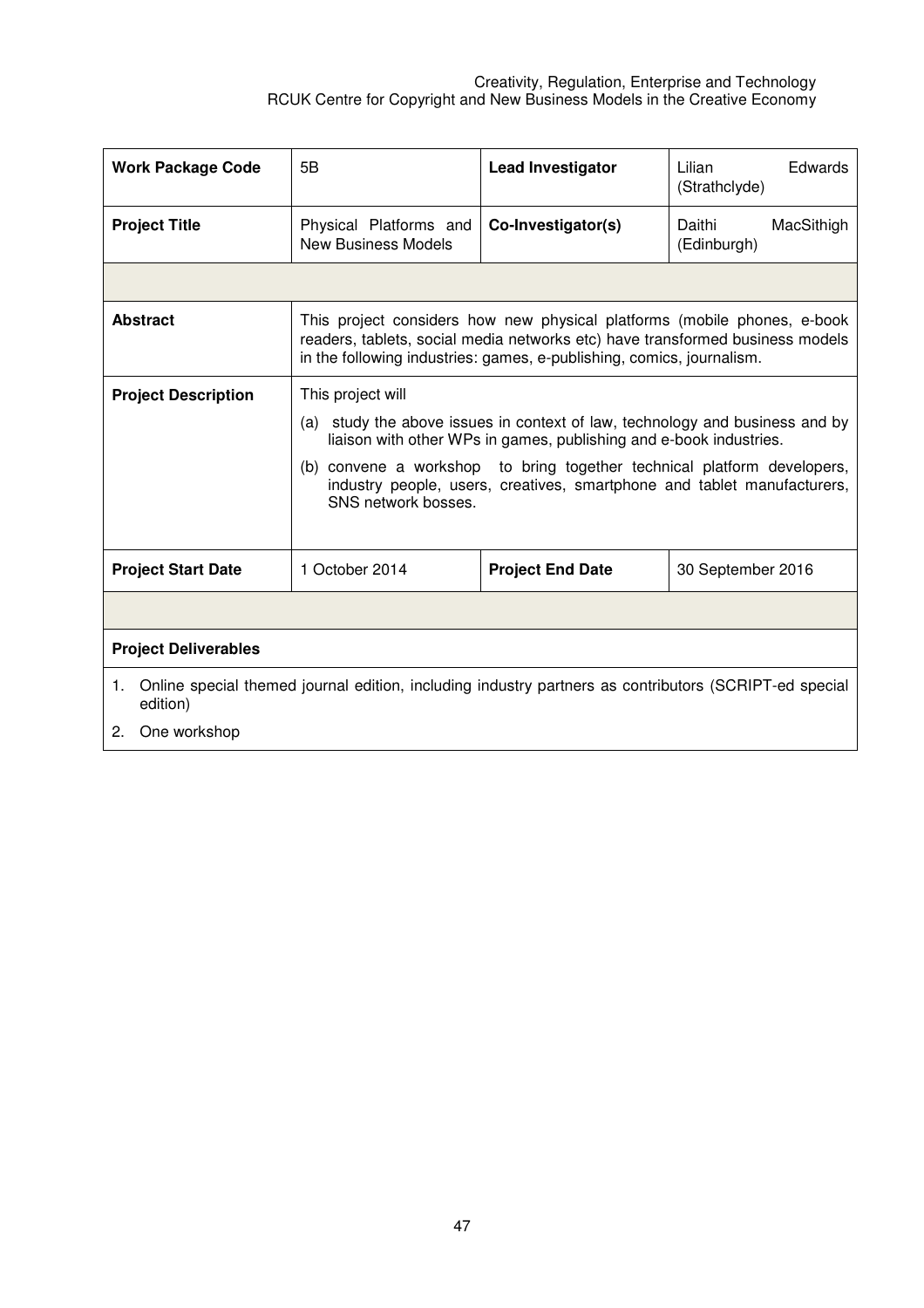| **Work Package Code** | 5B | **Lead Investigator** | Lilian Edwards (Strathclyde) |
|---|---|---|---|
| **Project Title** | Physical Platforms and New Business Models | **Co-Investigator(s)** | Daithi MacSithigh (Edinburgh) |
| | | | |
| **Abstract** | This project considers how new physical platforms (mobile phones, e-book readers, tablets, social media networks etc) have transformed business models in the following industries: games, e-publishing, comics, journalism. | | |
| **Project Description** | This project will<br>(a) study the above issues in context of law, technology and business and by liaison with other WPs in games, publishing and e-book industries.<br>(b) convene a workshop to bring together technical platform developers, industry people, users, creatives, smartphone and tablet manufacturers, SNS network bosses. | | |
| **Project Start Date** | 1 October 2014 | **Project End Date** | 30 September 2016 |
| | | | |
| **Project Deliverables** | | | |
| 1. Online special themed journal edition, including industry partners as contributors (SCRIPT-ed special edition)<br>2. One workshop | | | |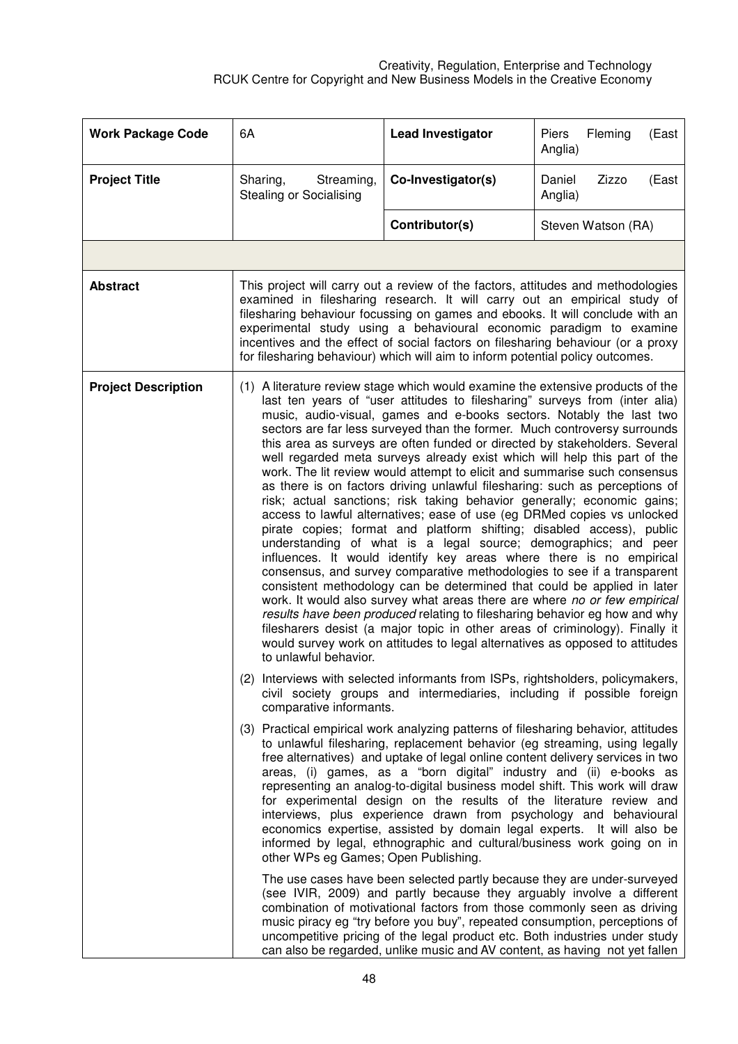| **Work Package Code** | 6A | **Lead Investigator** | Piers Fleming (East Anglia) |
|---|---|---|---|
| **Project Title** | Sharing, Streaming, Stealing or Socialising | **Co-Investigator(s)** | Daniel Zizzo (East Anglia) |
| | | **Contributor(s)** | Steven Watson (RA) |
| | | | |
| **Abstract** | This project will carry out a review of the factors, attitudes and methodologies examined in filesharing research. It will carry out an empirical study of filesharing behaviour focussing on games and ebooks. It will conclude with an experimental study using a behavioural economic paradigm to examine incentives and the effect of social factors on filesharing behaviour (or a proxy for filesharing behaviour) which will aim to inform potential policy outcomes. | | |
| **Project Description** | (1) A literature review stage which would examine the extensive products of the last ten years of "user attitudes to filesharing" surveys from (inter alia) music, audio-visual, games and e-books sectors. Notably the last two sectors are far less surveyed than the former. Much controversy surrounds this area as surveys are often funded or directed by stakeholders. Several well regarded meta surveys already exist which will help this part of the work. The lit review would attempt to elicit and summarise such consensus as there is on factors driving unlawful filesharing: such as perceptions of risk; actual sanctions; risk taking behavior generally; economic gains; access to lawful alternatives; ease of use (eg DRMed copies vs unlocked pirate copies; format and platform shifting; disabled access), public understanding of what is a legal source; demographics; and peer influences. It would identify key areas where there is no empirical consensus, and survey comparative methodologies to see if a transparent consistent methodology can be determined that could be applied in later work. It would also survey what areas there are where *no or few empirical results have been produced* relating to filesharing behavior eg how and why filesharers desist (a major topic in other areas of criminology). Finally it would survey work on attitudes to legal alternatives as opposed to attitudes to unlawful behavior.<br><br>(2) Interviews with selected informants from ISPs, rightsholders, policymakers, civil society groups and intermediaries, including if possible foreign comparative informants.<br><br>(3) Practical empirical work analyzing patterns of filesharing behavior, attitudes to unlawful filesharing, replacement behavior (eg streaming, using legally free alternatives) and uptake of legal online content delivery services in two areas, (i) games, as a "born digital" industry and (ii) e-books as representing an analog-to-digital business model shift. This work will draw for experimental design on the results of the literature review and interviews, plus experience drawn from psychology and behavioural economics expertise, assisted by domain legal experts. It will also be informed by legal, ethnographic and cultural/business work going on in other WPs eg Games; Open Publishing.<br><br>The use cases have been selected partly because they are under-surveyed (see IVIR, 2009) and partly because they arguably involve a different combination of motivational factors from those commonly seen as driving music piracy eg "try before you buy", repeated consumption, perceptions of uncompetitive pricing of the legal product etc. Both industries under study can also be regarded, unlike music and AV content, as having not yet fallen | | |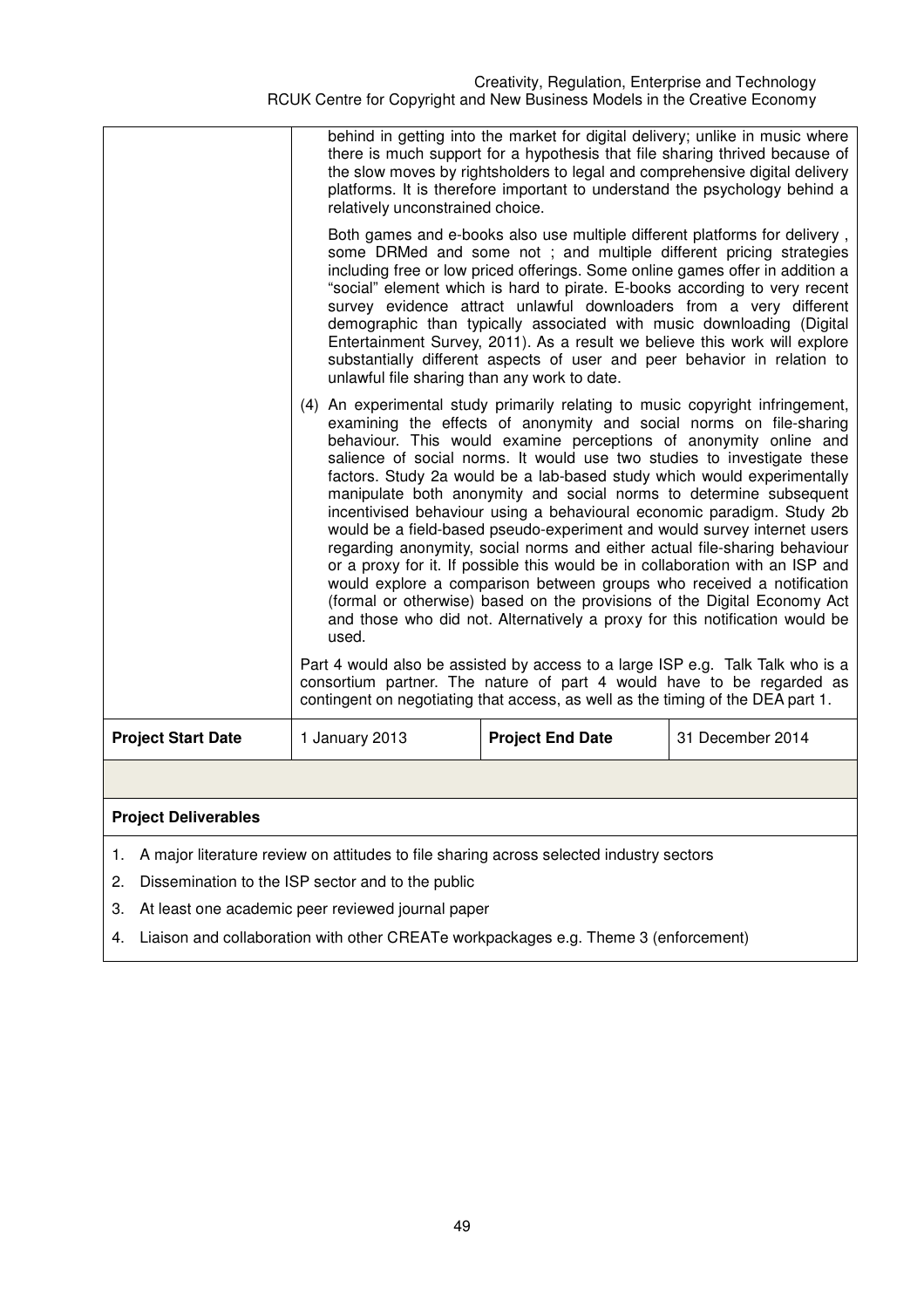| | | | |
|---|---|---|---|
| | behind in getting into the market for digital delivery; unlike in music where there is much support for a hypothesis that file sharing thrived because of the slow moves by rightsholders to legal and comprehensive digital delivery platforms. It is therefore important to understand the psychology behind a relatively unconstrained choice.<br><br>Both games and e-books also use multiple different platforms for delivery , some DRMed and some not ; and multiple different pricing strategies including free or low priced offerings. Some online games offer in addition a "social" element which is hard to pirate. E-books according to very recent survey evidence attract unlawful downloaders from a very different demographic than typically associated with music downloading (Digital Entertainment Survey, 2011). As a result we believe this work will explore substantially different aspects of user and peer behavior in relation to unlawful file sharing than any work to date.<br><br>(4) An experimental study primarily relating to music copyright infringement, examining the effects of anonymity and social norms on file-sharing behaviour. This would examine perceptions of anonymity online and salience of social norms. It would use two studies to investigate these factors. Study 2a would be a lab-based study which would experimentally manipulate both anonymity and social norms to determine subsequent incentivised behaviour using a behavioural economic paradigm. Study 2b would be a field-based pseudo-experiment and would survey internet users regarding anonymity, social norms and either actual file-sharing behaviour or a proxy for it. If possible this would be in collaboration with an ISP and would explore a comparison between groups who received a notification (formal or otherwise) based on the provisions of the Digital Economy Act and those who did not. Alternatively a proxy for this notification would be used.<br><br>Part 4 would also be assisted by access to a large ISP e.g. Talk Talk who is a consortium partner. The nature of part 4 would have to be regarded as contingent on negotiating that access, as well as the timing of the DEA part 1. | | |
| **Project Start Date** | 1 January 2013 | **Project End Date** | 31 December 2014 |

**Project Deliverables**

1. A major literature review on attitudes to file sharing across selected industry sectors
2. Dissemination to the ISP sector and to the public
3. At least one academic peer reviewed journal paper
4. Liaison and collaboration with other CREATe workpackages e.g. Theme 3 (enforcement)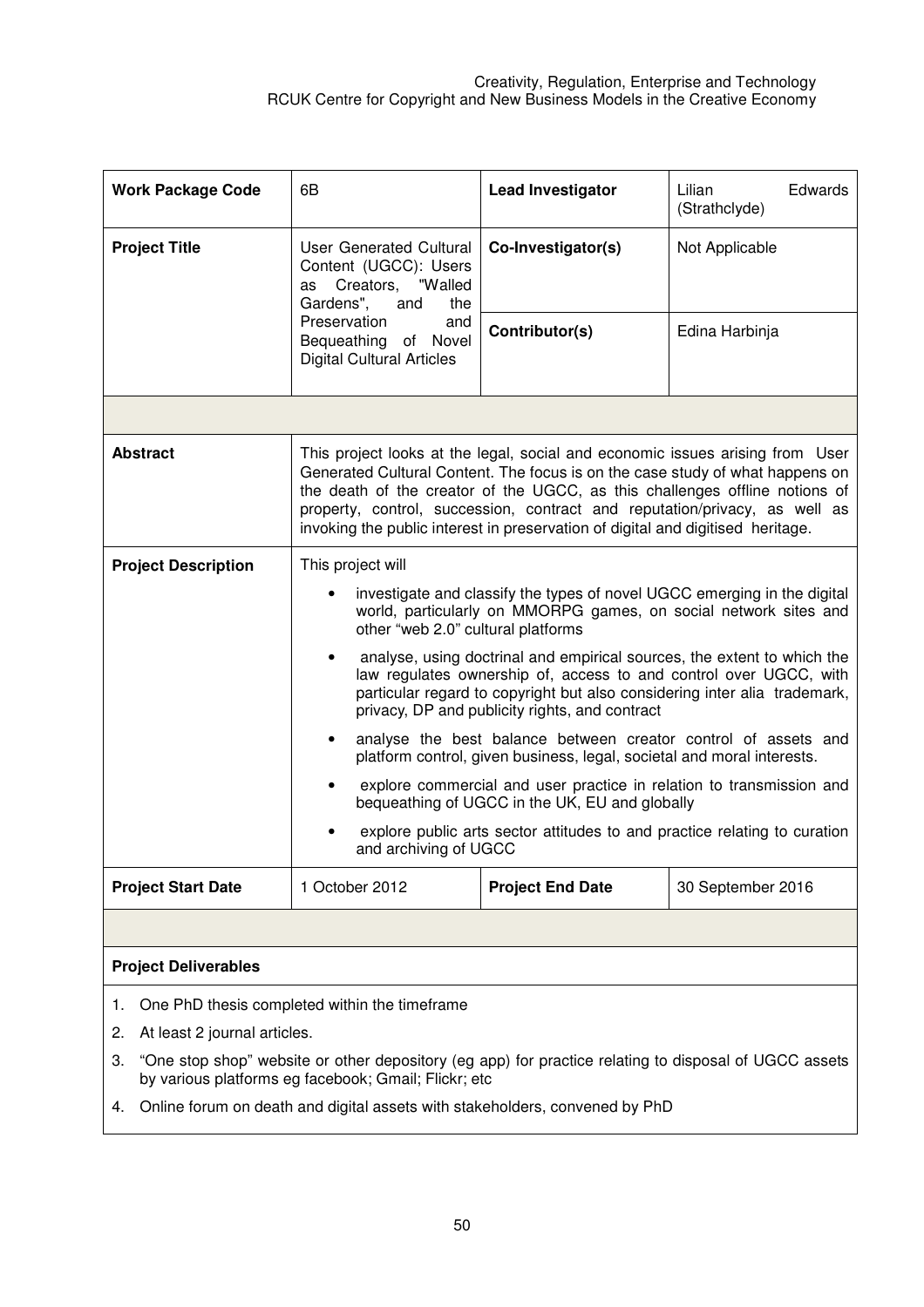| **Work Package Code** | 6B | **Lead Investigator** | Lilian Edwards (Strathclyde) |
|---|---|---|---|
| **Project Title** | User Generated Cultural Content (UGCC): Users as Creators, "Walled Gardens", and the Preservation and Bequeathing of Novel Digital Cultural Articles | **Co-Investigator(s)** | Not Applicable |
| | | **Contributor(s)** | Edina Harbinja |
| | | | |
| **Abstract** | This project looks at the legal, social and economic issues arising from User Generated Cultural Content. The focus is on the case study of what happens on the death of the creator of the UGCC, as this challenges offline notions of property, control, succession, contract and reputation/privacy, as well as invoking the public interest in preservation of digital and digitised heritage. | | |
| **Project Description** | This project will<br>• investigate and classify the types of novel UGCC emerging in the digital world, particularly on MMORPG games, on social network sites and other "web 2.0" cultural platforms<br>• analyse, using doctrinal and empirical sources, the extent to which the law regulates ownership of, access to and control over UGCC, with particular regard to copyright but also considering inter alia trademark, privacy, DP and publicity rights, and contract<br>• analyse the best balance between creator control of assets and platform control, given business, legal, societal and moral interests.<br>• explore commercial and user practice in relation to transmission and bequeathing of UGCC in the UK, EU and globally<br>• explore public arts sector attitudes to and practice relating to curation and archiving of UGCC | | |
| **Project Start Date** | 1 October 2012 | **Project End Date** | 30 September 2016 |

**Project Deliverables**

1. One PhD thesis completed within the timeframe
2. At least 2 journal articles.
3. "One stop shop" website or other depository (eg app) for practice relating to disposal of UGCC assets by various platforms eg facebook; Gmail; Flickr; etc
4. Online forum on death and digital assets with stakeholders, convened by PhD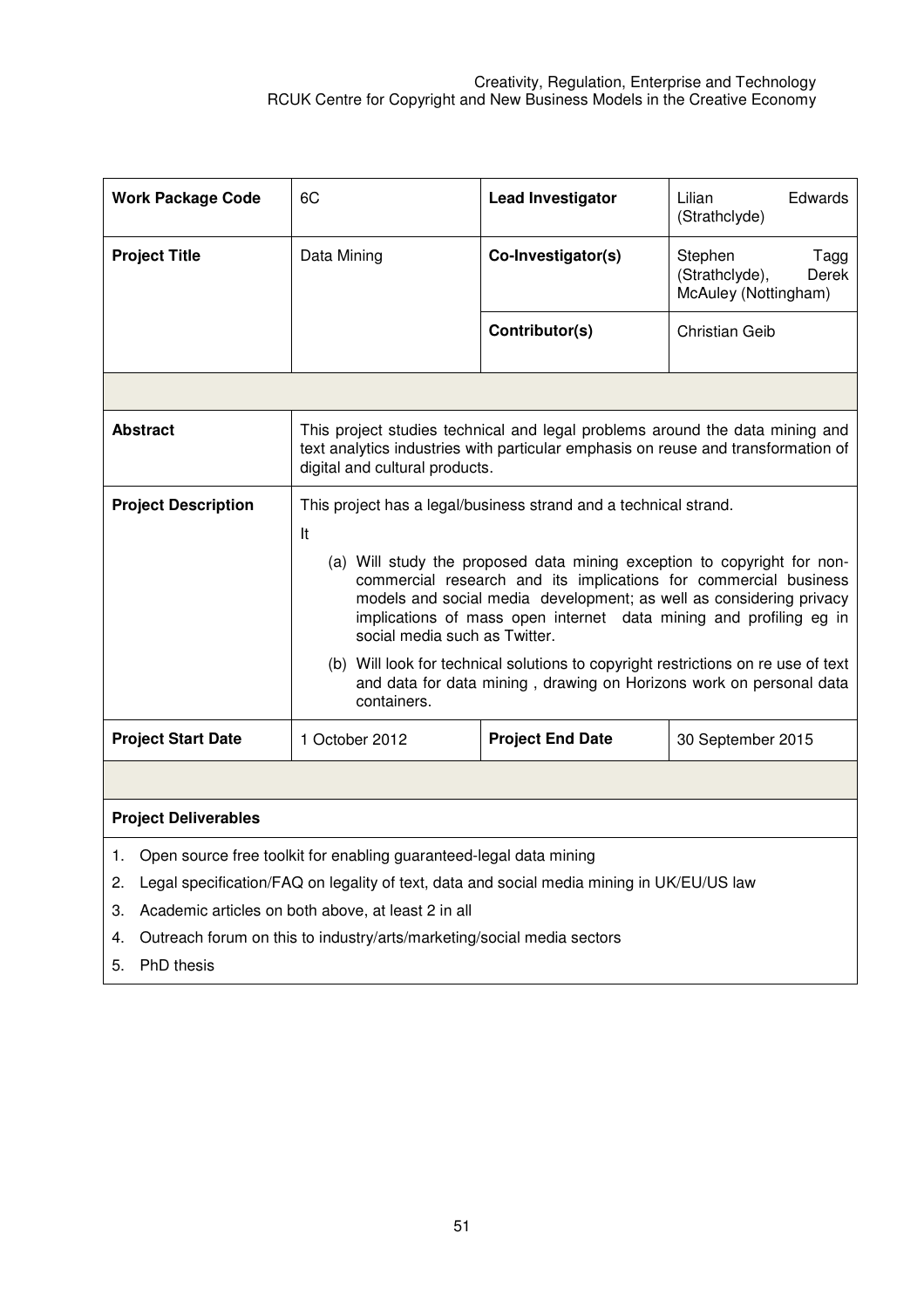| **Work Package Code** | 6C | **Lead Investigator** | Lilian Edwards (Strathclyde) |
| --- | --- | --- | --- |
| **Project Title** | Data Mining | **Co-Investigator(s)** | Stephen Tagg (Strathclyde), Derek McAuley (Nottingham) |
| | | **Contributor(s)** | Christian Geib |
| | | | |
| **Abstract** | This project studies technical and legal problems around the data mining and text analytics industries with particular emphasis on reuse and transformation of digital and cultural products. | | |
| **Project Description** | This project has a legal/business strand and a technical strand.<br><br>It<br><br>(a) Will study the proposed data mining exception to copyright for non-commercial research and its implications for commercial business models and social media development; as well as considering privacy implications of mass open internet data mining and profiling eg in social media such as Twitter.<br><br>(b) Will look for technical solutions to copyright restrictions on re use of text and data for data mining , drawing on Horizons work on personal data containers. | | |
| **Project Start Date** | 1 October 2012 | **Project End Date** | 30 September 2015 |

**Project Deliverables**

1. Open source free toolkit for enabling guaranteed-legal data mining
2. Legal specification/FAQ on legality of text, data and social media mining in UK/EU/US law
3. Academic articles on both above, at least 2 in all
4. Outreach forum on this to industry/arts/marketing/social media sectors
5. PhD thesis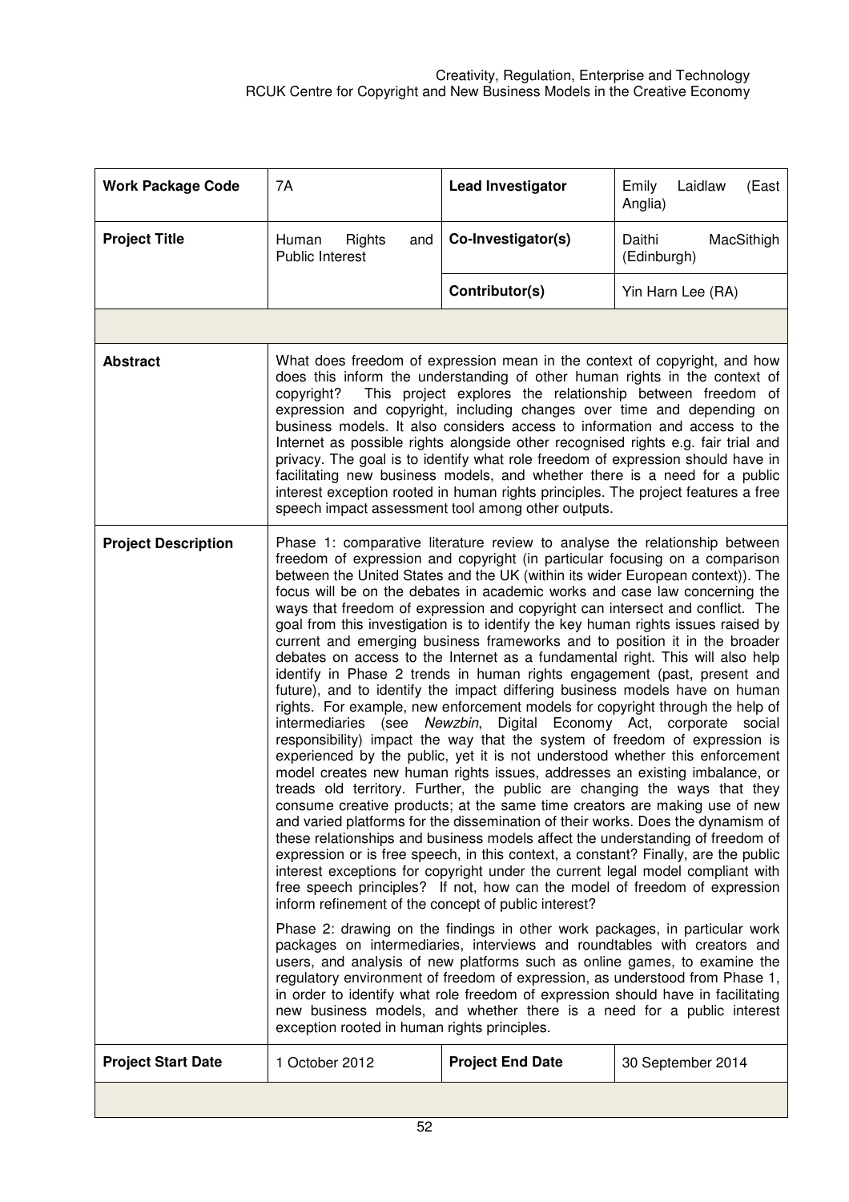| **Work Package Code** | 7A | **Lead Investigator** | Emily Laidlaw (East Anglia) |
|---|---|---|---|
| **Project Title** | Human Rights and Public Interest | **Co-Investigator(s)** | Daithi MacSithigh (Edinburgh) |
| | | **Contributor(s)** | Yin Harn Lee (RA) |
| | | | |
| **Abstract** | What does freedom of expression mean in the context of copyright, and how does this inform the understanding of other human rights in the context of copyright? This project explores the relationship between freedom of expression and copyright, including changes over time and depending on business models. It also considers access to information and access to the Internet as possible rights alongside other recognised rights e.g. fair trial and privacy. The goal is to identify what role freedom of expression should have in facilitating new business models, and whether there is a need for a public interest exception rooted in human rights principles. The project features a free speech impact assessment tool among other outputs. | | |
| **Project Description** | Phase 1: comparative literature review to analyse the relationship between freedom of expression and copyright (in particular focusing on a comparison between the United States and the UK (within its wider European context)). The focus will be on the debates in academic works and case law concerning the ways that freedom of expression and copyright can intersect and conflict. The goal from this investigation is to identify the key human rights issues raised by current and emerging business frameworks and to position it in the broader debates on access to the Internet as a fundamental right. This will also help identify in Phase 2 trends in human rights engagement (past, present and future), and to identify the impact differing business models have on human rights. For example, new enforcement models for copyright through the help of intermediaries (see *Newzbin*, Digital Economy Act, corporate social responsibility) impact the way that the system of freedom of expression is experienced by the public, yet it is not understood whether this enforcement model creates new human rights issues, addresses an existing imbalance, or treads old territory. Further, the public are changing the ways that they consume creative products; at the same time creators are making use of new and varied platforms for the dissemination of their works. Does the dynamism of these relationships and business models affect the understanding of freedom of expression or is free speech, in this context, a constant? Finally, are the public interest exceptions for copyright under the current legal model compliant with free speech principles? If not, how can the model of freedom of expression inform refinement of the concept of public interest?<br><br>Phase 2: drawing on the findings in other work packages, in particular work packages on intermediaries, interviews and roundtables with creators and users, and analysis of new platforms such as online games, to examine the regulatory environment of freedom of expression, as understood from Phase 1, in order to identify what role freedom of expression should have in facilitating new business models, and whether there is a need for a public interest exception rooted in human rights principles. | | |
| **Project Start Date** | 1 October 2012 | **Project End Date** | 30 September 2014 |
| | | | |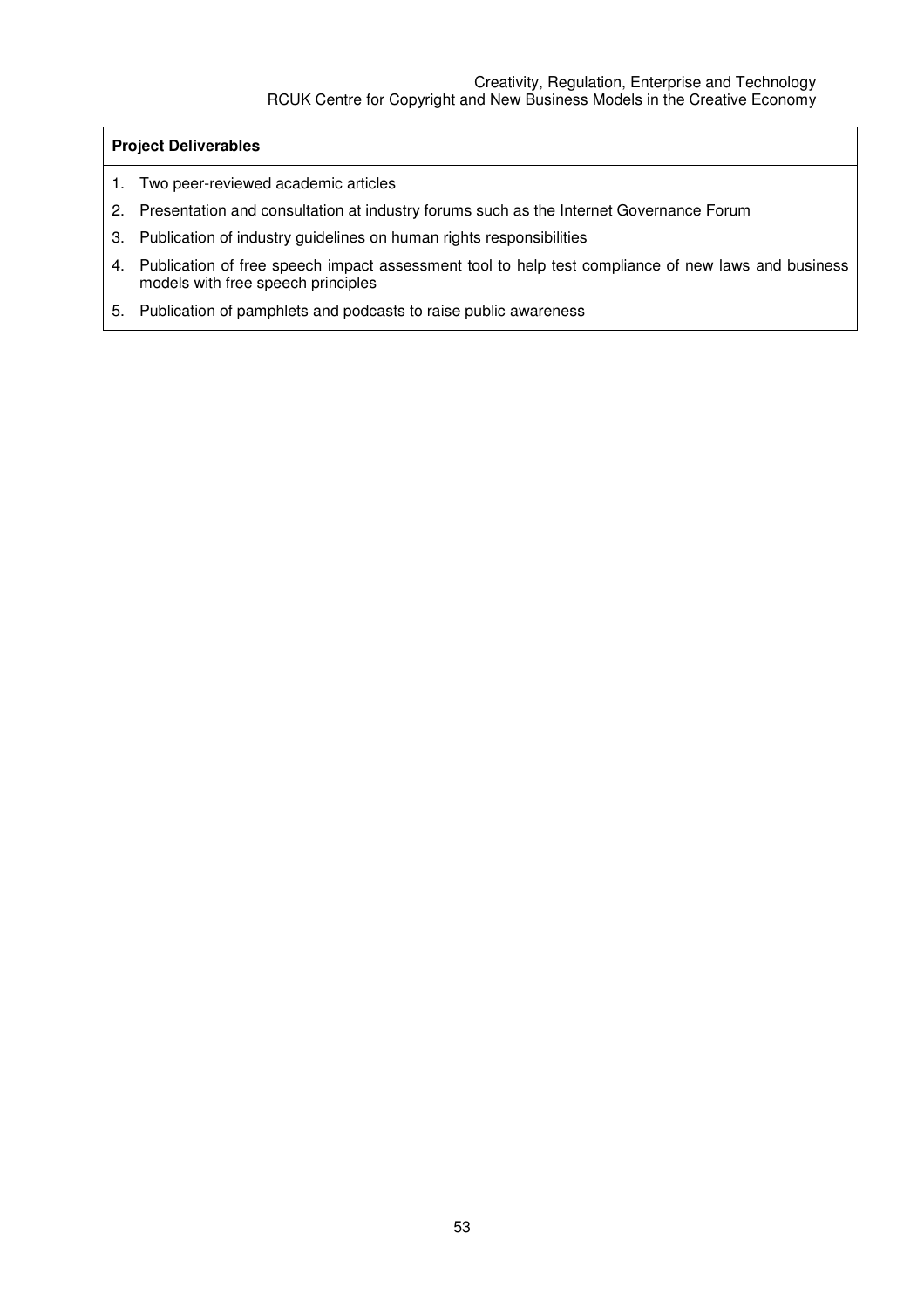**Project Deliverables**

1. Two peer-reviewed academic articles
2. Presentation and consultation at industry forums such as the Internet Governance Forum
3. Publication of industry guidelines on human rights responsibilities
4. Publication of free speech impact assessment tool to help test compliance of new laws and business models with free speech principles
5. Publication of pamphlets and podcasts to raise public awareness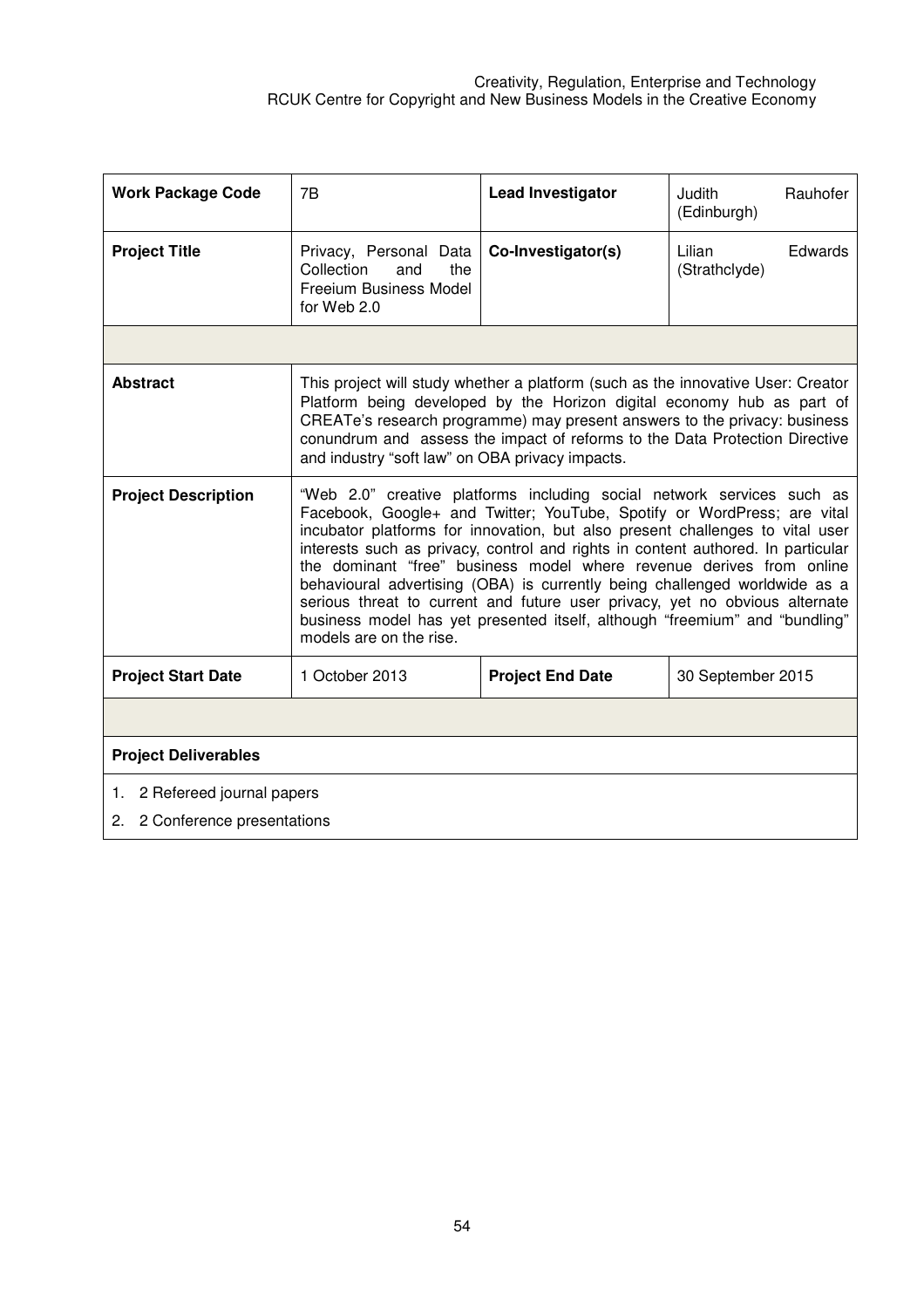| | | | |
|---|---|---|---|
| **Work Package Code** | 7B | **Lead Investigator** | Judith Rauhofer (Edinburgh) |
| **Project Title** | Privacy, Personal Data Collection and the Freeium Business Model for Web 2.0 | **Co-Investigator(s)** | Lilian Edwards (Strathclyde) |
| | | | |
| **Abstract** | This project will study whether a platform (such as the innovative User: Creator Platform being developed by the Horizon digital economy hub as part of CREATe's research programme) may present answers to the privacy: business conundrum and assess the impact of reforms to the Data Protection Directive and industry "soft law" on OBA privacy impacts. | | |
| **Project Description** | "Web 2.0" creative platforms including social network services such as Facebook, Google+ and Twitter; YouTube, Spotify or WordPress; are vital incubator platforms for innovation, but also present challenges to vital user interests such as privacy, control and rights in content authored. In particular the dominant "free" business model where revenue derives from online behavioural advertising (OBA) is currently being challenged worldwide as a serious threat to current and future user privacy, yet no obvious alternate business model has yet presented itself, although "freemium" and "bundling" models are on the rise. | | |
| **Project Start Date** | 1 October 2013 | **Project End Date** | 30 September 2015 |
| | | | |
| **Project Deliverables** | | | |

1. 2 Refereed journal papers
2. 2 Conference presentations